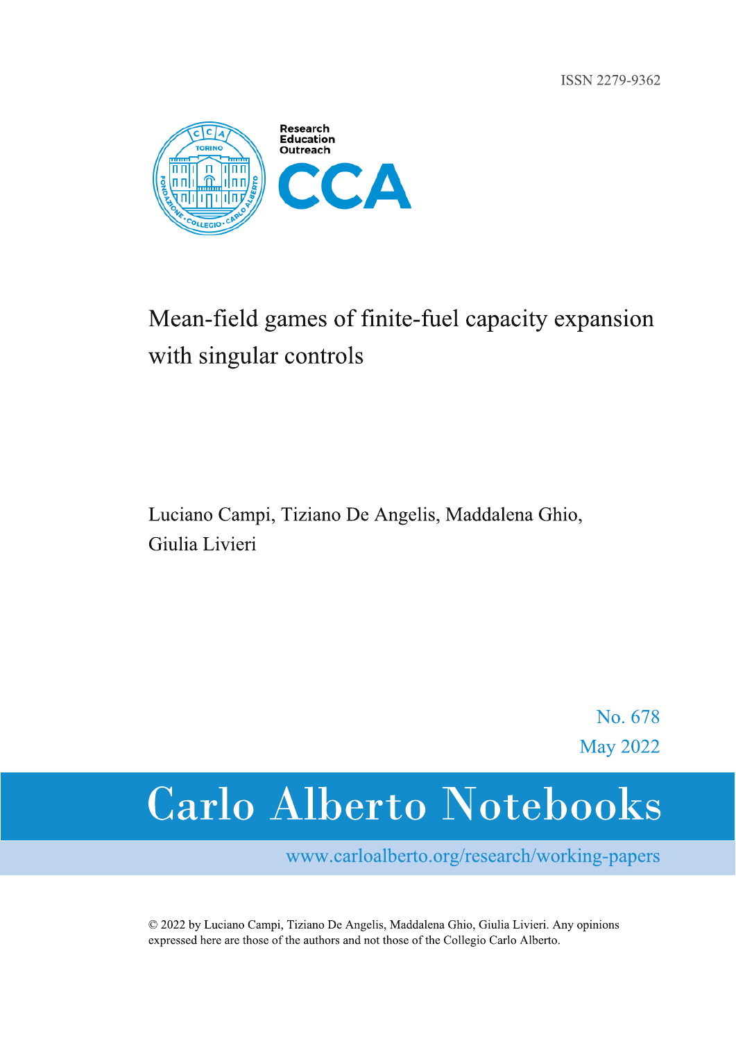ISSN 2279-9362

Research
Education
Outreach
CCA

# Mean-field games of finite-fuel capacity expansion with singular controls

Luciano Campi, Tiziano De Angelis, Maddalena Ghio, Giulia Livieri

No. 678
May 2022

# Carlo Alberto Notebooks

www.carloalberto.org/research/working-papers

© 2022 by Luciano Campi, Tiziano De Angelis, Maddalena Ghio, Giulia Livieri. Any opinions expressed here are those of the authors and not those of the Collegio Carlo Alberto.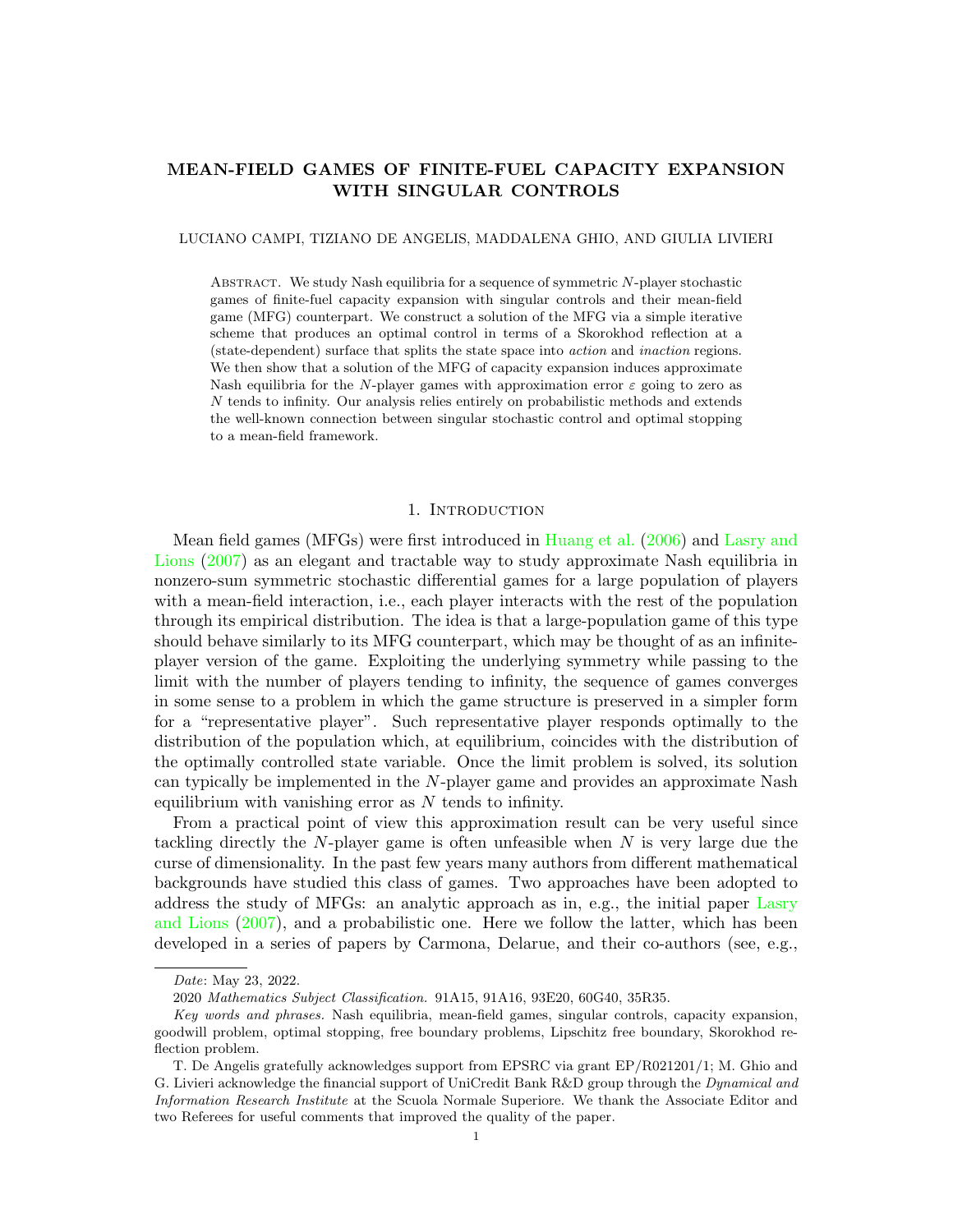# MEAN-FIELD GAMES OF FINITE-FUEL CAPACITY EXPANSION WITH SINGULAR CONTROLS

LUCIANO CAMPI, TIZIANO DE ANGELIS, MADDALENA GHIO, AND GIULIA LIVIERI

Abstract. We study Nash equilibria for a sequence of symmetric $N$-player stochastic games of finite-fuel capacity expansion with singular controls and their mean-field game (MFG) counterpart. We construct a solution of the MFG via a simple iterative scheme that produces an optimal control in terms of a Skorokhod reflection at a (state-dependent) surface that splits the state space into *action* and *inaction* regions. We then show that a solution of the MFG of capacity expansion induces approximate Nash equilibria for the $N$-player games with approximation error $\varepsilon$ going to zero as $N$ tends to infinity. Our analysis relies entirely on probabilistic methods and extends the well-known connection between singular stochastic control and optimal stopping to a mean-field framework.

## 1. Introduction

Mean field games (MFGs) were first introduced in Huang et al. (2006) and Lasry and Lions (2007) as an elegant and tractable way to study approximate Nash equilibria in nonzero-sum symmetric stochastic differential games for a large population of players with a mean-field interaction, i.e., each player interacts with the rest of the population through its empirical distribution. The idea is that a large-population game of this type should behave similarly to its MFG counterpart, which may be thought of as an infinite-player version of the game. Exploiting the underlying symmetry while passing to the limit with the number of players tending to infinity, the sequence of games converges in some sense to a problem in which the game structure is preserved in a simpler form for a "representative player". Such representative player responds optimally to the distribution of the population which, at equilibrium, coincides with the distribution of the optimally controlled state variable. Once the limit problem is solved, its solution can typically be implemented in the $N$-player game and provides an approximate Nash equilibrium with vanishing error as $N$ tends to infinity.

From a practical point of view this approximation result can be very useful since tackling directly the $N$-player game is often unfeasible when $N$ is very large due the curse of dimensionality. In the past few years many authors from different mathematical backgrounds have studied this class of games. Two approaches have been adopted to address the study of MFGs: an analytic approach as in, e.g., the initial paper Lasry and Lions (2007), and a probabilistic one. Here we follow the latter, which has been developed in a series of papers by Carmona, Delarue, and their co-authors (see, e.g.,

*Date*: May 23, 2022.

2020 *Mathematics Subject Classification.* 91A15, 91A16, 93E20, 60G40, 35R35.

*Key words and phrases.* Nash equilibria, mean-field games, singular controls, capacity expansion, goodwill problem, optimal stopping, free boundary problems, Lipschitz free boundary, Skorokhod reflection problem.

T. De Angelis gratefully acknowledges support from EPSRC via grant EP/R021201/1; M. Ghio and G. Livieri acknowledge the financial support of UniCredit Bank R&D group through the *Dynamical and Information Research Institute* at the Scuola Normale Superiore. We thank the Associate Editor and two Referees for useful comments that improved the quality of the paper.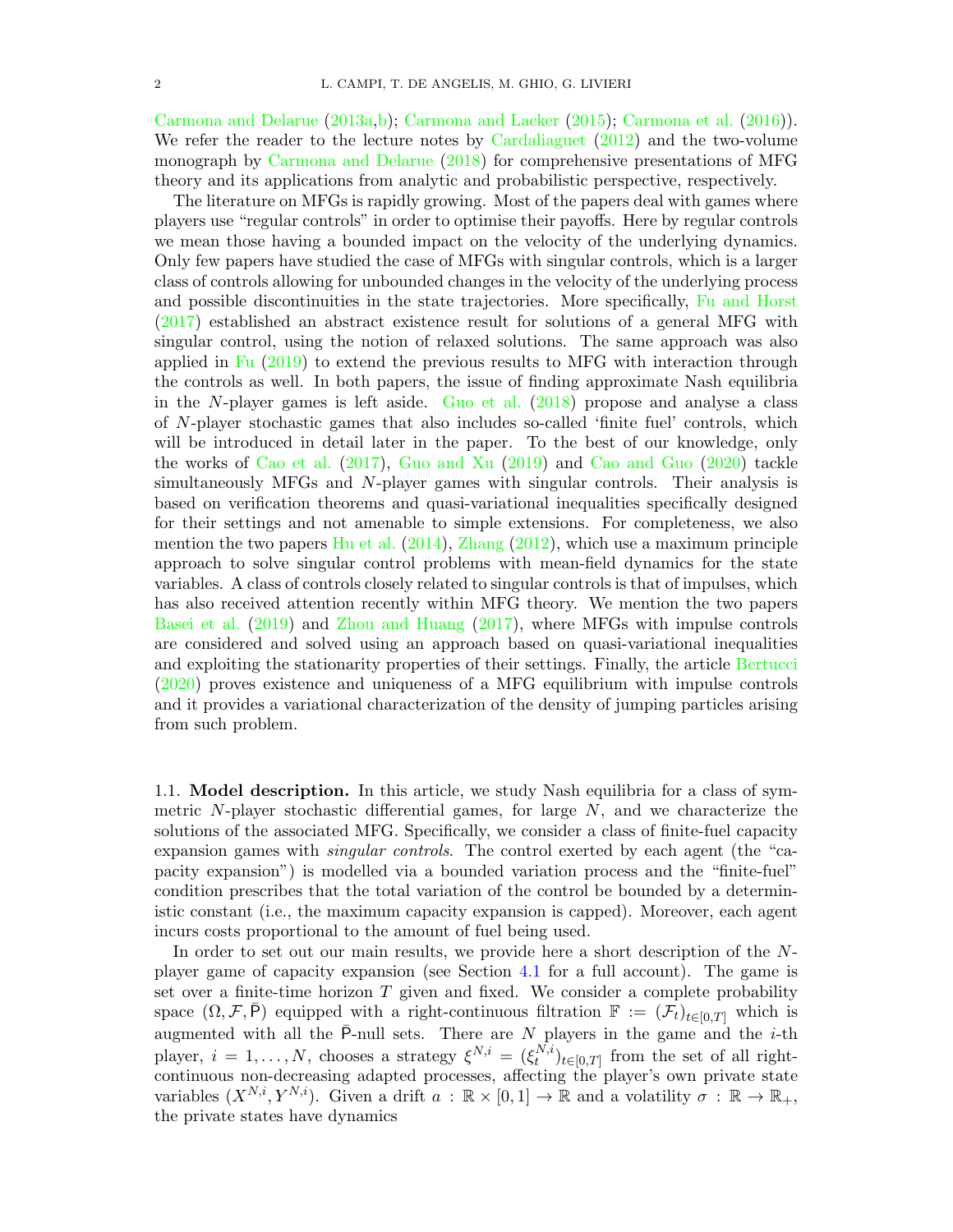Carmona and Delarue (2013a,b); Carmona and Lacker (2015); Carmona et al. (2016)). We refer the reader to the lecture notes by Cardaliaguet (2012) and the two-volume monograph by Carmona and Delarue (2018) for comprehensive presentations of MFG theory and its applications from analytic and probabilistic perspective, respectively.

The literature on MFGs is rapidly growing. Most of the papers deal with games where players use "regular controls" in order to optimise their payoffs. Here by regular controls we mean those having a bounded impact on the velocity of the underlying dynamics. Only few papers have studied the case of MFGs with singular controls, which is a larger class of controls allowing for unbounded changes in the velocity of the underlying process and possible discontinuities in the state trajectories. More specifically, Fu and Horst (2017) established an abstract existence result for solutions of a general MFG with singular control, using the notion of relaxed solutions. The same approach was also applied in Fu (2019) to extend the previous results to MFG with interaction through the controls as well. In both papers, the issue of finding approximate Nash equilibria in the $N$-player games is left aside. Guo et al. (2018) propose and analyse a class of $N$-player stochastic games that also includes so-called 'finite fuel' controls, which will be introduced in detail later in the paper. To the best of our knowledge, only the works of Cao et al. (2017), Guo and Xu (2019) and Cao and Guo (2020) tackle simultaneously MFGs and $N$-player games with singular controls. Their analysis is based on verification theorems and quasi-variational inequalities specifically designed for their settings and not amenable to simple extensions. For completeness, we also mention the two papers Hu et al. (2014), Zhang (2012), which use a maximum principle approach to solve singular control problems with mean-field dynamics for the state variables. A class of controls closely related to singular controls is that of impulses, which has also received attention recently within MFG theory. We mention the two papers Basei et al. (2019) and Zhou and Huang (2017), where MFGs with impulse controls are considered and solved using an approach based on quasi-variational inequalities and exploiting the stationarity properties of their settings. Finally, the article Bertucci (2020) proves existence and uniqueness of a MFG equilibrium with impulse controls and it provides a variational characterization of the density of jumping particles arising from such problem.

1.1. **Model description.** In this article, we study Nash equilibria for a class of symmetric $N$-player stochastic differential games, for large $N$, and we characterize the solutions of the associated MFG. Specifically, we consider a class of finite-fuel capacity expansion games with *singular controls*. The control exerted by each agent (the "capacity expansion") is modelled via a bounded variation process and the "finite-fuel" condition prescribes that the total variation of the control be bounded by a deterministic constant (i.e., the maximum capacity expansion is capped). Moreover, each agent incurs costs proportional to the amount of fuel being used.

In order to set out our main results, we provide here a short description of the $N$-player game of capacity expansion (see Section 4.1 for a full account). The game is set over a finite-time horizon $T$ given and fixed. We consider a complete probability space $(\Omega, \mathcal{F}, \bar{\mathsf{P}})$ equipped with a right-continuous filtration $\mathbb{F} := (\mathcal{F}_t)_{t\in[0,T]}$ which is augmented with all the $\bar{\mathsf{P}}$-null sets. There are $N$ players in the game and the $i$-th player, $i = 1, \ldots, N$, chooses a strategy $\xi^{N,i} = (\xi^{N,i}_t)_{t\in[0,T]}$ from the set of all right-continuous non-decreasing adapted processes, affecting the player's own private state variables $(X^{N,i}, Y^{N,i})$. Given a drift $a : \mathbb{R} \times [0,1] \to \mathbb{R}$ and a volatility $\sigma : \mathbb{R} \to \mathbb{R}_+$, the private states have dynamics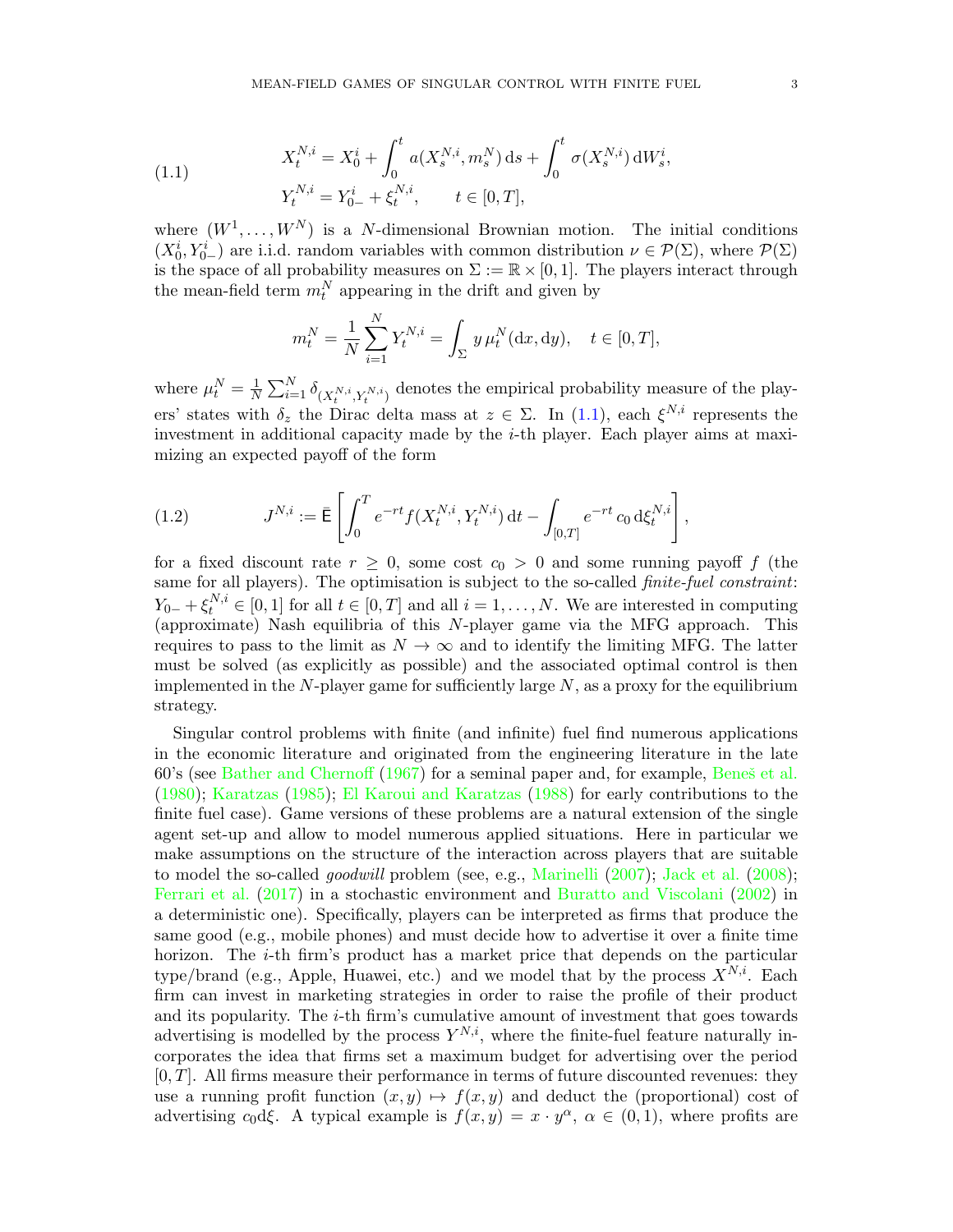$$
\begin{aligned}
X_t^{N,i} &= X_0^i + \int_0^t a(X_s^{N,i}, m_s^N)\,\mathrm{d}s + \int_0^t \sigma(X_s^{N,i})\,\mathrm{d}W_s^i, \\
Y_t^{N,i} &= Y_{0-}^i + \xi_t^{N,i}, \qquad t \in [0,T],
\end{aligned} \tag{1.1}
$$

where $(W^1, \ldots, W^N)$ is a $N$-dimensional Brownian motion. The initial conditions $(X_0^i, Y_{0-}^i)$ are i.i.d. random variables with common distribution $\nu \in \mathcal{P}(\Sigma)$, where $\mathcal{P}(\Sigma)$ is the space of all probability measures on $\Sigma := \mathbb{R} \times [0,1]$. The players interact through the mean-field term $m_t^N$ appearing in the drift and given by

$$
m_t^N = \frac{1}{N}\sum_{i=1}^N Y_t^{N,i} = \int_\Sigma y\,\mu_t^N(\mathrm{d}x, \mathrm{d}y), \quad t \in [0,T],
$$

where $\mu_t^N = \frac{1}{N}\sum_{i=1}^N \delta_{(X_t^{N,i}, Y_t^{N,i})}$ denotes the empirical probability measure of the players' states with $\delta_z$ the Dirac delta mass at $z \in \Sigma$. In (1.1), each $\xi^{N,i}$ represents the investment in additional capacity made by the $i$-th player. Each player aims at maximizing an expected payoff of the form

$$
J^{N,i} := \bar{\mathsf{E}}\left[\int_0^T e^{-rt} f(X_t^{N,i}, Y_t^{N,i})\,\mathrm{d}t - \int_{[0,T]} e^{-rt}\, c_0\,\mathrm{d}\xi_t^{N,i}\right], \tag{1.2}
$$

for a fixed discount rate $r \geq 0$, some cost $c_0 > 0$ and some running payoff $f$ (the same for all players). The optimisation is subject to the so-called *finite-fuel constraint*: $Y_{0-} + \xi_t^{N,i} \in [0,1]$ for all $t \in [0,T]$ and all $i = 1, \ldots, N$. We are interested in computing (approximate) Nash equilibria of this $N$-player game via the MFG approach. This requires to pass to the limit as $N \to \infty$ and to identify the limiting MFG. The latter must be solved (as explicitly as possible) and the associated optimal control is then implemented in the $N$-player game for sufficiently large $N$, as a proxy for the equilibrium strategy.

Singular control problems with finite (and infinite) fuel find numerous applications in the economic literature and originated from the engineering literature in the late 60's (see Bather and Chernoff (1967) for a seminal paper and, for example, Beneš et al. (1980); Karatzas (1985); El Karoui and Karatzas (1988) for early contributions to the finite fuel case). Game versions of these problems are a natural extension of the single agent set-up and allow to model numerous applied situations. Here in particular we make assumptions on the structure of the interaction across players that are suitable to model the so-called *goodwill* problem (see, e.g., Marinelli (2007); Jack et al. (2008); Ferrari et al. (2017) in a stochastic environment and Buratto and Viscolani (2002) in a deterministic one). Specifically, players can be interpreted as firms that produce the same good (e.g., mobile phones) and must decide how to advertise it over a finite time horizon. The $i$-th firm's product has a market price that depends on the particular type/brand (e.g., Apple, Huawei, etc.) and we model that by the process $X^{N,i}$. Each firm can invest in marketing strategies in order to raise the profile of their product and its popularity. The $i$-th firm's cumulative amount of investment that goes towards advertising is modelled by the process $Y^{N,i}$, where the finite-fuel feature naturally incorporates the idea that firms set a maximum budget for advertising over the period $[0,T]$. All firms measure their performance in terms of future discounted revenues: they use a running profit function $(x,y) \mapsto f(x,y)$ and deduct the (proportional) cost of advertising $c_0\mathrm{d}\xi$. A typical example is $f(x,y) = x \cdot y^\alpha$, $\alpha \in (0,1)$, where profits are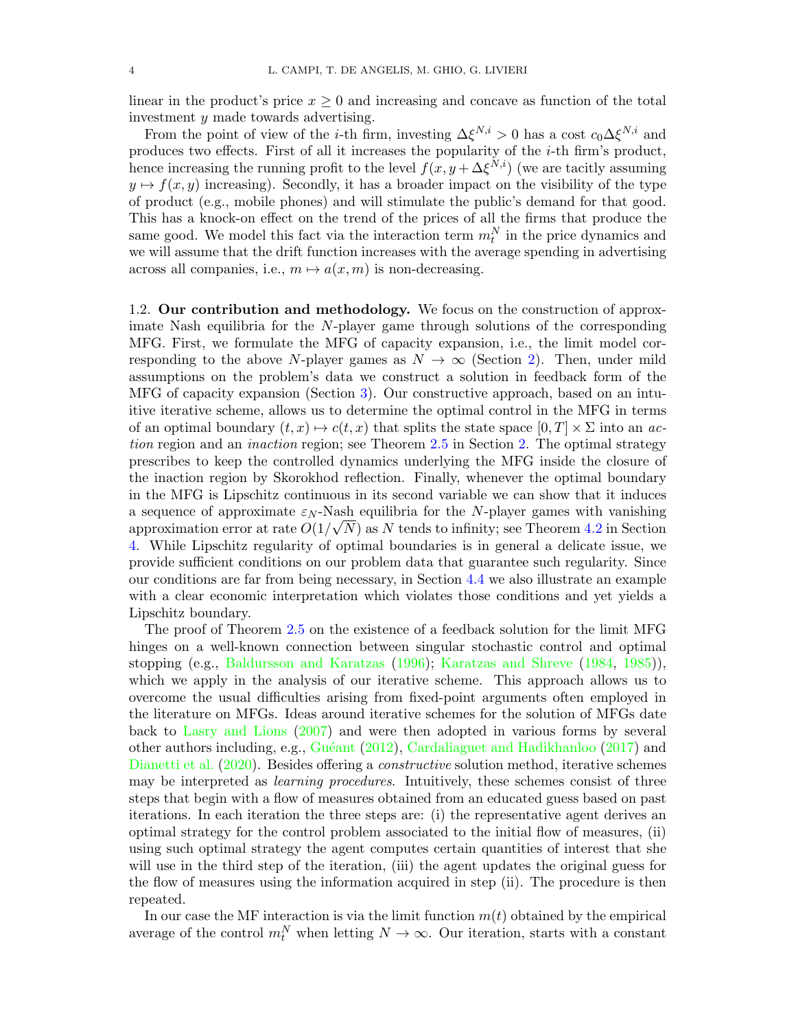linear in the product's price $x \geq 0$ and increasing and concave as function of the total investment $y$ made towards advertising.

From the point of view of the $i$-th firm, investing $\Delta\xi^{N,i} > 0$ has a cost $c_0\Delta\xi^{N,i}$ and produces two effects. First of all it increases the popularity of the $i$-th firm's product, hence increasing the running profit to the level $f(x, y + \Delta\xi^{N,i})$ (we are tacitly assuming $y \mapsto f(x, y)$ increasing). Secondly, it has a broader impact on the visibility of the type of product (e.g., mobile phones) and will stimulate the public's demand for that good. This has a knock-on effect on the trend of the prices of all the firms that produce the same good. We model this fact via the interaction term $m_t^N$ in the price dynamics and we will assume that the drift function increases with the average spending in advertising across all companies, i.e., $m \mapsto a(x, m)$ is non-decreasing.

1.2. **Our contribution and methodology.** We focus on the construction of approximate Nash equilibria for the $N$-player game through solutions of the corresponding MFG. First, we formulate the MFG of capacity expansion, i.e., the limit model corresponding to the above $N$-player games as $N \to \infty$ (Section 2). Then, under mild assumptions on the problem's data we construct a solution in feedback form of the MFG of capacity expansion (Section 3). Our constructive approach, based on an intuitive iterative scheme, allows us to determine the optimal control in the MFG in terms of an optimal boundary $(t, x) \mapsto c(t, x)$ that splits the state space $[0, T] \times \Sigma$ into an *action* region and an *inaction* region; see Theorem 2.5 in Section 2. The optimal strategy prescribes to keep the controlled dynamics underlying the MFG inside the closure of the inaction region by Skorokhod reflection. Finally, whenever the optimal boundary in the MFG is Lipschitz continuous in its second variable we can show that it induces a sequence of approximate $\varepsilon_N$-Nash equilibria for the $N$-player games with vanishing approximation error at rate $O(1/\sqrt{N})$ as $N$ tends to infinity; see Theorem 4.2 in Section 4. While Lipschitz regularity of optimal boundaries is in general a delicate issue, we provide sufficient conditions on our problem data that guarantee such regularity. Since our conditions are far from being necessary, in Section 4.4 we also illustrate an example with a clear economic interpretation which violates those conditions and yet yields a Lipschitz boundary.

The proof of Theorem 2.5 on the existence of a feedback solution for the limit MFG hinges on a well-known connection between singular stochastic control and optimal stopping (e.g., Baldursson and Karatzas (1996); Karatzas and Shreve (1984, 1985)), which we apply in the analysis of our iterative scheme. This approach allows us to overcome the usual difficulties arising from fixed-point arguments often employed in the literature on MFGs. Ideas around iterative schemes for the solution of MFGs date back to Lasry and Lions (2007) and were then adopted in various forms by several other authors including, e.g., Guéant (2012), Cardaliaguet and Hadikhanloo (2017) and Dianetti et al. (2020). Besides offering a *constructive* solution method, iterative schemes may be interpreted as *learning procedures*. Intuitively, these schemes consist of three steps that begin with a flow of measures obtained from an educated guess based on past iterations. In each iteration the three steps are: (i) the representative agent derives an optimal strategy for the control problem associated to the initial flow of measures, (ii) using such optimal strategy the agent computes certain quantities of interest that she will use in the third step of the iteration, (iii) the agent updates the original guess for the flow of measures using the information acquired in step (ii). The procedure is then repeated.

In our case the MF interaction is via the limit function $m(t)$ obtained by the empirical average of the control $m_t^N$ when letting $N \to \infty$. Our iteration, starts with a constant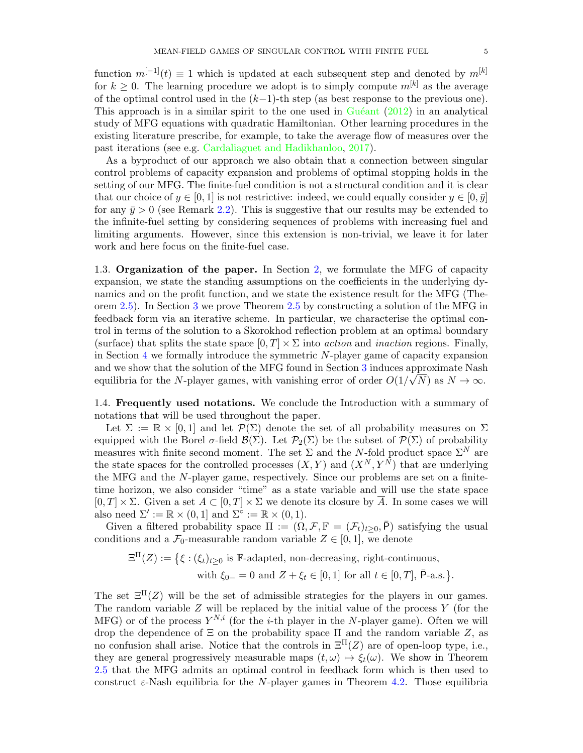function $m^{[-1]}(t) \equiv 1$ which is updated at each subsequent step and denoted by $m^{[k]}$ for $k \geq 0$. The learning procedure we adopt is to simply compute $m^{[k]}$ as the average of the optimal control used in the $(k-1)$-th step (as best response to the previous one). This approach is in a similar spirit to the one used in Guéant (2012) in an analytical study of MFG equations with quadratic Hamiltonian. Other learning procedures in the existing literature prescribe, for example, to take the average flow of measures over the past iterations (see e.g. Cardaliaguet and Hadikhanloo, 2017).

As a byproduct of our approach we also obtain that a connection between singular control problems of capacity expansion and problems of optimal stopping holds in the setting of our MFG. The finite-fuel condition is not a structural condition and it is clear that our choice of $y \in [0, 1]$ is not restrictive: indeed, we could equally consider $y \in [0, \bar{y}]$ for any $\bar{y} > 0$ (see Remark 2.2). This is suggestive that our results may be extended to the infinite-fuel setting by considering sequences of problems with increasing fuel and limiting arguments. However, since this extension is non-trivial, we leave it for later work and here focus on the finite-fuel case.

1.3. **Organization of the paper.** In Section 2, we formulate the MFG of capacity expansion, we state the standing assumptions on the coefficients in the underlying dynamics and on the profit function, and we state the existence result for the MFG (Theorem 2.5). In Section 3 we prove Theorem 2.5 by constructing a solution of the MFG in feedback form via an iterative scheme. In particular, we characterise the optimal control in terms of the solution to a Skorokhod reflection problem at an optimal boundary (surface) that splits the state space $[0, T] \times \Sigma$ into *action* and *inaction* regions. Finally, in Section 4 we formally introduce the symmetric $N$-player game of capacity expansion and we show that the solution of the MFG found in Section 3 induces approximate Nash equilibria for the $N$-player games, with vanishing error of order $O(1/\sqrt{N})$ as $N \to \infty$.

1.4. **Frequently used notations.** We conclude the Introduction with a summary of notations that will be used throughout the paper.

Let $\Sigma := \mathbb{R} \times [0, 1]$ and let $\mathcal{P}(\Sigma)$ denote the set of all probability measures on $\Sigma$ equipped with the Borel $\sigma$-field $\mathcal{B}(\Sigma)$. Let $\mathcal{P}_2(\Sigma)$ be the subset of $\mathcal{P}(\Sigma)$ of probability measures with finite second moment. The set $\Sigma$ and the $N$-fold product space $\Sigma^N$ are the state spaces for the controlled processes $(X, Y)$ and $(X^N, Y^N)$ that are underlying the MFG and the $N$-player game, respectively. Since our problems are set on a finite-time horizon, we also consider "time" as a state variable and will use the state space $[0, T] \times \Sigma$. Given a set $A \subset [0, T] \times \Sigma$ we denote its closure by $\overline{A}$. In some cases we will also need $\Sigma' := \mathbb{R} \times (0, 1]$ and $\Sigma^\circ := \mathbb{R} \times (0, 1)$.

Given a filtered probability space $\Pi := (\Omega, \mathcal{F}, \mathbb{F} = (\mathcal{F}_t)_{t \geq 0}, \bar{\mathsf{P}})$ satisfying the usual conditions and a $\mathcal{F}_0$-measurable random variable $Z \in [0, 1]$, we denote

$$\Xi^\Pi(Z) := \big\{ \xi : (\xi_t)_{t \geq 0} \text{ is } \mathbb{F}\text{-adapted, non-decreasing, right-continuous,} \\ \text{with } \xi_{0-} = 0 \text{ and } Z + \xi_t \in [0, 1] \text{ for all } t \in [0, T],\ \bar{\mathsf{P}}\text{-a.s.} \big\}.$$

The set $\Xi^\Pi(Z)$ will be the set of admissible strategies for the players in our games. The random variable $Z$ will be replaced by the initial value of the process $Y$ (for the MFG) or of the process $Y^{N,i}$ (for the $i$-th player in the $N$-player game). Often we will drop the dependence of $\Xi$ on the probability space $\Pi$ and the random variable $Z$, as no confusion shall arise. Notice that the controls in $\Xi^\Pi(Z)$ are of open-loop type, i.e., they are general progressively measurable maps $(t, \omega) \mapsto \xi_t(\omega)$. We show in Theorem 2.5 that the MFG admits an optimal control in feedback form which is then used to construct $\varepsilon$-Nash equilibria for the $N$-player games in Theorem 4.2. Those equilibria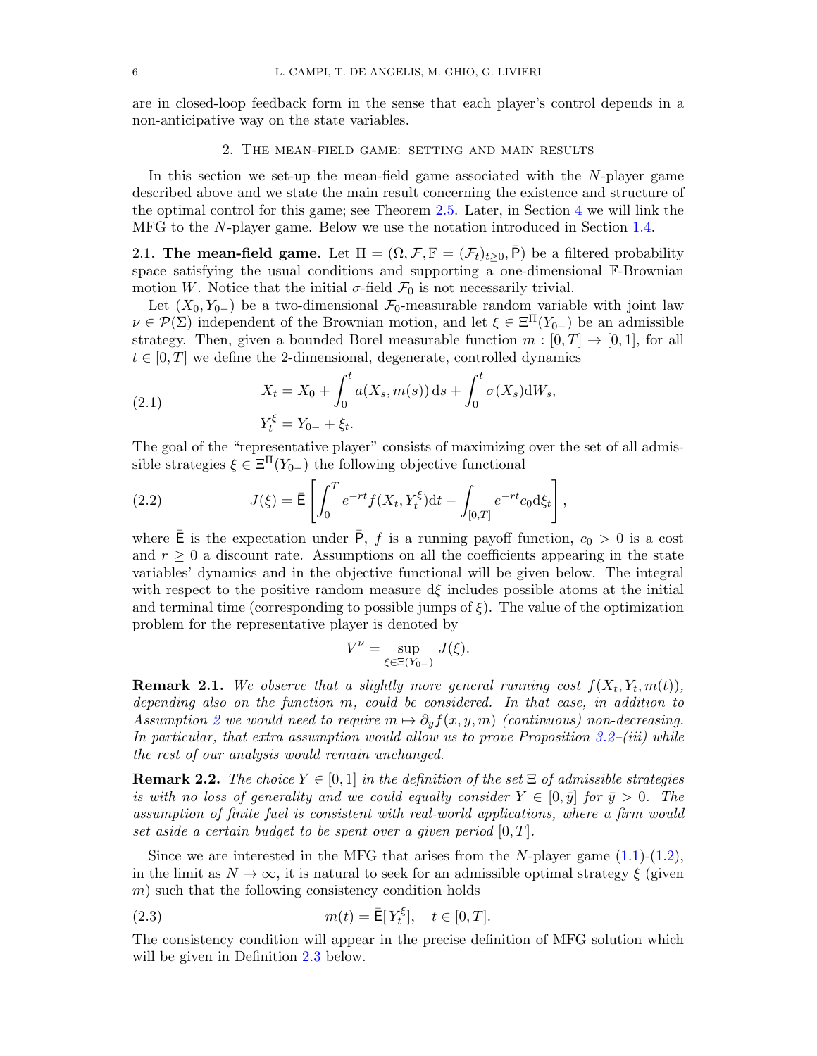are in closed-loop feedback form in the sense that each player's control depends in a non-anticipative way on the state variables.

## 2. The mean-field game: setting and main results

In this section we set-up the mean-field game associated with the $N$-player game described above and we state the main result concerning the existence and structure of the optimal control for this game; see Theorem 2.5. Later, in Section 4 we will link the MFG to the $N$-player game. Below we use the notation introduced in Section 1.4.

**2.1. The mean-field game.** Let $\Pi = (\Omega, \mathcal{F}, \mathbb{F} = (\mathcal{F}_t)_{t\geq 0}, \bar{\mathsf{P}})$ be a filtered probability space satisfying the usual conditions and supporting a one-dimensional $\mathbb{F}$-Brownian motion $W$. Notice that the initial $\sigma$-field $\mathcal{F}_0$ is not necessarily trivial.

Let $(X_0, Y_{0-})$ be a two-dimensional $\mathcal{F}_0$-measurable random variable with joint law $\nu \in \mathcal{P}(\Sigma)$ independent of the Brownian motion, and let $\xi \in \Xi^{\Pi}(Y_{0-})$ be an admissible strategy. Then, given a bounded Borel measurable function $m : [0, T] \to [0, 1]$, for all $t \in [0, T]$ we define the 2-dimensional, degenerate, controlled dynamics

$$
\begin{aligned}
X_t &= X_0 + \int_0^t a(X_s, m(s))\,\mathrm{d}s + \int_0^t \sigma(X_s)\mathrm{d}W_s, \\
Y_t^{\xi} &= Y_{0-} + \xi_t.
\end{aligned}
\tag{2.1}
$$

The goal of the "representative player" consists of maximizing over the set of all admissible strategies $\xi \in \Xi^{\Pi}(Y_{0-})$ the following objective functional

$$
J(\xi) = \bar{\mathsf{E}}\left[\int_0^T e^{-rt} f(X_t, Y_t^{\xi})\mathrm{d}t - \int_{[0,T]} e^{-rt} c_0 \mathrm{d}\xi_t\right],
\tag{2.2}
$$

where $\bar{\mathsf{E}}$ is the expectation under $\bar{\mathsf{P}}$, $f$ is a running payoff function, $c_0 > 0$ is a cost and $r \geq 0$ a discount rate. Assumptions on all the coefficients appearing in the state variables' dynamics and in the objective functional will be given below. The integral with respect to the positive random measure $\mathrm{d}\xi$ includes possible atoms at the initial and terminal time (corresponding to possible jumps of $\xi$). The value of the optimization problem for the representative player is denoted by

$$
V^{\nu} = \sup_{\xi \in \Xi(Y_{0-})} J(\xi).
$$

**Remark 2.1.** *We observe that a slightly more general running cost $f(X_t, Y_t, m(t))$, depending also on the function $m$, could be considered. In that case, in addition to Assumption 2 we would need to require $m \mapsto \partial_y f(x, y, m)$ (continuous) non-decreasing. In particular, that extra assumption would allow us to prove Proposition 3.2–(iii) while the rest of our analysis would remain unchanged.*

**Remark 2.2.** *The choice $Y \in [0, 1]$ in the definition of the set $\Xi$ of admissible strategies is with no loss of generality and we could equally consider $Y \in [0, \bar{y}]$ for $\bar{y} > 0$. The assumption of finite fuel is consistent with real-world applications, where a firm would set aside a certain budget to be spent over a given period $[0, T]$.*

Since we are interested in the MFG that arises from the $N$-player game (1.1)-(1.2), in the limit as $N \to \infty$, it is natural to seek for an admissible optimal strategy $\xi$ (given $m$) such that the following consistency condition holds

$$
m(t) = \bar{\mathsf{E}}[\,Y_t^{\xi}], \quad t \in [0, T].
\tag{2.3}
$$

The consistency condition will appear in the precise definition of MFG solution which will be given in Definition 2.3 below.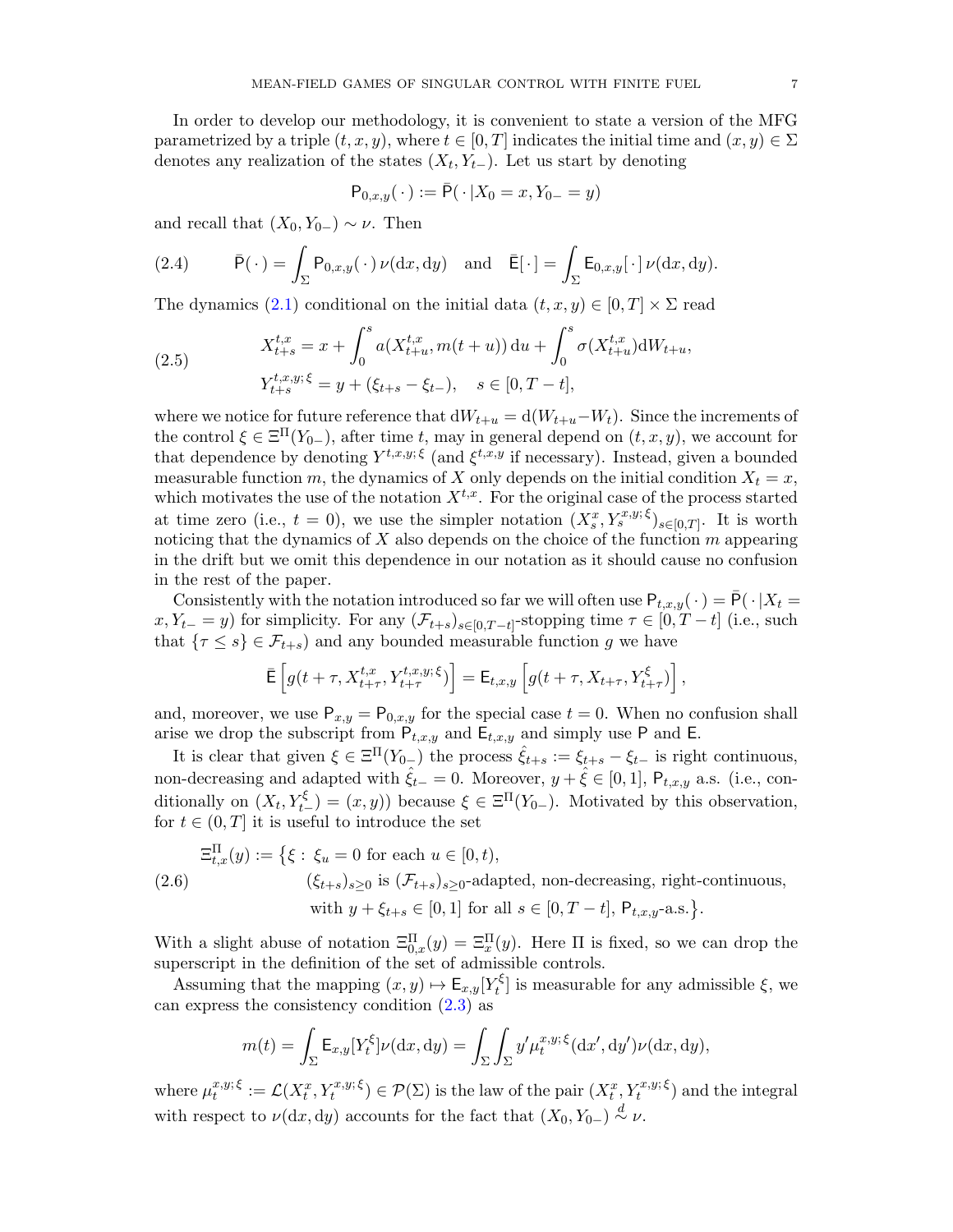In order to develop our methodology, it is convenient to state a version of the MFG parametrized by a triple $(t, x, y)$, where $t \in [0, T]$ indicates the initial time and $(x, y) \in \Sigma$ denotes any realization of the states $(X_t, Y_{t-})$. Let us start by denoting

$$\mathsf{P}_{0,x,y}(\,\cdot\,) := \bar{\mathsf{P}}(\,\cdot\,|X_0 = x, Y_{0-} = y)$$

and recall that $(X_0, Y_{0-}) \sim \nu$. Then

$$\bar{\mathsf{P}}(\,\cdot\,) = \int_\Sigma \mathsf{P}_{0,x,y}(\,\cdot\,)\,\nu(\mathrm{d}x, \mathrm{d}y) \quad \text{and} \quad \bar{\mathsf{E}}[\,\cdot\,] = \int_\Sigma \mathsf{E}_{0,x,y}[\,\cdot\,]\,\nu(\mathrm{d}x, \mathrm{d}y). \tag{2.4}$$

The dynamics (2.1) conditional on the initial data $(t, x, y) \in [0, T] \times \Sigma$ read

$$\begin{aligned}
X^{t,x}_{t+s} &= x + \int_0^s a(X^{t,x}_{t+u}, m(t+u))\,\mathrm{d}u + \int_0^s \sigma(X^{t,x}_{t+u})\mathrm{d}W_{t+u}, \\
Y^{t,x,y;\,\xi}_{t+s} &= y + (\xi_{t+s} - \xi_{t-}), \quad s \in [0, T-t],
\end{aligned} \tag{2.5}$$

where we notice for future reference that $\mathrm{d}W_{t+u} = \mathrm{d}(W_{t+u} - W_t)$. Since the increments of the control $\xi \in \Xi^\Pi(Y_{0-})$, after time $t$, may in general depend on $(t, x, y)$, we account for that dependence by denoting $Y^{t,x,y;\,\xi}$ (and $\xi^{t,x,y}$ if necessary). Instead, given a bounded measurable function $m$, the dynamics of $X$ only depends on the initial condition $X_t = x$, which motivates the use of the notation $X^{t,x}$. For the original case of the process started at time zero (i.e., $t = 0$), we use the simpler notation $(X^x_s, Y^{x,y;\,\xi}_s)_{s\in[0,T]}$. It is worth noticing that the dynamics of $X$ also depends on the choice of the function $m$ appearing in the drift but we omit this dependence in our notation as it should cause no confusion in the rest of the paper.

Consistently with the notation introduced so far we will often use $\mathsf{P}_{t,x,y}(\,\cdot\,) = \bar{\mathsf{P}}(\,\cdot\,|X_t = x, Y_{t-} = y)$ for simplicity. For any $(\mathcal{F}_{t+s})_{s\in[0,T-t]}$-stopping time $\tau \in [0, T-t]$ (i.e., such that $\{\tau \le s\} \in \mathcal{F}_{t+s}$) and any bounded measurable function $g$ we have

$$\bar{\mathsf{E}}\left[g(t+\tau, X^{t,x}_{t+\tau}, Y^{t,x,y;\,\xi}_{t+\tau})\right] = \mathsf{E}_{t,x,y}\left[g(t+\tau, X_{t+\tau}, Y^\xi_{t+\tau})\right],$$

and, moreover, we use $\mathsf{P}_{x,y} = \mathsf{P}_{0,x,y}$ for the special case $t = 0$. When no confusion shall arise we drop the subscript from $\mathsf{P}_{t,x,y}$ and $\mathsf{E}_{t,x,y}$ and simply use $\mathsf{P}$ and $\mathsf{E}$.

It is clear that given $\xi \in \Xi^\Pi(Y_{0-})$ the process $\hat{\xi}_{t+s} := \xi_{t+s} - \xi_{t-}$ is right continuous, non-decreasing and adapted with $\hat{\xi}_{t-} = 0$. Moreover, $y + \hat{\xi} \in [0, 1]$, $\mathsf{P}_{t,x,y}$ a.s. (i.e., conditionally on $(X_t, Y^\xi_{t-}) = (x, y)$) because $\xi \in \Xi^\Pi(Y_{0-})$. Motivated by this observation, for $t \in (0, T]$ it is useful to introduce the set

$$\begin{aligned}
\Xi^\Pi_{t,x}(y) := \big\{\xi :\ &\xi_u = 0 \text{ for each } u \in [0, t), \\
&(\xi_{t+s})_{s\ge0} \text{ is } (\mathcal{F}_{t+s})_{s\ge0}\text{-adapted, non-decreasing, right-continuous,} \\
&\text{with } y + \xi_{t+s} \in [0, 1] \text{ for all } s \in [0, T-t],\ \mathsf{P}_{t,x,y}\text{-a.s.}\big\}.
\end{aligned} \tag{2.6}$$

With a slight abuse of notation $\Xi^\Pi_{0,x}(y) = \Xi^\Pi_x(y)$. Here $\Pi$ is fixed, so we can drop the superscript in the definition of the set of admissible controls.

Assuming that the mapping $(x, y) \mapsto \mathsf{E}_{x,y}[Y^\xi_t]$ is measurable for any admissible $\xi$, we can express the consistency condition (2.3) as

$$m(t) = \int_\Sigma \mathsf{E}_{x,y}[Y^\xi_t]\nu(\mathrm{d}x, \mathrm{d}y) = \int_\Sigma \int_\Sigma y' \mu^{x,y;\,\xi}_t(\mathrm{d}x', \mathrm{d}y')\nu(\mathrm{d}x, \mathrm{d}y),$$

where $\mu^{x,y;\,\xi}_t := \mathcal{L}(X^x_t, Y^{x,y;\,\xi}_t) \in \mathcal{P}(\Sigma)$ is the law of the pair $(X^x_t, Y^{x,y;\,\xi}_t)$ and the integral with respect to $\nu(\mathrm{d}x, \mathrm{d}y)$ accounts for the fact that $(X_0, Y_{0-}) \overset{d}{\sim} \nu$.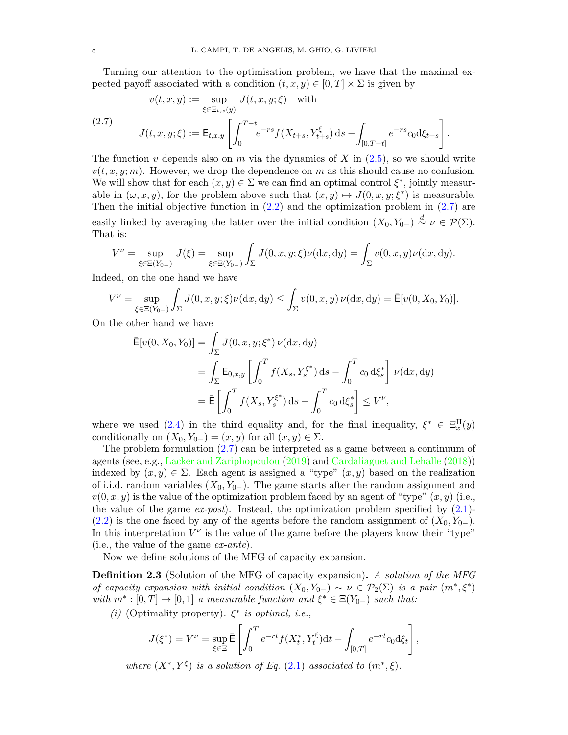Turning our attention to the optimisation problem, we have that the maximal expected payoff associated with a condition $(t, x, y) \in [0, T] \times \Sigma$ is given by

$$
\begin{aligned}
v(t, x, y) &:= \sup_{\xi \in \Xi_{t,x}(y)} J(t, x, y; \xi) \quad \text{with} \\
J(t, x, y; \xi) &:= \mathsf{E}_{t,x,y}\left[\int_0^{T-t} e^{-rs} f(X_{t+s}, Y^{\xi}_{t+s})\,\mathrm{d}s - \int_{[0,T-t]} e^{-rs} c_0 \mathrm{d}\xi_{t+s}\right].
\end{aligned} \tag{2.7}
$$

The function $v$ depends also on $m$ via the dynamics of $X$ in (2.5), so we should write $v(t, x, y; m)$. However, we drop the dependence on $m$ as this should cause no confusion. We will show that for each $(x, y) \in \Sigma$ we can find an optimal control $\xi^*$, jointly measurable in $(\omega, x, y)$, for the problem above such that $(x, y) \mapsto J(0, x, y; \xi^*)$ is measurable. Then the initial objective function in (2.2) and the optimization problem in (2.7) are easily linked by averaging the latter over the initial condition $(X_0, Y_{0-}) \overset{d}{\sim} \nu \in \mathcal{P}(\Sigma)$. That is:

$$
V^\nu = \sup_{\xi \in \Xi(Y_{0-})} J(\xi) = \sup_{\xi \in \Xi(Y_{0-})} \int_\Sigma J(0, x, y; \xi)\nu(\mathrm{d}x, \mathrm{d}y) = \int_\Sigma v(0, x, y)\nu(\mathrm{d}x, \mathrm{d}y).
$$

Indeed, on the one hand we have

$$
V^\nu = \sup_{\xi \in \Xi(Y_{0-})} \int_\Sigma J(0, x, y; \xi)\nu(\mathrm{d}x, \mathrm{d}y) \le \int_\Sigma v(0, x, y)\,\nu(\mathrm{d}x, \mathrm{d}y) = \bar{\mathsf{E}}[v(0, X_0, Y_0)].
$$

On the other hand we have

$$
\begin{aligned}
\bar{\mathsf{E}}[v(0, X_0, Y_0)] &= \int_\Sigma J(0, x, y; \xi^*)\,\nu(\mathrm{d}x, \mathrm{d}y) \\
&= \int_\Sigma \mathsf{E}_{0,x,y}\left[\int_0^T f(X_s, Y^{\xi^*}_s)\,\mathrm{d}s - \int_0^T c_0\,\mathrm{d}\xi^*_s\right]\,\nu(\mathrm{d}x, \mathrm{d}y) \\
&= \bar{\mathsf{E}}\left[\int_0^T f(X_s, Y^{\xi^*}_s)\,\mathrm{d}s - \int_0^T c_0\,\mathrm{d}\xi^*_s\right] \le V^\nu,
\end{aligned}
$$

where we used (2.4) in the third equality and, for the final inequality, $\xi^* \in \Xi^\Pi_x(y)$ conditionally on $(X_0, Y_{0-}) = (x, y)$ for all $(x, y) \in \Sigma$.

The problem formulation (2.7) can be interpreted as a game between a continuum of agents (see, e.g., Lacker and Zariphopoulou (2019) and Cardaliaguet and Lehalle (2018)) indexed by $(x, y) \in \Sigma$. Each agent is assigned a "type" $(x, y)$ based on the realization of i.i.d. random variables $(X_0, Y_{0-})$. The game starts after the random assignment and $v(0, x, y)$ is the value of the optimization problem faced by an agent of "type" $(x, y)$ (i.e., the value of the game *ex-post*). Instead, the optimization problem specified by (2.1)-(2.2) is the one faced by any of the agents before the random assignment of $(X_0, Y_{0-})$. In this interpretation $V^\nu$ is the value of the game before the players know their "type" (i.e., the value of the game *ex-ante*).

Now we define solutions of the MFG of capacity expansion.

**Definition 2.3** (Solution of the MFG of capacity expansion)**.** *A solution of the MFG of capacity expansion with initial condition $(X_0, Y_{0-}) \sim \nu \in \mathcal{P}_2(\Sigma)$ is a pair $(m^*, \xi^*)$ with $m^* : [0, T] \to [0, 1]$ a measurable function and $\xi^* \in \Xi(Y_{0-})$ such that:*

*(i)* (Optimality property). *$\xi^*$ is optimal, i.e.,*

$$
J(\xi^*) = V^\nu = \sup_{\xi \in \Xi} \bar{\mathsf{E}}\left[\int_0^T e^{-rt} f(X^*_t, Y^\xi_t)\mathrm{d}t - \int_{[0,T]} e^{-rt} c_0 \mathrm{d}\xi_t\right],
$$

*where $(X^*, Y^\xi)$ is a solution of Eq. (2.1) associated to $(m^*, \xi)$.*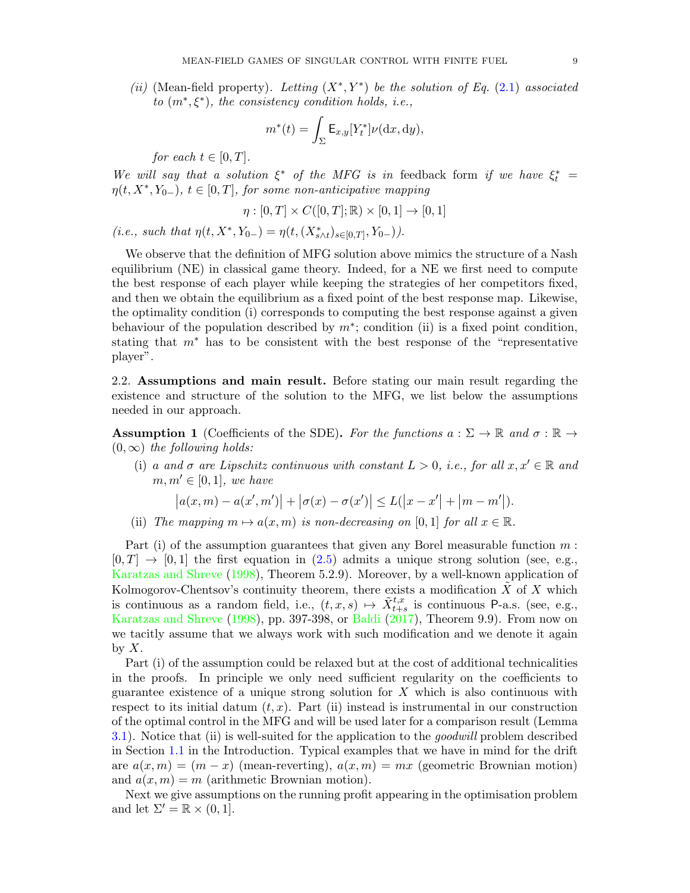*(ii)* (Mean-field property). *Letting* $(X^*, Y^*)$ *be the solution of Eq.* (2.1) *associated to* $(m^*, \xi^*)$*, the consistency condition holds, i.e.,*

$$m^*(t) = \int_\Sigma \mathsf{E}_{x,y}[Y_t^*] \nu(\mathrm{d}x, \mathrm{d}y),$$

*for each* $t \in [0,T]$.

*We will say that a solution* $\xi^*$ *of the MFG is in* feedback *form if we have* $\xi_t^* = \eta(t, X^*, Y_{0-})$, $t \in [0,T]$*, for some non-anticipative mapping*

$$\eta : [0,T] \times C([0,T];\mathbb{R}) \times [0,1] \to [0,1]$$

*(i.e., such that* $\eta(t, X^*, Y_{0-}) = \eta(t, (X^*_{s\wedge t})_{s\in[0,T]}, Y_{0-})$*).*

We observe that the definition of MFG solution above mimics the structure of a Nash equilibrium (NE) in classical game theory. Indeed, for a NE we first need to compute the best response of each player while keeping the strategies of her competitors fixed, and then we obtain the equilibrium as a fixed point of the best response map. Likewise, the optimality condition (i) corresponds to computing the best response against a given behaviour of the population described by $m^*$; condition (ii) is a fixed point condition, stating that $m^*$ has to be consistent with the best response of the "representative player".

## 2.2. Assumptions and main result.

Before stating our main result regarding the existence and structure of the solution to the MFG, we list below the assumptions needed in our approach.

**Assumption 1** (Coefficients of the SDE). *For the functions* $a : \Sigma \to \mathbb{R}$ *and* $\sigma : \mathbb{R} \to (0,\infty)$ *the following holds:*

(i) *$a$ and $\sigma$ are Lipschitz continuous with constant $L > 0$, i.e., for all $x, x' \in \mathbb{R}$ and $m, m' \in [0,1]$, we have*

$$\big|a(x,m) - a(x',m')\big| + \big|\sigma(x) - \sigma(x')\big| \le L(\big|x - x'\big| + \big|m - m'\big|).$$

(ii) *The mapping $m \mapsto a(x,m)$ is non-decreasing on $[0,1]$ for all $x \in \mathbb{R}$.*

Part (i) of the assumption guarantees that given any Borel measurable function $m : [0,T] \to [0,1]$ the first equation in (2.5) admits a unique strong solution (see, e.g., Karatzas and Shreve (1998), Theorem 5.2.9). Moreover, by a well-known application of Kolmogorov-Chentsov's continuity theorem, there exists a modification $\tilde{X}$ of $X$ which is continuous as a random field, i.e., $(t,x,s) \mapsto \tilde{X}^{t,x}_{t+s}$ is continuous $\mathsf{P}$-a.s. (see, e.g., Karatzas and Shreve (1998), pp. 397-398, or Baldi (2017), Theorem 9.9). From now on we tacitly assume that we always work with such modification and we denote it again by $X$.

Part (i) of the assumption could be relaxed but at the cost of additional technicalities in the proofs. In principle we only need sufficient regularity on the coefficients to guarantee existence of a unique strong solution for $X$ which is also continuous with respect to its initial datum $(t,x)$. Part (ii) instead is instrumental in our construction of the optimal control in the MFG and will be used later for a comparison result (Lemma 3.1). Notice that (ii) is well-suited for the application to the *goodwill* problem described in Section 1.1 in the Introduction. Typical examples that we have in mind for the drift are $a(x,m) = (m - x)$ (mean-reverting), $a(x,m) = mx$ (geometric Brownian motion) and $a(x,m) = m$ (arithmetic Brownian motion).

Next we give assumptions on the running profit appearing in the optimisation problem and let $\Sigma' = \mathbb{R} \times (0,1]$.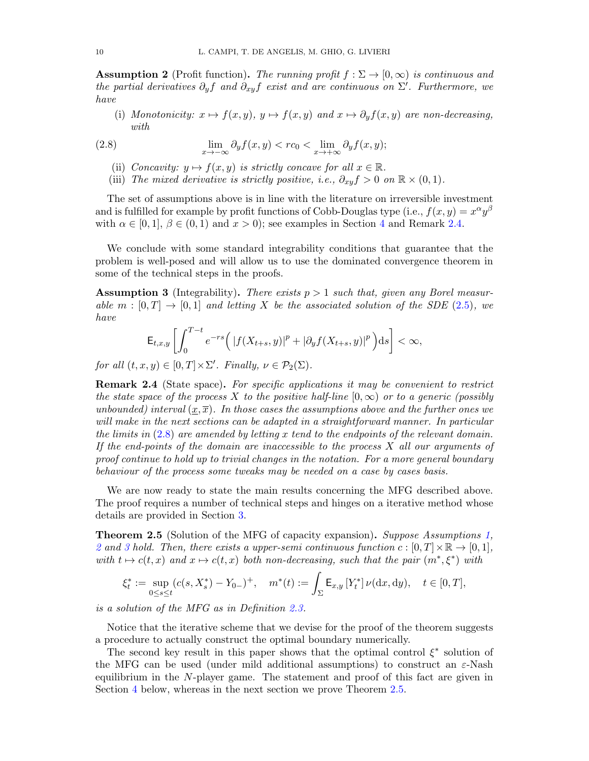**Assumption 2** (Profit function)**.** *The running profit $f : \Sigma \to [0, \infty)$ is continuous and the partial derivatives $\partial_y f$ and $\partial_{xy} f$ exist and are continuous on $\Sigma'$. Furthermore, we have*

(i) *Monotonicity: $x \mapsto f(x, y)$, $y \mapsto f(x, y)$ and $x \mapsto \partial_y f(x, y)$ are non-decreasing, with*

$$\lim_{x\to-\infty} \partial_y f(x, y) < rc_0 < \lim_{x\to+\infty} \partial_y f(x, y); \tag{2.8}$$

(ii) *Concavity: $y \mapsto f(x, y)$ is strictly concave for all $x \in \mathbb{R}$.*

(iii) *The mixed derivative is strictly positive, i.e., $\partial_{xy} f > 0$ on $\mathbb{R} \times (0, 1)$.*

The set of assumptions above is in line with the literature on irreversible investment and is fulfilled for example by profit functions of Cobb-Douglas type (i.e., $f(x, y) = x^\alpha y^\beta$ with $\alpha \in [0, 1]$, $\beta \in (0, 1)$ and $x > 0$); see examples in Section 4 and Remark 2.4.

We conclude with some standard integrability conditions that guarantee that the problem is well-posed and will allow us to use the dominated convergence theorem in some of the technical steps in the proofs.

**Assumption 3** (Integrability)**.** *There exists $p > 1$ such that, given any Borel measurable $m : [0, T] \to [0, 1]$ and letting $X$ be the associated solution of the SDE (2.5), we have*

$$\mathsf{E}_{t,x,y}\left[\int_0^{T-t} e^{-rs}\Big(\,|f(X_{t+s}, y)|^p + |\partial_y f(X_{t+s}, y)|^p\Big)\mathrm{d}s\right] < \infty,$$

*for all $(t, x, y) \in [0, T]\times\Sigma'$. Finally, $\nu \in \mathcal{P}_2(\Sigma)$.*

**Remark 2.4** (State space)**.** *For specific applications it may be convenient to restrict the state space of the process $X$ to the positive half-line $[0, \infty)$ or to a generic (possibly unbounded) interval $(\underline{x}, \overline{x})$. In those cases the assumptions above and the further ones we will make in the next sections can be adapted in a straightforward manner. In particular the limits in (2.8) are amended by letting $x$ tend to the endpoints of the relevant domain. If the end-points of the domain are inaccessible to the process $X$ all our arguments of proof continue to hold up to trivial changes in the notation. For a more general boundary behaviour of the process some tweaks may be needed on a case by cases basis.*

We are now ready to state the main results concerning the MFG described above. The proof requires a number of technical steps and hinges on a iterative method whose details are provided in Section 3.

**Theorem 2.5** (Solution of the MFG of capacity expansion)**.** *Suppose Assumptions 1, 2 and 3 hold. Then, there exists a upper-semi continuous function $c : [0, T]\times\mathbb{R} \to [0, 1]$, with $t \mapsto c(t, x)$ and $x \mapsto c(t, x)$ both non-decreasing, such that the pair $(m^*, \xi^*)$ with*

$$\xi^*_t := \sup_{0\le s\le t} (c(s, X^*_s) - Y_{0-})^+, \quad m^*(t) := \int_\Sigma \mathsf{E}_{x,y}[Y^*_t]\,\nu(\mathrm{d}x, \mathrm{d}y), \quad t \in [0, T],$$

*is a solution of the MFG as in Definition 2.3.*

Notice that the iterative scheme that we devise for the proof of the theorem suggests a procedure to actually construct the optimal boundary numerically.

The second key result in this paper shows that the optimal control $\xi^*$ solution of the MFG can be used (under mild additional assumptions) to construct an $\varepsilon$-Nash equilibrium in the $N$-player game. The statement and proof of this fact are given in Section 4 below, whereas in the next section we prove Theorem 2.5.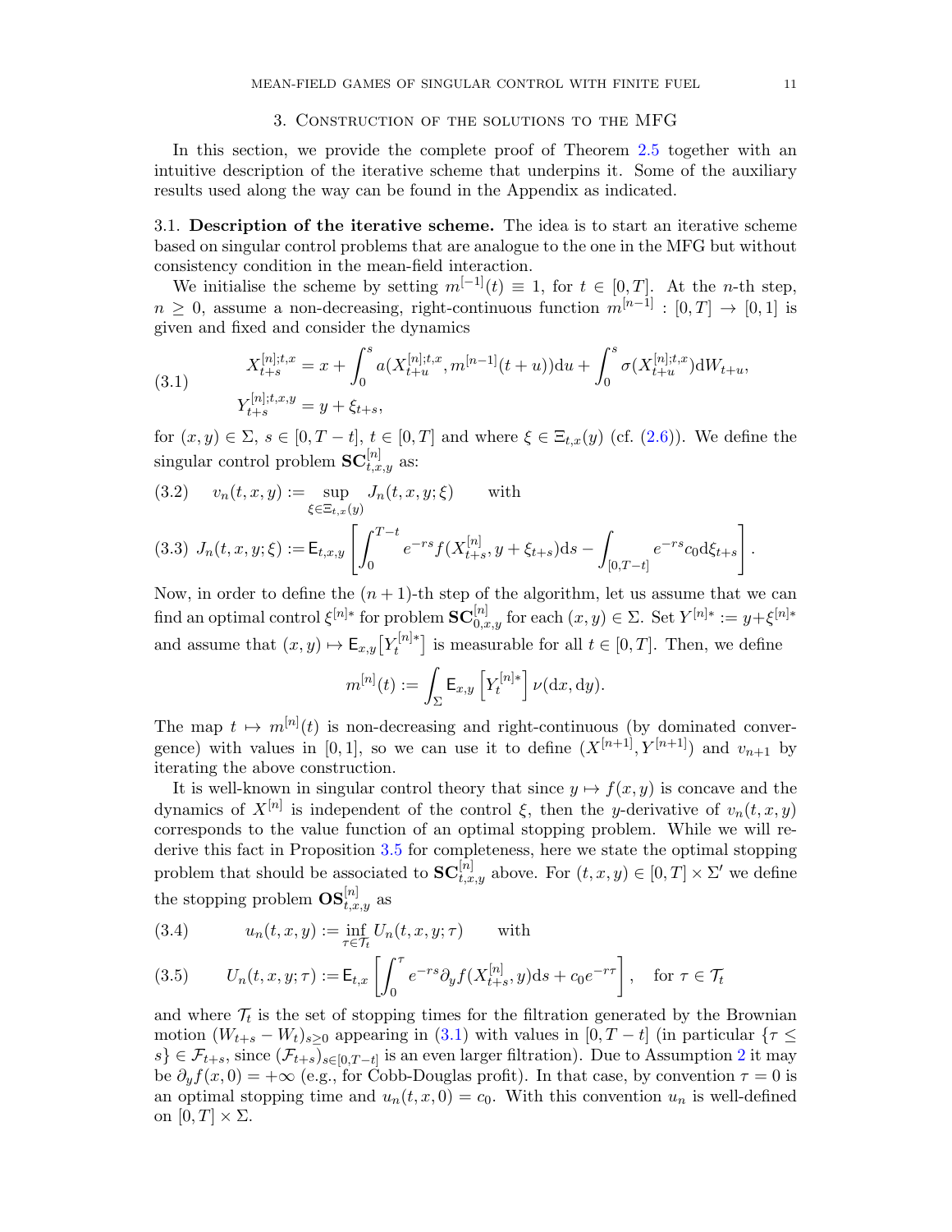## 3. Construction of the solutions to the MFG

In this section, we provide the complete proof of Theorem 2.5 together with an intuitive description of the iterative scheme that underpins it. Some of the auxiliary results used along the way can be found in the Appendix as indicated.

**3.1. Description of the iterative scheme.** The idea is to start an iterative scheme based on singular control problems that are analogue to the one in the MFG but without consistency condition in the mean-field interaction.

We initialise the scheme by setting $m^{[-1]}(t) \equiv 1$, for $t \in [0,T]$. At the $n$-th step, $n \geq 0$, assume a non-decreasing, right-continuous function $m^{[n-1]} : [0,T] \to [0,1]$ is given and fixed and consider the dynamics

$$
\begin{aligned}
X^{[n];t,x}_{t+s} &= x + \int_0^s a(X^{[n];t,x}_{t+u}, m^{[n-1]}(t+u))\mathrm{d}u + \int_0^s \sigma(X^{[n];t,x}_{t+u})\mathrm{d}W_{t+u}, \\
Y^{[n];t,x,y}_{t+s} &= y + \xi_{t+s},
\end{aligned}
\tag{3.1}
$$

for $(x,y) \in \Sigma$, $s \in [0, T-t]$, $t \in [0,T]$ and where $\xi \in \Xi_{t,x}(y)$ (cf. (2.6)). We define the singular control problem $\mathbf{SC}^{[n]}_{t,x,y}$ as:

$$
v_n(t,x,y) := \sup_{\xi \in \Xi_{t,x}(y)} J_n(t,x,y;\xi) \qquad \text{with} \tag{3.2}
$$

$$
J_n(t,x,y;\xi) := \mathsf{E}_{t,x,y}\left[\int_0^{T-t} e^{-rs} f(X^{[n]}_{t+s}, y + \xi_{t+s})\mathrm{d}s - \int_{[0,T-t]} e^{-rs} c_0 \mathrm{d}\xi_{t+s}\right]. \tag{3.3}
$$

Now, in order to define the $(n+1)$-th step of the algorithm, let us assume that we can find an optimal control $\xi^{[n]*}$ for problem $\mathbf{SC}^{[n]}_{0,x,y}$ for each $(x,y) \in \Sigma$. Set $Y^{[n]*} := y + \xi^{[n]*}$ and assume that $(x,y) \mapsto \mathsf{E}_{x,y}\big[Y^{[n]*}_t\big]$ is measurable for all $t \in [0,T]$. Then, we define

$$
m^{[n]}(t) := \int_\Sigma \mathsf{E}_{x,y}\left[Y^{[n]*}_t\right] \nu(\mathrm{d}x, \mathrm{d}y).
$$

The map $t \mapsto m^{[n]}(t)$ is non-decreasing and right-continuous (by dominated convergence) with values in $[0,1]$, so we can use it to define $(X^{[n+1]}, Y^{[n+1]})$ and $v_{n+1}$ by iterating the above construction.

It is well-known in singular control theory that since $y \mapsto f(x,y)$ is concave and the dynamics of $X^{[n]}$ is independent of the control $\xi$, then the $y$-derivative of $v_n(t,x,y)$ corresponds to the value function of an optimal stopping problem. While we will re-derive this fact in Proposition 3.5 for completeness, here we state the optimal stopping problem that should be associated to $\mathbf{SC}^{[n]}_{t,x,y}$ above. For $(t,x,y) \in [0,T] \times \Sigma'$ we define the stopping problem $\mathbf{OS}^{[n]}_{t,x,y}$ as

$$
u_n(t,x,y) := \inf_{\tau \in \mathcal{T}_t} U_n(t,x,y;\tau) \qquad \text{with} \tag{3.4}
$$

$$
U_n(t,x,y;\tau) := \mathsf{E}_{t,x}\left[\int_0^\tau e^{-rs} \partial_y f(X^{[n]}_{t+s}, y)\mathrm{d}s + c_0 e^{-r\tau}\right], \quad \text{for } \tau \in \mathcal{T}_t \tag{3.5}
$$

and where $\mathcal{T}_t$ is the set of stopping times for the filtration generated by the Brownian motion $(W_{t+s} - W_t)_{s \geq 0}$ appearing in (3.1) with values in $[0, T-t]$ (in particular $\{\tau \leq s\} \in \mathcal{F}_{t+s}$, since $(\mathcal{F}_{t+s})_{s \in [0,T-t]}$ is an even larger filtration). Due to Assumption 2 it may be $\partial_y f(x,0) = +\infty$ (e.g., for Cobb-Douglas profit). In that case, by convention $\tau = 0$ is an optimal stopping time and $u_n(t,x,0) = c_0$. With this convention $u_n$ is well-defined on $[0,T] \times \Sigma$.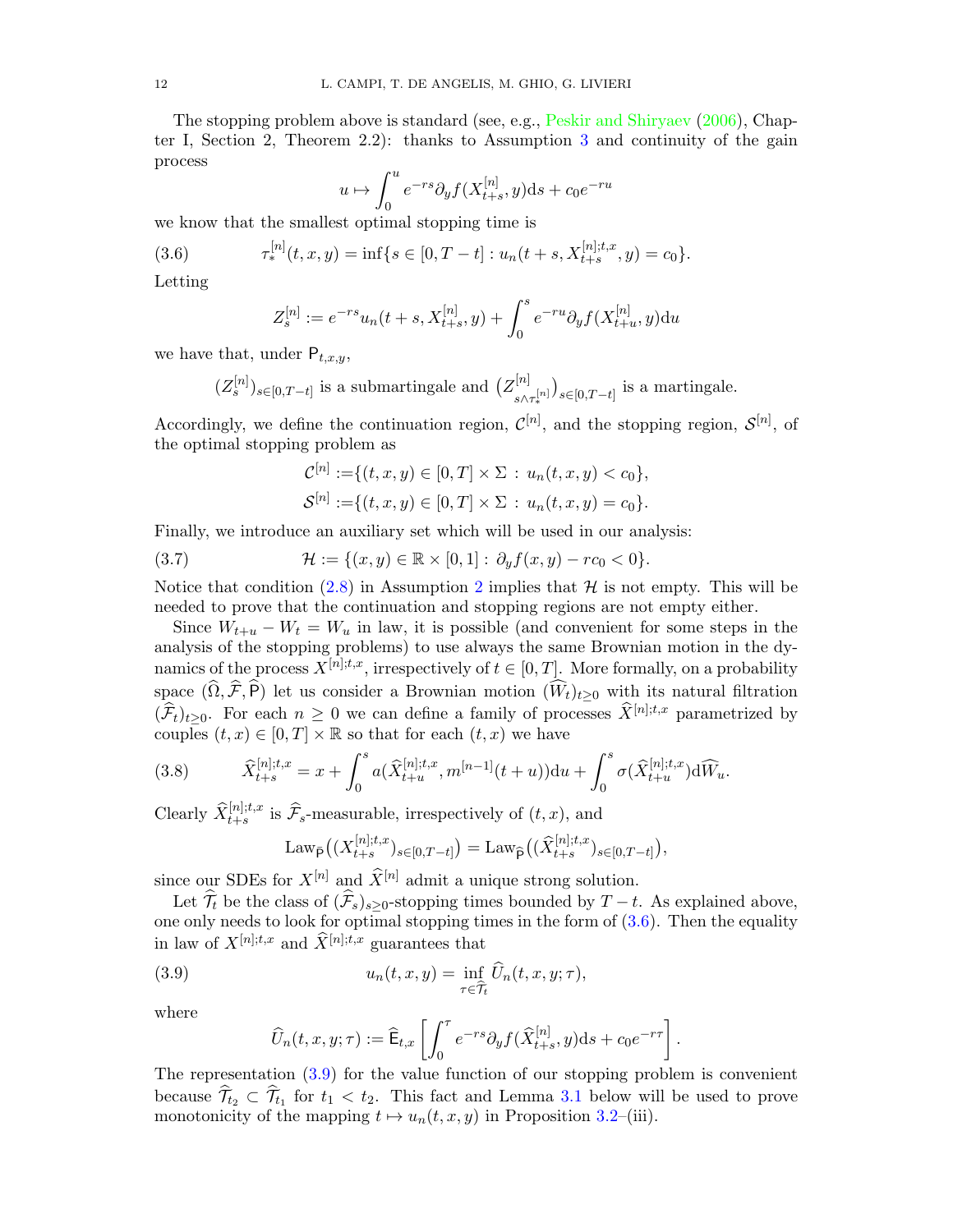The stopping problem above is standard (see, e.g., Peskir and Shiryaev (2006), Chapter I, Section 2, Theorem 2.2): thanks to Assumption 3 and continuity of the gain process

$$u \mapsto \int_0^u e^{-rs} \partial_y f(X^{[n]}_{t+s}, y) \mathrm{d}s + c_0 e^{-ru}$$

we know that the smallest optimal stopping time is

$$\tau^{[n]}_*(t,x,y) = \inf\{s \in [0, T-t] : u_n(t+s, X^{[n];t,x}_{t+s}, y) = c_0\}. \tag{3.6}$$

Letting

$$Z^{[n]}_s := e^{-rs} u_n(t+s, X^{[n]}_{t+s}, y) + \int_0^s e^{-ru} \partial_y f(X^{[n]}_{t+u}, y) \mathrm{d}u$$

we have that, under $\mathsf{P}_{t,x,y}$,

$$(Z^{[n]}_s)_{s\in[0,T-t]} \text{ is a submartingale and } \big(Z^{[n]}_{s\wedge\tau^{[n]}_*}\big)_{s\in[0,T-t]} \text{ is a martingale.}$$

Accordingly, we define the continuation region, $\mathcal{C}^{[n]}$, and the stopping region, $\mathcal{S}^{[n]}$, of the optimal stopping problem as

$$\mathcal{C}^{[n]} := \{(t,x,y) \in [0,T] \times \Sigma \,:\, u_n(t,x,y) < c_0\},$$
$$\mathcal{S}^{[n]} := \{(t,x,y) \in [0,T] \times \Sigma \,:\, u_n(t,x,y) = c_0\}.$$

Finally, we introduce an auxiliary set which will be used in our analysis:

$$\mathcal{H} := \{(x,y) \in \mathbb{R} \times [0,1] \,:\, \partial_y f(x,y) - rc_0 < 0\}. \tag{3.7}$$

Notice that condition (2.8) in Assumption 2 implies that $\mathcal{H}$ is not empty. This will be needed to prove that the continuation and stopping regions are not empty either.

Since $W_{t+u} - W_t = W_u$ in law, it is possible (and convenient for some steps in the analysis of the stopping problems) to use always the same Brownian motion in the dynamics of the process $X^{[n];t,x}$, irrespectively of $t \in [0,T]$. More formally, on a probability space $(\widehat{\Omega}, \widehat{\mathcal{F}}, \widehat{\mathsf{P}})$ let us consider a Brownian motion $(\widehat{W}_t)_{t\geq 0}$ with its natural filtration $(\widehat{\mathcal{F}}_t)_{t\geq 0}$. For each $n \geq 0$ we can define a family of processes $\widehat{X}^{[n];t,x}$ parametrized by couples $(t,x) \in [0,T] \times \mathbb{R}$ so that for each $(t,x)$ we have

$$\widehat{X}^{[n];t,x}_{t+s} = x + \int_0^s a(\widehat{X}^{[n];t,x}_{t+u}, m^{[n-1]}(t+u)) \mathrm{d}u + \int_0^s \sigma(\widehat{X}^{[n];t,x}_{t+u}) \mathrm{d}\widehat{W}_u. \tag{3.8}$$

Clearly $\widehat{X}^{[n];t,x}_{t+s}$ is $\widehat{\mathcal{F}}_s$-measurable, irrespectively of $(t,x)$, and

$$\mathrm{Law}_{\mathsf{P}}\big((X^{[n];t,x}_{t+s})_{s\in[0,T-t]}\big) = \mathrm{Law}_{\widehat{\mathsf{P}}}\big((\widehat{X}^{[n];t,x}_{t+s})_{s\in[0,T-t]}\big),$$

since our SDEs for $X^{[n]}$ and $\widehat{X}^{[n]}$ admit a unique strong solution.

Let $\widehat{\mathcal{T}}_t$ be the class of $(\widehat{\mathcal{F}}_s)_{s\geq 0}$-stopping times bounded by $T-t$. As explained above, one only needs to look for optimal stopping times in the form of (3.6). Then the equality in law of $X^{[n];t,x}$ and $\widehat{X}^{[n];t,x}$ guarantees that

$$u_n(t,x,y) = \inf_{\tau \in \widehat{\mathcal{T}}_t} \widehat{U}_n(t,x,y;\tau), \tag{3.9}$$

where

$$\widehat{U}_n(t,x,y;\tau) := \widehat{\mathsf{E}}_{t,x}\left[\int_0^\tau e^{-rs} \partial_y f(\widehat{X}^{[n]}_{t+s}, y) \mathrm{d}s + c_0 e^{-r\tau}\right].$$

The representation (3.9) for the value function of our stopping problem is convenient because $\widehat{\mathcal{T}}_{t_2} \subset \widehat{\mathcal{T}}_{t_1}$ for $t_1 < t_2$. This fact and Lemma 3.1 below will be used to prove monotonicity of the mapping $t \mapsto u_n(t,x,y)$ in Proposition 3.2–(iii).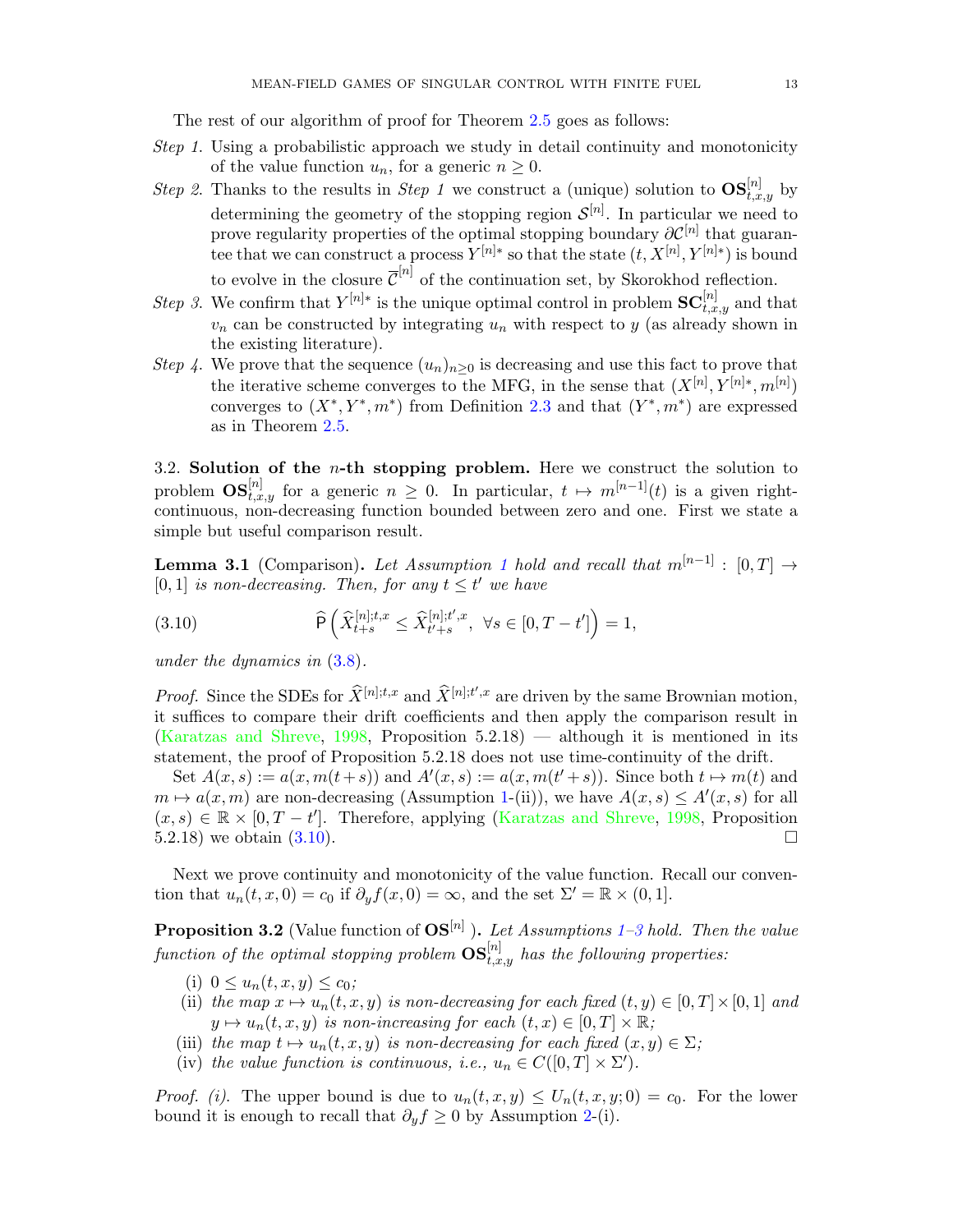The rest of our algorithm of proof for Theorem 2.5 goes as follows:

*Step 1.* Using a probabilistic approach we study in detail continuity and monotonicity of the value function $u_n$, for a generic $n \geq 0$.

*Step 2.* Thanks to the results in *Step 1* we construct a (unique) solution to $\mathbf{OS}^{[n]}_{t,x,y}$ by determining the geometry of the stopping region $\mathcal{S}^{[n]}$. In particular we need to prove regularity properties of the optimal stopping boundary $\partial\mathcal{C}^{[n]}$ that guarantee that we can construct a process $Y^{[n]*}$ so that the state $(t, X^{[n]}, Y^{[n]*})$ is bound to evolve in the closure $\overline{\mathcal{C}}^{[n]}$ of the continuation set, by Skorokhod reflection.

*Step 3.* We confirm that $Y^{[n]*}$ is the unique optimal control in problem $\mathbf{SC}^{[n]}_{t,x,y}$ and that $v_n$ can be constructed by integrating $u_n$ with respect to $y$ (as already shown in the existing literature).

*Step 4.* We prove that the sequence $(u_n)_{n\geq 0}$ is decreasing and use this fact to prove that the iterative scheme converges to the MFG, in the sense that $(X^{[n]}, Y^{[n]*}, m^{[n]})$ converges to $(X^*, Y^*, m^*)$ from Definition 2.3 and that $(Y^*, m^*)$ are expressed as in Theorem 2.5.

3.2. **Solution of the $n$-th stopping problem.** Here we construct the solution to problem $\mathbf{OS}^{[n]}_{t,x,y}$ for a generic $n \geq 0$. In particular, $t \mapsto m^{[n-1]}(t)$ is a given right-continuous, non-decreasing function bounded between zero and one. First we state a simple but useful comparison result.

**Lemma 3.1** (Comparison)**.** *Let Assumption 1 hold and recall that $m^{[n-1]} : [0, T] \to [0, 1]$ is non-decreasing. Then, for any $t \leq t'$ we have*

$$\widehat{\mathsf{P}}\left(\widehat{X}^{[n];t,x}_{t+s} \leq \widehat{X}^{[n];t',x}_{t'+s},\ \forall s \in [0, T-t']\right) = 1, \tag{3.10}$$

*under the dynamics in (3.8).*

*Proof.* Since the SDEs for $\widehat{X}^{[n];t,x}$ and $\widehat{X}^{[n];t',x}$ are driven by the same Brownian motion, it suffices to compare their drift coefficients and then apply the comparison result in (Karatzas and Shreve, 1998, Proposition 5.2.18) — although it is mentioned in its statement, the proof of Proposition 5.2.18 does not use time-continuity of the drift.

Set $A(x, s) := a(x, m(t+s))$ and $A'(x, s) := a(x, m(t'+s))$. Since both $t \mapsto m(t)$ and $m \mapsto a(x, m)$ are non-decreasing (Assumption 1-(ii)), we have $A(x, s) \leq A'(x, s)$ for all $(x, s) \in \mathbb{R} \times [0, T - t']$. Therefore, applying (Karatzas and Shreve, 1998, Proposition 5.2.18) we obtain (3.10). $\square$

Next we prove continuity and monotonicity of the value function. Recall our convention that $u_n(t, x, 0) = c_0$ if $\partial_y f(x, 0) = \infty$, and the set $\Sigma' = \mathbb{R} \times (0, 1]$.

**Proposition 3.2** (Value function of $\mathbf{OS}^{[n]}$ )**.** *Let Assumptions 1–3 hold. Then the value function of the optimal stopping problem $\mathbf{OS}^{[n]}_{t,x,y}$ has the following properties:*

(i) *$0 \leq u_n(t, x, y) \leq c_0$;*

(ii) *the map $x \mapsto u_n(t, x, y)$ is non-decreasing for each fixed $(t, y) \in [0, T] \times [0, 1]$ and $y \mapsto u_n(t, x, y)$ is non-increasing for each $(t, x) \in [0, T] \times \mathbb{R}$;*

(iii) *the map $t \mapsto u_n(t, x, y)$ is non-decreasing for each fixed $(x, y) \in \Sigma$;*

(iv) *the value function is continuous, i.e., $u_n \in C([0, T] \times \Sigma')$.*

*Proof. (i).* The upper bound is due to $u_n(t, x, y) \leq U_n(t, x, y; 0) = c_0$. For the lower bound it is enough to recall that $\partial_y f \geq 0$ by Assumption 2-(i).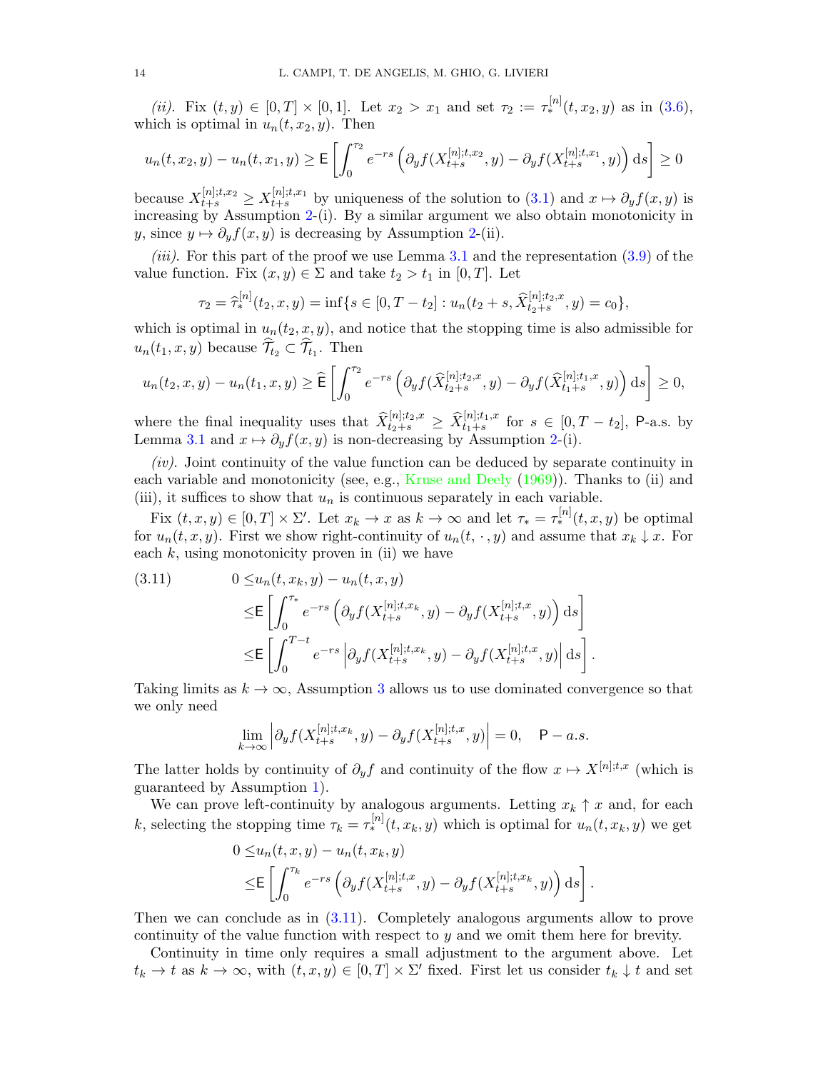*(ii)*. Fix $(t,y) \in [0,T] \times [0,1]$. Let $x_2 > x_1$ and set $\tau_2 := \tau_*^{[n]}(t,x_2,y)$ as in (3.6), which is optimal in $u_n(t,x_2,y)$. Then

$$
u_n(t,x_2,y) - u_n(t,x_1,y) \geq \mathsf{E}\left[\int_0^{\tau_2} e^{-rs}\left(\partial_y f(X_{t+s}^{[n];t,x_2},y) - \partial_y f(X_{t+s}^{[n];t,x_1},y)\right)\mathrm{d}s\right] \geq 0
$$

because $X_{t+s}^{[n];t,x_2} \geq X_{t+s}^{[n];t,x_1}$ by uniqueness of the solution to (3.1) and $x \mapsto \partial_y f(x,y)$ is increasing by Assumption 2-(i). By a similar argument we also obtain monotonicity in $y$, since $y \mapsto \partial_y f(x,y)$ is decreasing by Assumption 2-(ii).

*(iii)*. For this part of the proof we use Lemma 3.1 and the representation (3.9) of the value function. Fix $(x,y) \in \Sigma$ and take $t_2 > t_1$ in $[0,T]$. Let

$$
\tau_2 = \widehat{\tau}_*^{[n]}(t_2,x,y) = \inf\{s \in [0,T-t_2] : u_n(t_2+s, \widehat{X}_{t_2+s}^{[n];t_2,x}, y) = c_0\},
$$

which is optimal in $u_n(t_2,x,y)$, and notice that the stopping time is also admissible for $u_n(t_1,x,y)$ because $\widehat{\mathcal{T}}_{t_2} \subset \widehat{\mathcal{T}}_{t_1}$. Then

$$
u_n(t_2,x,y) - u_n(t_1,x,y) \geq \widehat{\mathsf{E}}\left[\int_0^{\tau_2} e^{-rs}\left(\partial_y f(\widehat{X}_{t_2+s}^{[n];t_2,x},y) - \partial_y f(\widehat{X}_{t_1+s}^{[n];t_1,x},y)\right)\mathrm{d}s\right] \geq 0,
$$

where the final inequality uses that $\widehat{X}_{t_2+s}^{[n];t_2,x} \geq \widehat{X}_{t_1+s}^{[n];t_1,x}$ for $s \in [0,T-t_2]$, $\mathsf{P}$-a.s. by Lemma 3.1 and $x \mapsto \partial_y f(x,y)$ is non-decreasing by Assumption 2-(i).

*(iv)*. Joint continuity of the value function can be deduced by separate continuity in each variable and monotonicity (see, e.g., Kruse and Deely (1969)). Thanks to (ii) and (iii), it suffices to show that $u_n$ is continuous separately in each variable.

Fix $(t,x,y) \in [0,T] \times \Sigma'$. Let $x_k \to x$ as $k \to \infty$ and let $\tau_* = \tau_*^{[n]}(t,x,y)$ be optimal for $u_n(t,x,y)$. First we show right-continuity of $u_n(t,\cdot,y)$ and assume that $x_k \downarrow x$. For each $k$, using monotonicity proven in (ii) we have

$$
\begin{aligned}
(3.11) \qquad 0 \leq & u_n(t,x_k,y) - u_n(t,x,y) \\
\leq & \mathsf{E}\left[\int_0^{\tau_*} e^{-rs}\left(\partial_y f(X_{t+s}^{[n];t,x_k},y) - \partial_y f(X_{t+s}^{[n];t,x},y)\right)\mathrm{d}s\right] \\
\leq & \mathsf{E}\left[\int_0^{T-t} e^{-rs}\left|\partial_y f(X_{t+s}^{[n];t,x_k},y) - \partial_y f(X_{t+s}^{[n];t,x},y)\right|\mathrm{d}s\right].
\end{aligned}
$$

Taking limits as $k \to \infty$, Assumption 3 allows us to use dominated convergence so that we only need

$$
\lim_{k\to\infty}\left|\partial_y f(X_{t+s}^{[n];t,x_k},y) - \partial_y f(X_{t+s}^{[n];t,x},y)\right| = 0, \quad \mathsf{P}-a.s.
$$

The latter holds by continuity of $\partial_y f$ and continuity of the flow $x \mapsto X^{[n];t,x}$ (which is guaranteed by Assumption 1).

We can prove left-continuity by analogous arguments. Letting $x_k \uparrow x$ and, for each $k$, selecting the stopping time $\tau_k = \tau_*^{[n]}(t,x_k,y)$ which is optimal for $u_n(t,x_k,y)$ we get

$$
\begin{aligned}
0 \leq & u_n(t,x,y) - u_n(t,x_k,y) \\
\leq & \mathsf{E}\left[\int_0^{\tau_k} e^{-rs}\left(\partial_y f(X_{t+s}^{[n];t,x},y) - \partial_y f(X_{t+s}^{[n];t,x_k},y)\right)\mathrm{d}s\right].
\end{aligned}
$$

Then we can conclude as in (3.11). Completely analogous arguments allow to prove continuity of the value function with respect to $y$ and we omit them here for brevity.

Continuity in time only requires a small adjustment to the argument above. Let $t_k \to t$ as $k \to \infty$, with $(t,x,y) \in [0,T] \times \Sigma'$ fixed. First let us consider $t_k \downarrow t$ and set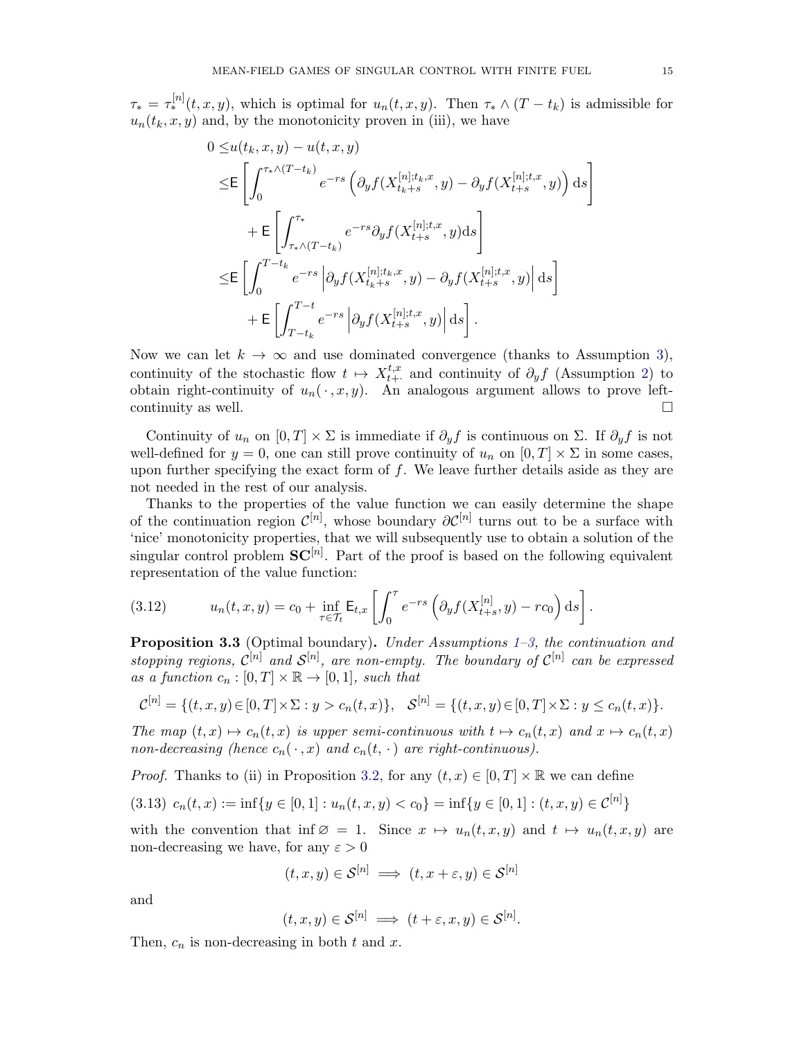$\tau_* = \tau_*^{[n]}(t, x, y)$, which is optimal for $u_n(t, x, y)$. Then $\tau_* \wedge (T - t_k)$ is admissible for $u_n(t_k, x, y)$ and, by the monotonicity proven in (iii), we have

$$
\begin{aligned}
0 \leq & u(t_k, x, y) - u(t, x, y) \\
\leq & \mathsf{E}\left[\int_0^{\tau_* \wedge (T-t_k)} e^{-rs}\left(\partial_y f(X_{t_k+s}^{[n];t_k,x}, y) - \partial_y f(X_{t+s}^{[n];t,x}, y)\right) \mathrm{d}s\right] \\
& + \mathsf{E}\left[\int_{\tau_* \wedge (T-t_k)}^{\tau_*} e^{-rs} \partial_y f(X_{t+s}^{[n];t,x}, y) \mathrm{d}s\right] \\
\leq & \mathsf{E}\left[\int_0^{T-t_k} e^{-rs}\left|\partial_y f(X_{t_k+s}^{[n];t_k,x}, y) - \partial_y f(X_{t+s}^{[n];t,x}, y)\right| \mathrm{d}s\right] \\
& + \mathsf{E}\left[\int_{T-t_k}^{T-t} e^{-rs}\left|\partial_y f(X_{t+s}^{[n];t,x}, y)\right| \mathrm{d}s\right].
\end{aligned}
$$

Now we can let $k \to \infty$ and use dominated convergence (thanks to Assumption 3), continuity of the stochastic flow $t \mapsto X_{t+\cdot}^{t,x}$ and continuity of $\partial_y f$ (Assumption 2) to obtain right-continuity of $u_n(\,\cdot\,, x, y)$. An analogous argument allows to prove left-continuity as well. $\square$

Continuity of $u_n$ on $[0, T] \times \Sigma$ is immediate if $\partial_y f$ is continuous on $\Sigma$. If $\partial_y f$ is not well-defined for $y = 0$, one can still prove continuity of $u_n$ on $[0, T] \times \Sigma$ in some cases, upon further specifying the exact form of $f$. We leave further details aside as they are not needed in the rest of our analysis.

Thanks to the properties of the value function we can easily determine the shape of the continuation region $\mathcal{C}^{[n]}$, whose boundary $\partial \mathcal{C}^{[n]}$ turns out to be a surface with 'nice' monotonicity properties, that we will subsequently use to obtain a solution of the singular control problem $\mathbf{SC}^{[n]}$. Part of the proof is based on the following equivalent representation of the value function:

$$
u_n(t, x, y) = c_0 + \inf_{\tau \in \mathcal{T}_t} \mathsf{E}_{t,x}\left[\int_0^\tau e^{-rs}\left(\partial_y f(X_{t+s}^{[n]}, y) - r c_0\right) \mathrm{d}s\right]. \tag{3.12}
$$

**Proposition 3.3** (Optimal boundary)**.** *Under Assumptions 1–3, the continuation and stopping regions, $\mathcal{C}^{[n]}$ and $\mathcal{S}^{[n]}$, are non-empty. The boundary of $\mathcal{C}^{[n]}$ can be expressed as a function $c_n : [0, T] \times \mathbb{R} \to [0, 1]$, such that*

$$
\mathcal{C}^{[n]} = \{(t, x, y) \in [0, T] \times \Sigma : y > c_n(t, x)\}, \quad \mathcal{S}^{[n]} = \{(t, x, y) \in [0, T] \times \Sigma : y \leq c_n(t, x)\}.
$$

*The map $(t, x) \mapsto c_n(t, x)$ is upper semi-continuous with $t \mapsto c_n(t, x)$ and $x \mapsto c_n(t, x)$ non-decreasing (hence $c_n(\,\cdot\,, x)$ and $c_n(t, \,\cdot\,)$ are right-continuous).*

*Proof.* Thanks to (ii) in Proposition 3.2, for any $(t, x) \in [0, T] \times \mathbb{R}$ we can define

$$
c_n(t, x) := \inf\{y \in [0, 1] : u_n(t, x, y) < c_0\} = \inf\{y \in [0, 1] : (t, x, y) \in \mathcal{C}^{[n]}\} \tag{3.13}
$$

with the convention that $\inf \varnothing = 1$. Since $x \mapsto u_n(t, x, y)$ and $t \mapsto u_n(t, x, y)$ are non-decreasing we have, for any $\varepsilon > 0$

$$
(t, x, y) \in \mathcal{S}^{[n]} \implies (t, x + \varepsilon, y) \in \mathcal{S}^{[n]}
$$

and

$$
(t, x, y) \in \mathcal{S}^{[n]} \implies (t + \varepsilon, x, y) \in \mathcal{S}^{[n]}.
$$

Then, $c_n$ is non-decreasing in both $t$ and $x$.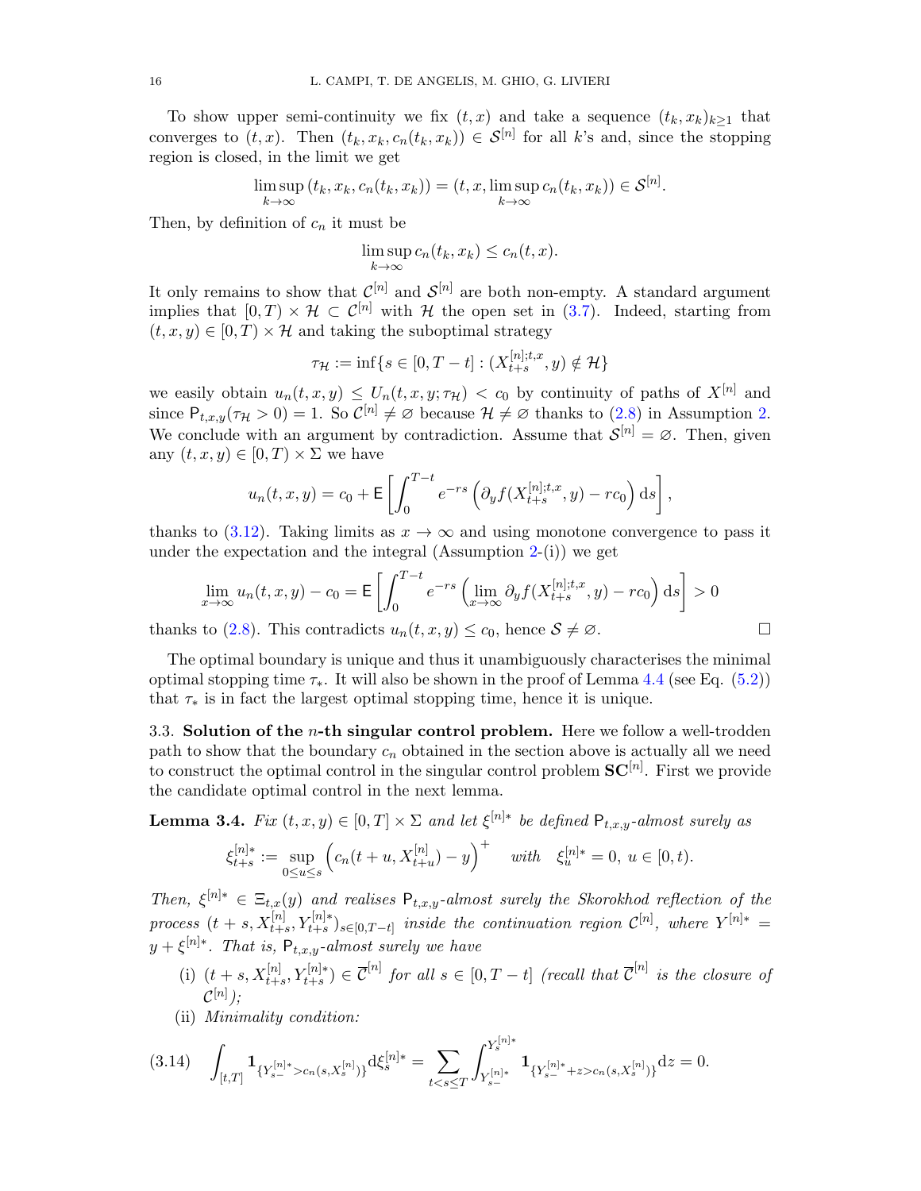To show upper semi-continuity we fix $(t,x)$ and take a sequence $(t_k,x_k)_{k\geq 1}$ that converges to $(t,x)$. Then $(t_k,x_k,c_n(t_k,x_k))\in\mathcal{S}^{[n]}$ for all $k$'s and, since the stopping region is closed, in the limit we get

$$
\limsup_{k\to\infty}(t_k,x_k,c_n(t_k,x_k))=(t,x,\limsup_{k\to\infty}c_n(t_k,x_k))\in\mathcal{S}^{[n]}.
$$

Then, by definition of $c_n$ it must be

$$
\limsup_{k\to\infty}c_n(t_k,x_k)\leq c_n(t,x).
$$

It only remains to show that $\mathcal{C}^{[n]}$ and $\mathcal{S}^{[n]}$ are both non-empty. A standard argument implies that $[0,T)\times\mathcal{H}\subset\mathcal{C}^{[n]}$ with $\mathcal{H}$ the open set in (3.7). Indeed, starting from $(t,x,y)\in[0,T)\times\mathcal{H}$ and taking the suboptimal strategy

$$
\tau_{\mathcal{H}}:=\inf\{s\in[0,T-t]:(X^{[n];t,x}_{t+s},y)\notin\mathcal{H}\}
$$

we easily obtain $u_n(t,x,y)\leq U_n(t,x,y;\tau_{\mathcal{H}})<c_0$ by continuity of paths of $X^{[n]}$ and since $\mathsf{P}_{t,x,y}(\tau_{\mathcal{H}}>0)=1$. So $\mathcal{C}^{[n]}\neq\varnothing$ because $\mathcal{H}\neq\varnothing$ thanks to (2.8) in Assumption 2. We conclude with an argument by contradiction. Assume that $\mathcal{S}^{[n]}=\varnothing$. Then, given any $(t,x,y)\in[0,T)\times\Sigma$ we have

$$
u_n(t,x,y)=c_0+\mathsf{E}\left[\int_0^{T-t}e^{-rs}\left(\partial_y f(X^{[n];t,x}_{t+s},y)-rc_0\right)\mathrm{d}s\right],
$$

thanks to (3.12). Taking limits as $x\to\infty$ and using monotone convergence to pass it under the expectation and the integral (Assumption 2-(i)) we get

$$
\lim_{x\to\infty}u_n(t,x,y)-c_0=\mathsf{E}\left[\int_0^{T-t}e^{-rs}\left(\lim_{x\to\infty}\partial_y f(X^{[n];t,x}_{t+s},y)-rc_0\right)\mathrm{d}s\right]>0
$$

thanks to (2.8). This contradicts $u_n(t,x,y)\leq c_0$, hence $\mathcal{S}\neq\varnothing$. $\square$

The optimal boundary is unique and thus it unambiguously characterises the minimal optimal stopping time $\tau_*$. It will also be shown in the proof of Lemma 4.4 (see Eq. (5.2)) that $\tau_*$ is in fact the largest optimal stopping time, hence it is unique.

### 3.3. Solution of the $n$-th singular control problem.

Here we follow a well-trodden path to show that the boundary $c_n$ obtained in the section above is actually all we need to construct the optimal control in the singular control problem $\mathbf{SC}^{[n]}$. First we provide the candidate optimal control in the next lemma.

**Lemma 3.4.** *Fix $(t,x,y)\in[0,T]\times\Sigma$ and let $\xi^{[n]*}$ be defined $\mathsf{P}_{t,x,y}$-almost surely as*

$$
\xi^{[n]*}_{t+s}:=\sup_{0\leq u\leq s}\left(c_n(t+u,X^{[n]}_{t+u})-y\right)^+\quad\text{with}\quad\xi^{[n]*}_u=0,\ u\in[0,t).
$$

*Then, $\xi^{[n]*}\in\Xi_{t,x}(y)$ and realises $\mathsf{P}_{t,x,y}$-almost surely the Skorokhod reflection of the process $(t+s,X^{[n]}_{t+s},Y^{[n]*}_{t+s})_{s\in[0,T-t]}$ inside the continuation region $\mathcal{C}^{[n]}$, where $Y^{[n]*}=y+\xi^{[n]*}$. That is, $\mathsf{P}_{t,x,y}$-almost surely we have*

- (i) $(t+s,X^{[n]}_{t+s},Y^{[n]*}_{t+s})\in\overline{\mathcal{C}}^{[n]}$ *for all $s\in[0,T-t]$ (recall that $\overline{\mathcal{C}}^{[n]}$ is the closure of $\mathcal{C}^{[n]}$);*
- (ii) *Minimality condition:*

$$
\int_{[t,T]}\mathbf{1}_{\{Y^{[n]*}_{s-}>c_n(s,X^{[n]}_s)\}}\mathrm{d}\xi^{[n]*}_s=\sum_{t<s\leq T}\int_{Y^{[n]*}_{s-}}^{Y^{[n]*}_s}\mathbf{1}_{\{Y^{[n]*}_{s-}+z>c_n(s,X^{[n]}_s)\}}\mathrm{d}z=0.\tag{3.14}
$$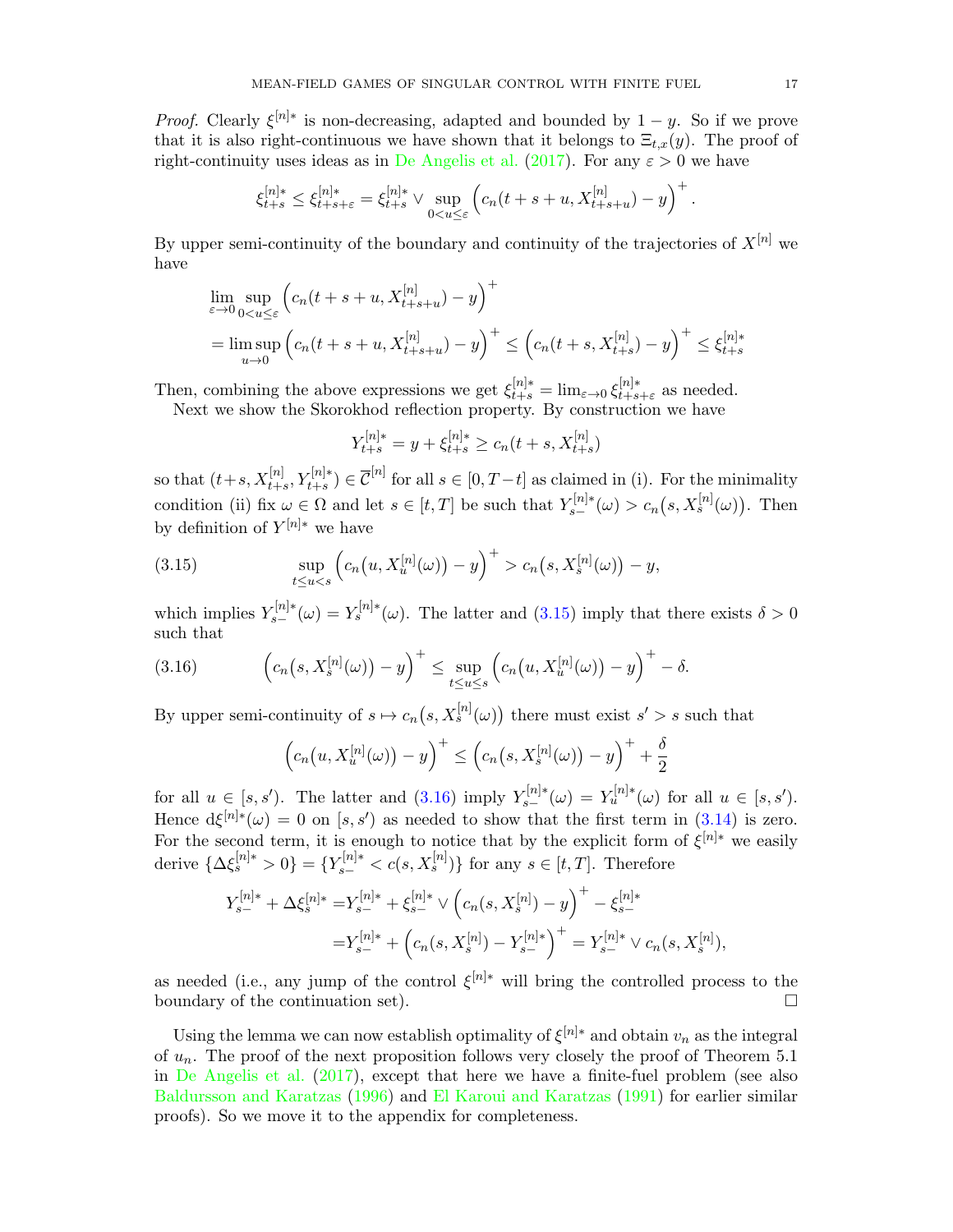*Proof.* Clearly $\xi^{[n]*}$ is non-decreasing, adapted and bounded by $1-y$. So if we prove that it is also right-continuous we have shown that it belongs to $\Xi_{t,x}(y)$. The proof of right-continuity uses ideas as in De Angelis et al. (2017). For any $\varepsilon > 0$ we have

$$\xi^{[n]*}_{t+s} \leq \xi^{[n]*}_{t+s+\varepsilon} = \xi^{[n]*}_{t+s} \vee \sup_{0<u\leq\varepsilon} \Big( c_n(t+s+u, X^{[n]}_{t+s+u}) - y \Big)^+.$$

By upper semi-continuity of the boundary and continuity of the trajectories of $X^{[n]}$ we have

$$\begin{aligned}
&\lim_{\varepsilon\to 0} \sup_{0<u\leq\varepsilon} \Big( c_n(t+s+u, X^{[n]}_{t+s+u}) - y \Big)^+ \\
&= \limsup_{u\to 0} \Big( c_n(t+s+u, X^{[n]}_{t+s+u}) - y \Big)^+ \leq \Big( c_n(t+s, X^{[n]}_{t+s}) - y \Big)^+ \leq \xi^{[n]*}_{t+s}
\end{aligned}$$

Then, combining the above expressions we get $\xi^{[n]*}_{t+s} = \lim_{\varepsilon\to 0} \xi^{[n]*}_{t+s+\varepsilon}$ as needed.

Next we show the Skorokhod reflection property. By construction we have

$$Y^{[n]*}_{t+s} = y + \xi^{[n]*}_{t+s} \geq c_n(t+s, X^{[n]}_{t+s})$$

so that $(t+s, X^{[n]}_{t+s}, Y^{[n]*}_{t+s}) \in \overline{\mathcal{C}}^{[n]}$ for all $s \in [0, T-t]$ as claimed in (i). For the minimality condition (ii) fix $\omega \in \Omega$ and let $s \in [t, T]$ be such that $Y^{[n]*}_{s-}(\omega) > c_n\big(s, X^{[n]}_s(\omega)\big)$. Then by definition of $Y^{[n]*}$ we have

$$\sup_{t\leq u<s} \Big( c_n\big(u, X^{[n]}_u(\omega)\big) - y \Big)^+ > c_n\big(s, X^{[n]}_s(\omega)\big) - y, \tag{3.15}$$

which implies $Y^{[n]*}_{s-}(\omega) = Y^{[n]*}_s(\omega)$. The latter and (3.15) imply that there exists $\delta > 0$ such that

$$\Big( c_n\big(s, X^{[n]}_s(\omega)\big) - y \Big)^+ \leq \sup_{t\leq u\leq s} \Big( c_n\big(u, X^{[n]}_u(\omega)\big) - y \Big)^+ - \delta. \tag{3.16}$$

By upper semi-continuity of $s \mapsto c_n\big(s, X^{[n]}_s(\omega)\big)$ there must exist $s' > s$ such that

$$\Big( c_n\big(u, X^{[n]}_u(\omega)\big) - y \Big)^+ \leq \Big( c_n\big(s, X^{[n]}_s(\omega)\big) - y \Big)^+ + \frac{\delta}{2}$$

for all $u \in [s, s')$. The latter and (3.16) imply $Y^{[n]*}_{s-}(\omega) = Y^{[n]*}_u(\omega)$ for all $u \in [s, s')$. Hence $\mathrm{d}\xi^{[n]*}(\omega) = 0$ on $[s, s')$ as needed to show that the first term in (3.14) is zero. For the second term, it is enough to notice that by the explicit form of $\xi^{[n]*}$ we easily derive $\{\Delta\xi^{[n]*}_s > 0\} = \{Y^{[n]*}_{s-} < c(s, X^{[n]}_s)\}$ for any $s \in [t, T]$. Therefore

$$\begin{aligned}
Y^{[n]*}_{s-} + \Delta\xi^{[n]*}_s =& Y^{[n]*}_{s-} + \xi^{[n]*}_{s-} \vee \Big( c_n(s, X^{[n]}_s) - y \Big)^+ - \xi^{[n]*}_{s-} \\
=& Y^{[n]*}_{s-} + \Big( c_n(s, X^{[n]}_s) - Y^{[n]*}_{s-} \Big)^+ = Y^{[n]*}_{s-} \vee c_n(s, X^{[n]}_s),
\end{aligned}$$

as needed (i.e., any jump of the control $\xi^{[n]*}$ will bring the controlled process to the boundary of the continuation set). $\square$

Using the lemma we can now establish optimality of $\xi^{[n]*}$ and obtain $v_n$ as the integral of $u_n$. The proof of the next proposition follows very closely the proof of Theorem 5.1 in De Angelis et al. (2017), except that here we have a finite-fuel problem (see also Baldursson and Karatzas (1996) and El Karoui and Karatzas (1991) for earlier similar proofs). So we move it to the appendix for completeness.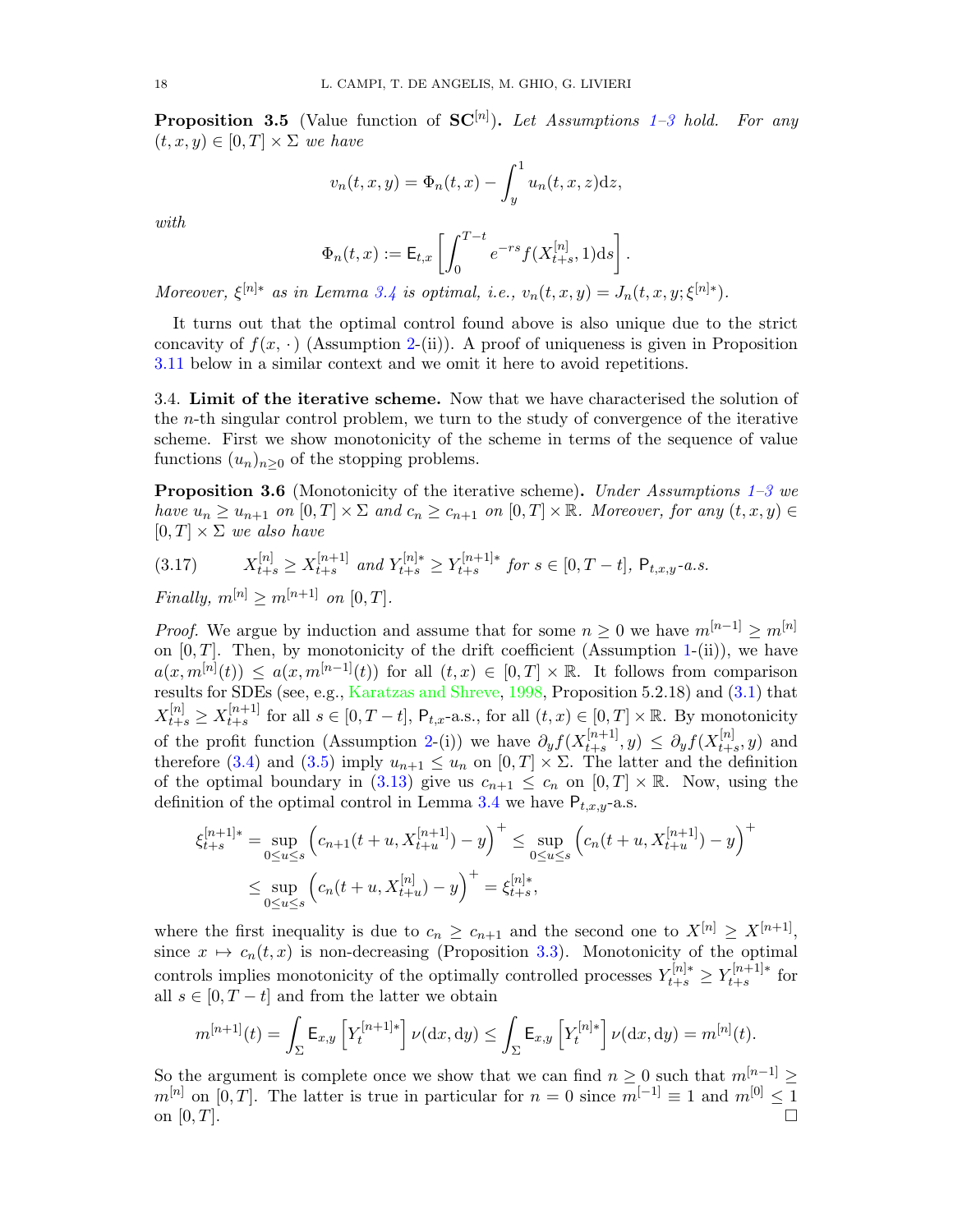**Proposition 3.5** (Value function of $\mathbf{SC}^{[n]}$)**.** *Let Assumptions 1–3 hold. For any $(t,x,y) \in [0,T] \times \Sigma$ we have*

$$v_n(t,x,y) = \Phi_n(t,x) - \int_y^1 u_n(t,x,z)\mathrm{d}z,$$

*with*

$$\Phi_n(t,x) := \mathsf{E}_{t,x}\left[\int_0^{T-t} e^{-rs} f(X^{[n]}_{t+s}, 1)\mathrm{d}s\right].$$

*Moreover, $\xi^{[n]*}$ as in Lemma 3.4 is optimal, i.e., $v_n(t,x,y) = J_n(t,x,y;\xi^{[n]*})$.*

It turns out that the optimal control found above is also unique due to the strict concavity of $f(x,\cdot)$ (Assumption 2-(ii)). A proof of uniqueness is given in Proposition 3.11 below in a similar context and we omit it here to avoid repetitions.

3.4. **Limit of the iterative scheme.** Now that we have characterised the solution of the $n$-th singular control problem, we turn to the study of convergence of the iterative scheme. First we show monotonicity of the scheme in terms of the sequence of value functions $(u_n)_{n\geq 0}$ of the stopping problems.

**Proposition 3.6** (Monotonicity of the iterative scheme)**.** *Under Assumptions 1–3 we have $u_n \geq u_{n+1}$ on $[0,T]\times\Sigma$ and $c_n \geq c_{n+1}$ on $[0,T]\times\mathbb{R}$. Moreover, for any $(t,x,y) \in [0,T]\times\Sigma$ we also have*

$$X^{[n]}_{t+s} \geq X^{[n+1]}_{t+s} \text{ and } Y^{[n]*}_{t+s} \geq Y^{[n+1]*}_{t+s} \text{ for } s \in [0,T-t],\ \mathsf{P}_{t,x,y}\text{-a.s.} \tag{3.17}$$

*Finally, $m^{[n]} \geq m^{[n+1]}$ on $[0,T]$.*

*Proof.* We argue by induction and assume that for some $n \geq 0$ we have $m^{[n-1]} \geq m^{[n]}$ on $[0,T]$. Then, by monotonicity of the drift coefficient (Assumption 1-(ii)), we have $a(x, m^{[n]}(t)) \leq a(x, m^{[n-1]}(t))$ for all $(t,x) \in [0,T]\times\mathbb{R}$. It follows from comparison results for SDEs (see, e.g., Karatzas and Shreve, 1998, Proposition 5.2.18) and (3.1) that $X^{[n]}_{t+s} \geq X^{[n+1]}_{t+s}$ for all $s \in [0,T-t]$, $\mathsf{P}_{t,x}$-a.s., for all $(t,x) \in [0,T]\times\mathbb{R}$. By monotonicity of the profit function (Assumption 2-(i)) we have $\partial_y f(X^{[n+1]}_{t+s}, y) \leq \partial_y f(X^{[n]}_{t+s}, y)$ and therefore (3.4) and (3.5) imply $u_{n+1} \leq u_n$ on $[0,T]\times\Sigma$. The latter and the definition of the optimal boundary in (3.13) give us $c_{n+1} \leq c_n$ on $[0,T]\times\mathbb{R}$. Now, using the definition of the optimal control in Lemma 3.4 we have $\mathsf{P}_{t,x,y}$-a.s.

$$\begin{aligned}
\xi^{[n+1]*}_{t+s} &= \sup_{0\leq u\leq s}\left(c_{n+1}(t+u, X^{[n+1]}_{t+u}) - y\right)^+ \leq \sup_{0\leq u\leq s}\left(c_n(t+u, X^{[n+1]}_{t+u}) - y\right)^+ \\
&\leq \sup_{0\leq u\leq s}\left(c_n(t+u, X^{[n]}_{t+u}) - y\right)^+ = \xi^{[n]*}_{t+s},
\end{aligned}$$

where the first inequality is due to $c_n \geq c_{n+1}$ and the second one to $X^{[n]} \geq X^{[n+1]}$, since $x \mapsto c_n(t,x)$ is non-decreasing (Proposition 3.3). Monotonicity of the optimal controls implies monotonicity of the optimally controlled processes $Y^{[n]*}_{t+s} \geq Y^{[n+1]*}_{t+s}$ for all $s \in [0,T-t]$ and from the latter we obtain

$$m^{[n+1]}(t) = \int_\Sigma \mathsf{E}_{x,y}\left[Y^{[n+1]*}_t\right]\nu(\mathrm{d}x,\mathrm{d}y) \leq \int_\Sigma \mathsf{E}_{x,y}\left[Y^{[n]*}_t\right]\nu(\mathrm{d}x,\mathrm{d}y) = m^{[n]}(t).$$

So the argument is complete once we show that we can find $n \geq 0$ such that $m^{[n-1]} \geq m^{[n]}$ on $[0,T]$. The latter is true in particular for $n = 0$ since $m^{[-1]} \equiv 1$ and $m^{[0]} \leq 1$ on $[0,T]$. □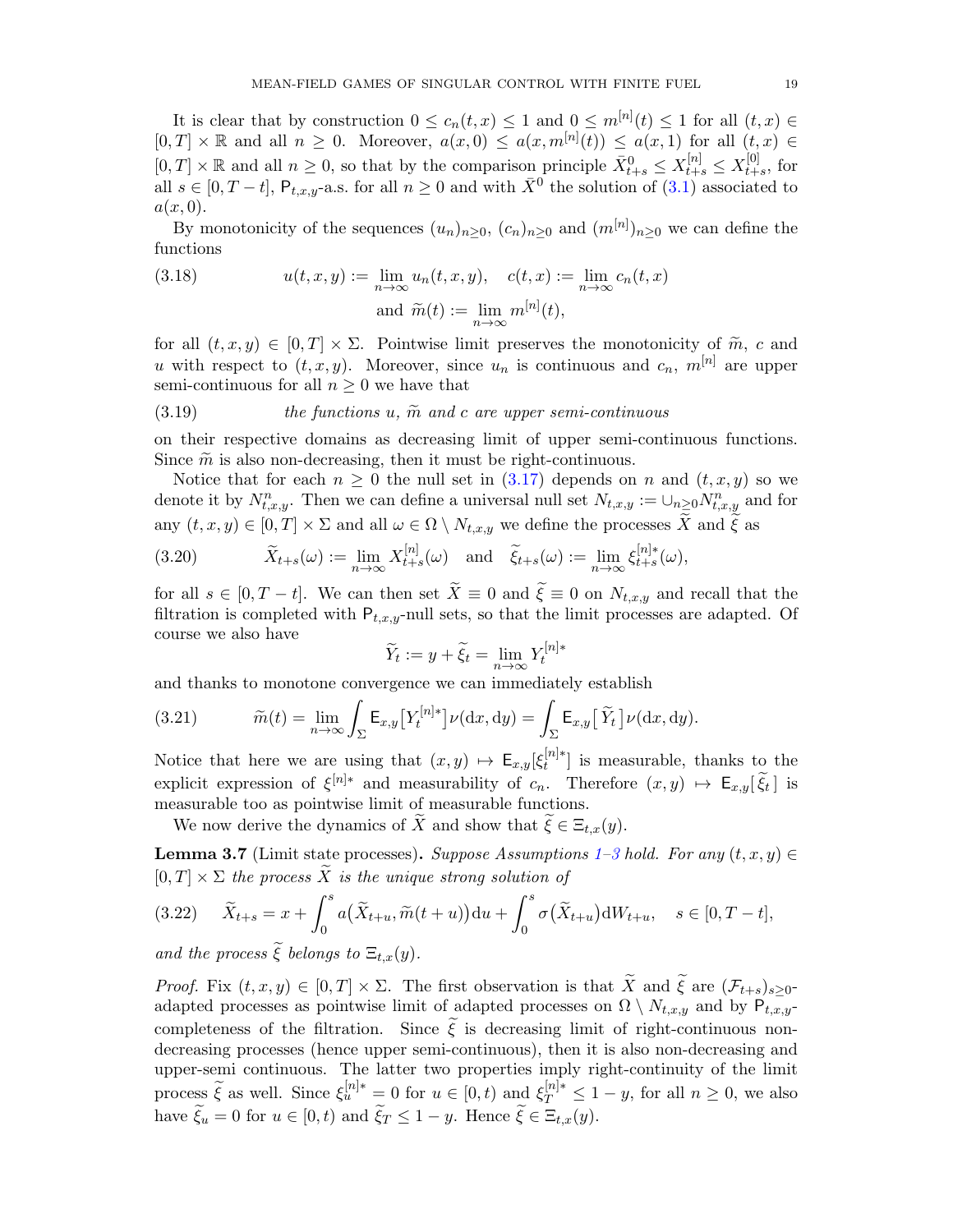It is clear that by construction $0 \leq c_n(t,x) \leq 1$ and $0 \leq m^{[n]}(t) \leq 1$ for all $(t,x) \in [0,T] \times \mathbb{R}$ and all $n \geq 0$. Moreover, $a(x,0) \leq a(x, m^{[n]}(t)) \leq a(x,1)$ for all $(t,x) \in [0,T] \times \mathbb{R}$ and all $n \geq 0$, so that by the comparison principle $\bar{X}^0_{t+s} \leq X^{[n]}_{t+s} \leq X^{[0]}_{t+s}$, for all $s \in [0, T-t]$, $\mathsf{P}_{t,x,y}$-a.s. for all $n \geq 0$ and with $\bar{X}^0$ the solution of (3.1) associated to $a(x,0)$.

By monotonicity of the sequences $(u_n)_{n \geq 0}$, $(c_n)_{n\geq 0}$ and $(m^{[n]})_{n \geq 0}$ we can define the functions

$$
\begin{aligned}
u(t,x,y) &:= \lim_{n\to\infty} u_n(t,x,y), \quad c(t,x) := \lim_{n\to\infty} c_n(t,x) \\
&\text{and } \widetilde{m}(t) := \lim_{n\to\infty} m^{[n]}(t),
\end{aligned}
\tag{3.18}
$$

for all $(t,x,y) \in [0,T] \times \Sigma$. Pointwise limit preserves the monotonicity of $\widetilde{m}$, $c$ and $u$ with respect to $(t,x,y)$. Moreover, since $u_n$ is continuous and $c_n$, $m^{[n]}$ are upper semi-continuous for all $n \geq 0$ we have that

(3.19) *the functions $u$, $\widetilde{m}$ and $c$ are upper semi-continuous*

on their respective domains as decreasing limit of upper semi-continuous functions. Since $\widetilde{m}$ is also non-decreasing, then it must be right-continuous.

Notice that for each $n \geq 0$ the null set in (3.17) depends on $n$ and $(t,x,y)$ so we denote it by $N^n_{t,x,y}$. Then we can define a universal null set $N_{t,x,y} := \cup_{n \geq 0} N^n_{t,x,y}$ and for any $(t,x,y) \in [0,T] \times \Sigma$ and all $\omega \in \Omega \setminus N_{t,x,y}$ we define the processes $\widetilde{X}$ and $\widetilde{\xi}$ as

$$
\widetilde{X}_{t+s}(\omega) := \lim_{n\to\infty} X^{[n]}_{t+s}(\omega) \quad \text{and} \quad \widetilde{\xi}_{t+s}(\omega) := \lim_{n\to\infty} \xi^{[n]*}_{t+s}(\omega),
\tag{3.20}
$$

for all $s \in [0, T-t]$. We can then set $\widetilde{X} \equiv 0$ and $\widetilde{\xi} \equiv 0$ on $N_{t,x,y}$ and recall that the filtration is completed with $\mathsf{P}_{t,x,y}$-null sets, so that the limit processes are adapted. Of course we also have

$$
\widetilde{Y}_t := y + \widetilde{\xi}_t = \lim_{n\to\infty} Y^{[n]*}_t
$$

and thanks to monotone convergence we can immediately establish

$$
\widetilde{m}(t) = \lim_{n\to\infty} \int_\Sigma \mathsf{E}_{x,y}\big[Y^{[n]*}_t\big] \nu(\mathrm{d}x, \mathrm{d}y) = \int_\Sigma \mathsf{E}_{x,y}\big[\, \widetilde{Y}_t \,\big] \nu(\mathrm{d}x, \mathrm{d}y).
\tag{3.21}
$$

Notice that here we are using that $(x,y) \mapsto \mathsf{E}_{x,y}[\xi^{[n]*}_t]$ is measurable, thanks to the explicit expression of $\xi^{[n]*}$ and measurability of $c_n$. Therefore $(x,y) \mapsto \mathsf{E}_{x,y}[\,\widetilde{\xi}_t\,]$ is measurable too as pointwise limit of measurable functions.

We now derive the dynamics of $\widetilde{X}$ and show that $\widetilde{\xi} \in \Xi_{t,x}(y)$.

**Lemma 3.7** (Limit state processes)**.** *Suppose Assumptions 1–3 hold. For any $(t,x,y) \in [0,T] \times \Sigma$ the process $\widetilde{X}$ is the unique strong solution of*

$$
\widetilde{X}_{t+s} = x + \int_0^s a\big(\widetilde{X}_{t+u}, \widetilde{m}(t+u)\big)\mathrm{d}u + \int_0^s \sigma\big(\widetilde{X}_{t+u}\big)\mathrm{d}W_{t+u}, \quad s \in [0, T-t],
\tag{3.22}
$$

*and the process $\widetilde{\xi}$ belongs to $\Xi_{t,x}(y)$.*

*Proof.* Fix $(t,x,y) \in [0,T] \times \Sigma$. The first observation is that $\widetilde{X}$ and $\widetilde{\xi}$ are $(\mathcal{F}_{t+s})_{s\geq 0}$-adapted processes as pointwise limit of adapted processes on $\Omega \setminus N_{t,x,y}$ and by $\mathsf{P}_{t,x,y}$-completeness of the filtration. Since $\widetilde{\xi}$ is decreasing limit of right-continuous non-decreasing processes (hence upper semi-continuous), then it is also non-decreasing and upper-semi continuous. The latter two properties imply right-continuity of the limit process $\widetilde{\xi}$ as well. Since $\xi^{[n]*}_u = 0$ for $u \in [0,t)$ and $\xi^{[n]*}_T \leq 1 - y$, for all $n \geq 0$, we also have $\widetilde{\xi}_u = 0$ for $u \in [0,t)$ and $\widetilde{\xi}_T \leq 1 - y$. Hence $\widetilde{\xi} \in \Xi_{t,x}(y)$.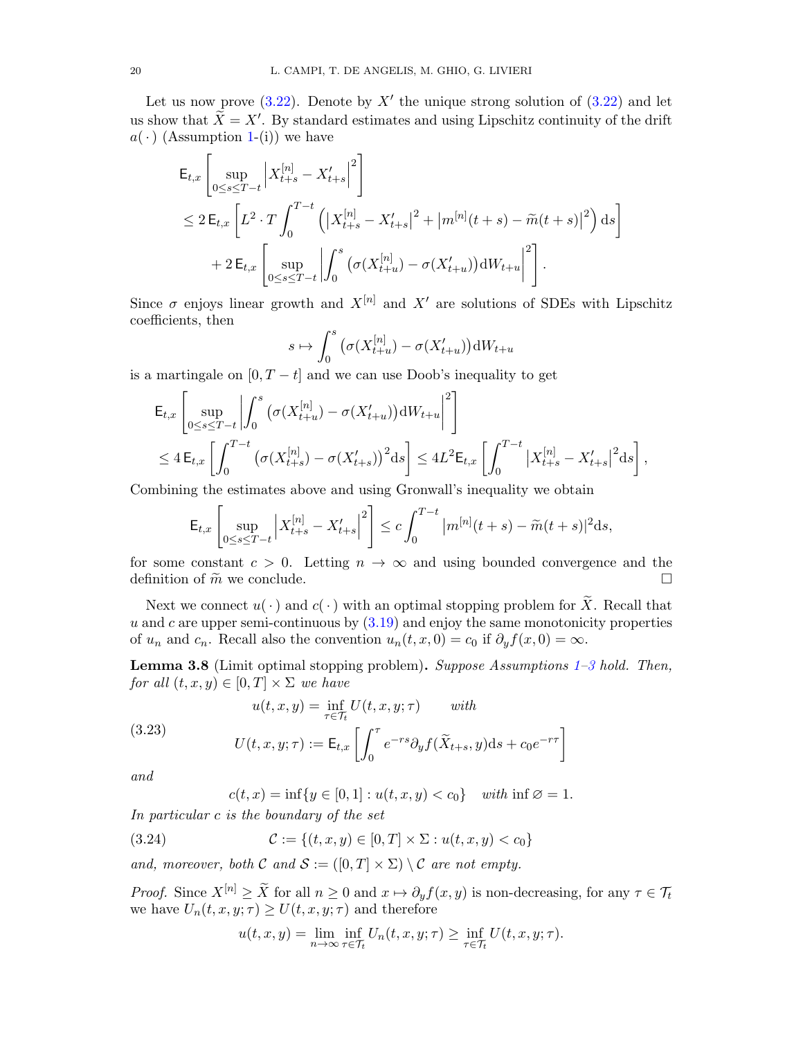Let us now prove (3.22). Denote by $X'$ the unique strong solution of (3.22) and let us show that $\widetilde{X} = X'$. By standard estimates and using Lipschitz continuity of the drift $a(\,\cdot\,)$ (Assumption 1-(i)) we have

$$
\begin{aligned}
&\mathsf{E}_{t,x}\left[\sup_{0\le s\le T-t}\left|X^{[n]}_{t+s}-X'_{t+s}\right|^2\right]\\
&\le 2\,\mathsf{E}_{t,x}\left[L^2\cdot T\int_0^{T-t}\left(\left|X^{[n]}_{t+s}-X'_{t+s}\right|^2+\left|m^{[n]}(t+s)-\widetilde{m}(t+s)\right|^2\right)\mathrm{d}s\right]\\
&\quad+2\,\mathsf{E}_{t,x}\left[\sup_{0\le s\le T-t}\left|\int_0^s\left(\sigma(X^{[n]}_{t+u})-\sigma(X'_{t+u})\right)\mathrm{d}W_{t+u}\right|^2\right].
\end{aligned}
$$

Since $\sigma$ enjoys linear growth and $X^{[n]}$ and $X'$ are solutions of SDEs with Lipschitz coefficients, then

$$
s\mapsto\int_0^s\left(\sigma(X^{[n]}_{t+u})-\sigma(X'_{t+u})\right)\mathrm{d}W_{t+u}
$$

is a martingale on $[0,T-t]$ and we can use Doob's inequality to get

$$
\begin{aligned}
&\mathsf{E}_{t,x}\left[\sup_{0\le s\le T-t}\left|\int_0^s\left(\sigma(X^{[n]}_{t+u})-\sigma(X'_{t+u})\right)\mathrm{d}W_{t+u}\right|^2\right]\\
&\le 4\,\mathsf{E}_{t,x}\left[\int_0^{T-t}\left(\sigma(X^{[n]}_{t+s})-\sigma(X'_{t+s})\right)^2\mathrm{d}s\right]\le 4L^2\mathsf{E}_{t,x}\left[\int_0^{T-t}\left|X^{[n]}_{t+s}-X'_{t+s}\right|^2\mathrm{d}s\right],
\end{aligned}
$$

Combining the estimates above and using Gronwall's inequality we obtain

$$
\mathsf{E}_{t,x}\left[\sup_{0\le s\le T-t}\left|X^{[n]}_{t+s}-X'_{t+s}\right|^2\right]\le c\int_0^{T-t}\left|m^{[n]}(t+s)-\widetilde{m}(t+s)\right|^2\mathrm{d}s,
$$

for some constant $c>0$. Letting $n\to\infty$ and using bounded convergence and the definition of $\widetilde{m}$ we conclude. $\square$

Next we connect $u(\,\cdot\,)$ and $c(\,\cdot\,)$ with an optimal stopping problem for $\widetilde{X}$. Recall that $u$ and $c$ are upper semi-continuous by (3.19) and enjoy the same monotonicity properties of $u_n$ and $c_n$. Recall also the convention $u_n(t,x,0)=c_0$ if $\partial_y f(x,0)=\infty$.

**Lemma 3.8** (Limit optimal stopping problem)**.** *Suppose Assumptions 1–3 hold. Then, for all $(t,x,y)\in[0,T]\times\Sigma$ we have*

$$
\begin{aligned}
&u(t,x,y)=\inf_{\tau\in\mathcal{T}_t}U(t,x,y;\tau)\qquad\text{with}\\
&U(t,x,y;\tau):=\mathsf{E}_{t,x}\left[\int_0^\tau e^{-rs}\partial_y f(\widetilde{X}_{t+s},y)\mathrm{d}s+c_0e^{-r\tau}\right]
\end{aligned}
\tag{3.23}
$$

*and*

$$
c(t,x)=\inf\{y\in[0,1]:u(t,x,y)<c_0\}\quad\text{with }\inf\varnothing=1.
$$

*In particular $c$ is the boundary of the set*

$$
\mathcal{C}:=\{(t,x,y)\in[0,T]\times\Sigma:u(t,x,y)<c_0\}\tag{3.24}
$$

*and, moreover, both $\mathcal{C}$ and $\mathcal{S}:=([0,T]\times\Sigma)\setminus\mathcal{C}$ are not empty.*

*Proof.* Since $X^{[n]}\ge\widetilde{X}$ for all $n\ge0$ and $x\mapsto\partial_y f(x,y)$ is non-decreasing, for any $\tau\in\mathcal{T}_t$ we have $U_n(t,x,y;\tau)\ge U(t,x,y;\tau)$ and therefore

$$
u(t,x,y)=\lim_{n\to\infty}\inf_{\tau\in\mathcal{T}_t}U_n(t,x,y;\tau)\ge\inf_{\tau\in\mathcal{T}_t}U(t,x,y;\tau).
$$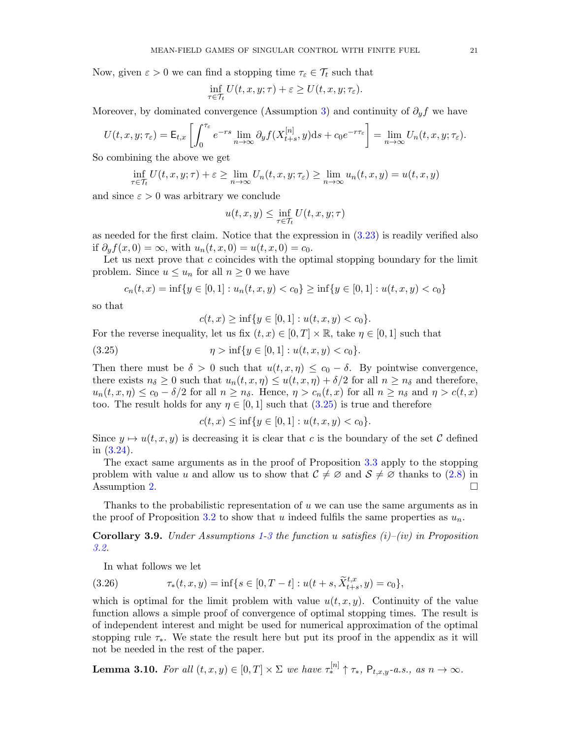Now, given $\varepsilon > 0$ we can find a stopping time $\tau_\varepsilon \in \mathcal{T}_t$ such that

$$\inf_{\tau \in \mathcal{T}_t} U(t,x,y;\tau) + \varepsilon \geq U(t,x,y;\tau_\varepsilon).$$

Moreover, by dominated convergence (Assumption 3) and continuity of $\partial_y f$ we have

$$U(t,x,y;\tau_\varepsilon) = \mathsf{E}_{t,x}\left[\int_0^{\tau_\varepsilon} e^{-rs} \lim_{n\to\infty} \partial_y f(X^{[n]}_{t+s}, y)\mathrm{d}s + c_0 e^{-r\tau_\varepsilon}\right] = \lim_{n\to\infty} U_n(t,x,y;\tau_\varepsilon).$$

So combining the above we get

$$\inf_{\tau \in \mathcal{T}_t} U(t,x,y;\tau) + \varepsilon \geq \lim_{n\to\infty} U_n(t,x,y;\tau_\varepsilon) \geq \lim_{n\to\infty} u_n(t,x,y) = u(t,x,y)$$

and since $\varepsilon > 0$ was arbitrary we conclude

$$u(t,x,y) \leq \inf_{\tau \in \mathcal{T}_t} U(t,x,y;\tau)$$

as needed for the first claim. Notice that the expression in (3.23) is readily verified also if $\partial_y f(x,0) = \infty$, with $u_n(t,x,0) = u(t,x,0) = c_0$.

Let us next prove that $c$ coincides with the optimal stopping boundary for the limit problem. Since $u \leq u_n$ for all $n \geq 0$ we have

$$c_n(t,x) = \inf\{y \in [0,1] : u_n(t,x,y) < c_0\} \geq \inf\{y \in [0,1] : u(t,x,y) < c_0\}$$

so that

$$c(t,x) \geq \inf\{y \in [0,1] : u(t,x,y) < c_0\}.$$

For the reverse inequality, let us fix $(t,x) \in [0,T] \times \mathbb{R}$, take $\eta \in [0,1]$ such that

$$\eta > \inf\{y \in [0,1] : u(t,x,y) < c_0\}. \tag{3.25}$$

Then there must be $\delta > 0$ such that $u(t,x,\eta) \leq c_0 - \delta$. By pointwise convergence, there exists $n_\delta \geq 0$ such that $u_n(t,x,\eta) \leq u(t,x,\eta) + \delta/2$ for all $n \geq n_\delta$ and therefore, $u_n(t,x,\eta) \leq c_0 - \delta/2$ for all $n \geq n_\delta$. Hence, $\eta > c_n(t,x)$ for all $n \geq n_\delta$ and $\eta > c(t,x)$ too. The result holds for any $\eta \in [0,1]$ such that (3.25) is true and therefore

$$c(t,x) \leq \inf\{y \in [0,1] : u(t,x,y) < c_0\}.$$

Since $y \mapsto u(t,x,y)$ is decreasing it is clear that $c$ is the boundary of the set $\mathcal{C}$ defined in (3.24).

The exact same arguments as in the proof of Proposition 3.3 apply to the stopping problem with value $u$ and allow us to show that $\mathcal{C} \neq \varnothing$ and $\mathcal{S} \neq \varnothing$ thanks to (2.8) in Assumption 2. $\square$

Thanks to the probabilistic representation of $u$ we can use the same arguments as in the proof of Proposition 3.2 to show that $u$ indeed fulfils the same properties as $u_n$.

**Corollary 3.9.** *Under Assumptions 1-3 the function $u$ satisfies (i)–(iv) in Proposition 3.2.*

In what follows we let

$$\tau_*(t,x,y) = \inf\{s \in [0,T-t] : u(t+s, \widetilde{X}^{t,x}_{t+s}, y) = c_0\}, \tag{3.26}$$

which is optimal for the limit problem with value $u(t,x,y)$. Continuity of the value function allows a simple proof of convergence of optimal stopping times. The result is of independent interest and might be used for numerical approximation of the optimal stopping rule $\tau_*$. We state the result here but put its proof in the appendix as it will not be needed in the rest of the paper.

**Lemma 3.10.** *For all $(t,x,y) \in [0,T] \times \Sigma$ we have $\tau^{[n]}_* \uparrow \tau_*$, $\mathsf{P}_{t,x,y}$-a.s., as $n \to \infty$.*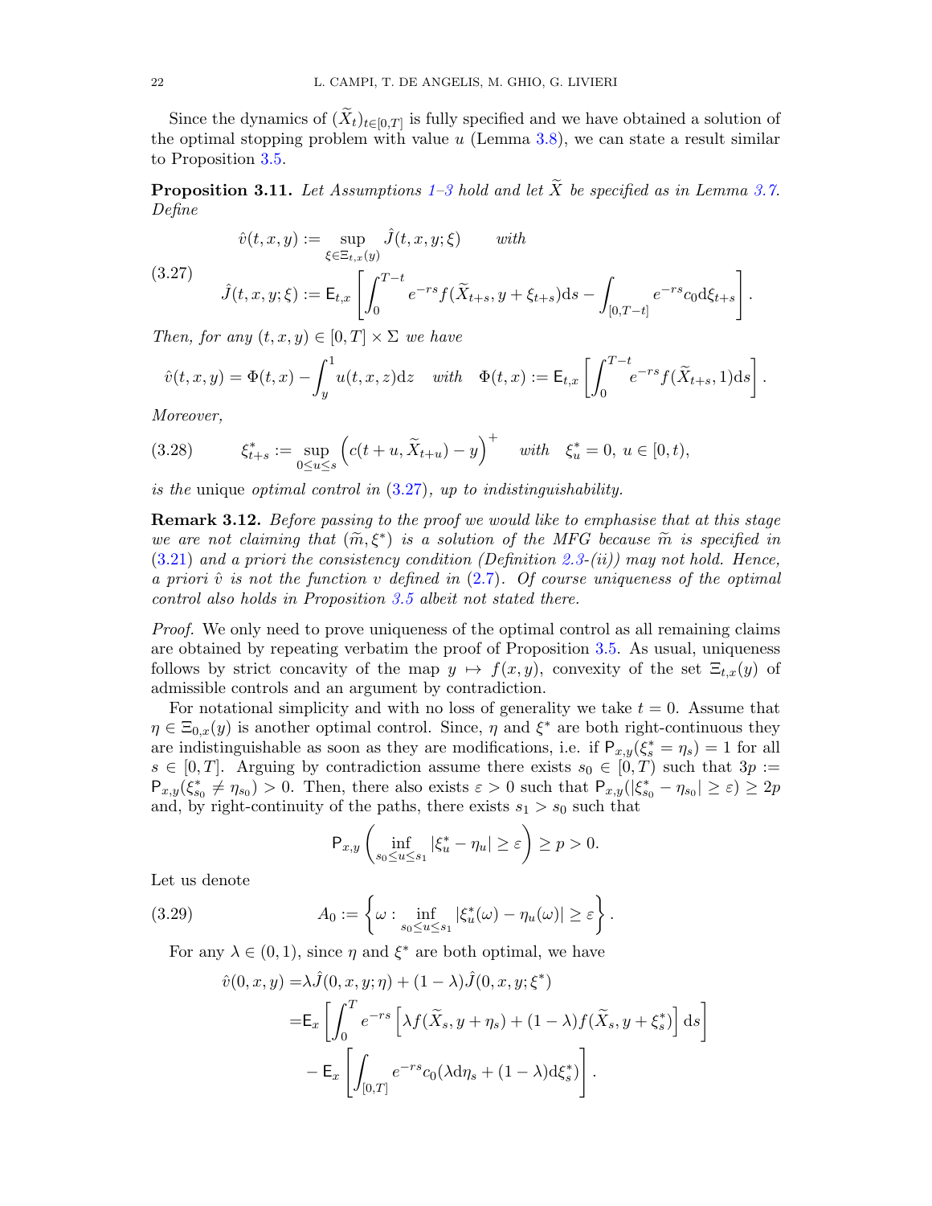Since the dynamics of $(\widetilde{X}_t)_{t\in[0,T]}$ is fully specified and we have obtained a solution of the optimal stopping problem with value $u$ (Lemma 3.8), we can state a result similar to Proposition 3.5.

**Proposition 3.11.** *Let Assumptions 1–3 hold and let $\widetilde{X}$ be specified as in Lemma 3.7. Define*

$$
\hat{v}(t,x,y) := \sup_{\xi\in\Xi_{t,x}(y)} \hat{J}(t,x,y;\xi) \qquad \textit{with}
$$

$$
\hat{J}(t,x,y;\xi) := \mathsf{E}_{t,x}\left[\int_0^{T-t} e^{-rs} f(\widetilde{X}_{t+s}, y+\xi_{t+s})\mathrm{d}s - \int_{[0,T-t]} e^{-rs} c_0 \mathrm{d}\xi_{t+s}\right]. \tag{3.27}
$$

*Then, for any $(t,x,y)\in[0,T]\times\Sigma$ we have*

$$
\hat{v}(t,x,y) = \Phi(t,x) - \int_y^1 u(t,x,z)\mathrm{d}z \quad \textit{with} \quad \Phi(t,x) := \mathsf{E}_{t,x}\left[\int_0^{T-t} e^{-rs} f(\widetilde{X}_{t+s},1)\mathrm{d}s\right].
$$

*Moreover,*

$$
\xi^*_{t+s} := \sup_{0\le u\le s}\Big(c(t+u,\widetilde{X}_{t+u}) - y\Big)^+ \quad \textit{with} \quad \xi^*_u = 0,\ u\in[0,t), \tag{3.28}
$$

*is the* unique *optimal control in (3.27), up to indistinguishability.*

**Remark 3.12.** *Before passing to the proof we would like to emphasise that at this stage we are not claiming that $(\widetilde{m},\xi^*)$ is a solution of the MFG because $\widetilde{m}$ is specified in (3.21) and a priori the consistency condition (Definition 2.3-(ii)) may not hold. Hence, a priori $\hat{v}$ is not the function $v$ defined in (2.7). Of course uniqueness of the optimal control also holds in Proposition 3.5 albeit not stated there.*

*Proof.* We only need to prove uniqueness of the optimal control as all remaining claims are obtained by repeating verbatim the proof of Proposition 3.5. As usual, uniqueness follows by strict concavity of the map $y\mapsto f(x,y)$, convexity of the set $\Xi_{t,x}(y)$ of admissible controls and an argument by contradiction.

For notational simplicity and with no loss of generality we take $t=0$. Assume that $\eta\in\Xi_{0,x}(y)$ is another optimal control. Since, $\eta$ and $\xi^*$ are both right-continuous they are indistinguishable as soon as they are modifications, i.e. if $\mathsf{P}_{x,y}(\xi^*_s=\eta_s)=1$ for all $s\in[0,T]$. Arguing by contradiction assume there exists $s_0\in[0,T)$ such that $3p := \mathsf{P}_{x,y}(\xi^*_{s_0}\neq\eta_{s_0})>0$. Then, there also exists $\varepsilon>0$ such that $\mathsf{P}_{x,y}(|\xi^*_{s_0}-\eta_{s_0}|\ge\varepsilon)\ge 2p$ and, by right-continuity of the paths, there exists $s_1>s_0$ such that

$$
\mathsf{P}_{x,y}\left(\inf_{s_0\le u\le s_1}|\xi^*_u-\eta_u|\ge\varepsilon\right)\ge p>0.
$$

Let us denote

$$
A_0 := \left\{\omega : \inf_{s_0\le u\le s_1}|\xi^*_u(\omega)-\eta_u(\omega)|\ge\varepsilon\right\}. \tag{3.29}
$$

For any $\lambda\in(0,1)$, since $\eta$ and $\xi^*$ are both optimal, we have

$$
\begin{aligned}
\hat{v}(0,x,y) =& \lambda\hat{J}(0,x,y;\eta) + (1-\lambda)\hat{J}(0,x,y;\xi^*) \\
=& \mathsf{E}_x\left[\int_0^T e^{-rs}\Big[\lambda f(\widetilde{X}_s,y+\eta_s) + (1-\lambda)f(\widetilde{X}_s,y+\xi^*_s)\Big]\mathrm{d}s\right] \\
&- \mathsf{E}_x\left[\int_{[0,T]} e^{-rs}c_0(\lambda\mathrm{d}\eta_s + (1-\lambda)\mathrm{d}\xi^*_s)\right].
\end{aligned}
$$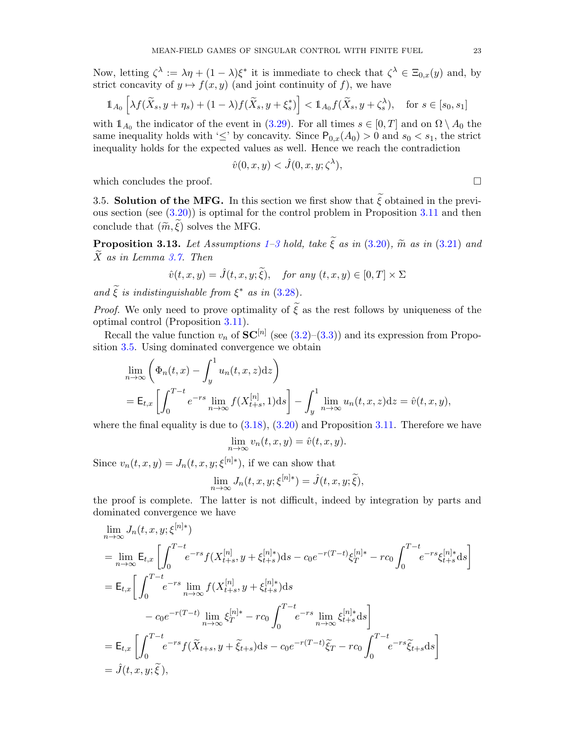Now, letting $\zeta^\lambda := \lambda\eta + (1-\lambda)\xi^*$ it is immediate to check that $\zeta^\lambda \in \Xi_{0,x}(y)$ and, by strict concavity of $y \mapsto f(x,y)$ (and joint continuity of $f$), we have

$$\mathbb{1}_{A_0}\left[\lambda f(\widetilde{X}_s, y+\eta_s) + (1-\lambda) f(\widetilde{X}_s, y+\xi^*_s)\right] < \mathbb{1}_{A_0} f(\widetilde{X}_s, y+\zeta^\lambda_s), \quad \text{for } s \in [s_0, s_1]$$

with $\mathbb{1}_{A_0}$ the indicator of the event in (3.29). For all times $s \in [0,T]$ and on $\Omega \setminus A_0$ the same inequality holds with '$\leq$' by concavity. Since $\mathsf{P}_{0,x}(A_0) > 0$ and $s_0 < s_1$, the strict inequality holds for the expected values as well. Hence we reach the contradiction

$$\hat{v}(0,x,y) < \hat{J}(0,x,y;\zeta^\lambda),$$

which concludes the proof. $\square$

3.5. **Solution of the MFG.** In this section we first show that $\widetilde{\xi}$ obtained in the previous section (see (3.20)) is optimal for the control problem in Proposition 3.11 and then conclude that $(\widetilde{m}, \widetilde{\xi})$ solves the MFG.

**Proposition 3.13.** *Let Assumptions 1–3 hold, take $\widetilde{\xi}$ as in (3.20), $\widetilde{m}$ as in (3.21) and $\widetilde{X}$ as in Lemma 3.7. Then*

$$\hat{v}(t,x,y) = \hat{J}(t,x,y;\widetilde{\xi}), \quad \textit{for any } (t,x,y) \in [0,T] \times \Sigma$$

*and $\widetilde{\xi}$ is indistinguishable from $\xi^*$ as in (3.28).*

*Proof.* We only need to prove optimality of $\widetilde{\xi}$ as the rest follows by uniqueness of the optimal control (Proposition 3.11).

Recall the value function $v_n$ of $\mathbf{SC}^{[n]}$ (see (3.2)–(3.3)) and its expression from Proposition 3.5. Using dominated convergence we obtain

$$\begin{aligned}
&\lim_{n\to\infty}\left(\Phi_n(t,x) - \int_y^1 u_n(t,x,z)\mathrm{d}z\right) \\
&= \mathsf{E}_{t,x}\left[\int_0^{T-t} e^{-rs} \lim_{n\to\infty} f(X^{[n]}_{t+s}, 1)\mathrm{d}s\right] - \int_y^1 \lim_{n\to\infty} u_n(t,x,z)\mathrm{d}z = \hat{v}(t,x,y),
\end{aligned}$$

where the final equality is due to (3.18), (3.20) and Proposition 3.11. Therefore we have

$$\lim_{n\to\infty} v_n(t,x,y) = \hat{v}(t,x,y).$$

Since $v_n(t,x,y) = J_n(t,x,y;\xi^{[n]*})$, if we can show that

$$\lim_{n\to\infty} J_n(t,x,y;\xi^{[n]*}) = \hat{J}(t,x,y;\widetilde{\xi}),$$

the proof is complete. The latter is not difficult, indeed by integration by parts and dominated convergence we have

$$\begin{aligned}
&\lim_{n\to\infty} J_n(t,x,y;\xi^{[n]*}) \\
&= \lim_{n\to\infty} \mathsf{E}_{t,x}\left[\int_0^{T-t} e^{-rs} f(X^{[n]}_{t+s}, y+\xi^{[n]*}_{t+s})\mathrm{d}s - c_0 e^{-r(T-t)}\xi^{[n]*}_T - rc_0\int_0^{T-t} e^{-rs}\xi^{[n]*}_{t+s}\mathrm{d}s\right] \\
&= \mathsf{E}_{t,x}\bigg[\int_0^{T-t} e^{-rs} \lim_{n\to\infty} f(X^{[n]}_{t+s}, y+\xi^{[n]*}_{t+s})\mathrm{d}s \\
&\qquad - c_0 e^{-r(T-t)} \lim_{n\to\infty}\xi^{[n]*}_T - rc_0\int_0^{T-t} e^{-rs}\lim_{n\to\infty}\xi^{[n]*}_{t+s}\mathrm{d}s\bigg] \\
&= \mathsf{E}_{t,x}\left[\int_0^{T-t} e^{-rs} f(\widetilde{X}_{t+s}, y+\widetilde{\xi}_{t+s})\mathrm{d}s - c_0 e^{-r(T-t)}\widetilde{\xi}_T - rc_0\int_0^{T-t} e^{-rs}\widetilde{\xi}_{t+s}\mathrm{d}s\right] \\
&= \hat{J}(t,x,y;\widetilde{\xi}),
\end{aligned}$$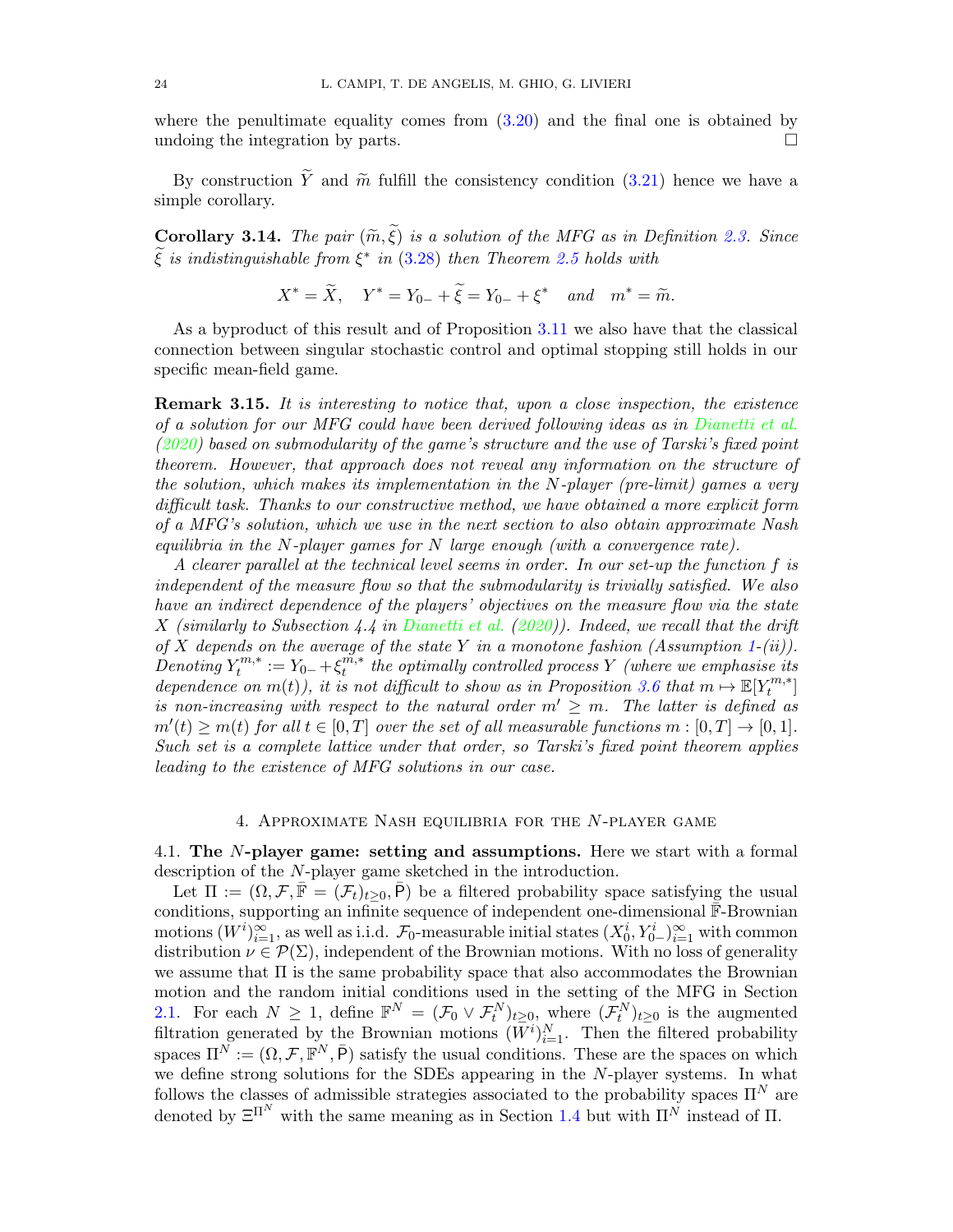where the penultimate equality comes from (3.20) and the final one is obtained by undoing the integration by parts. $\square$

By construction $\widetilde{Y}$ and $\widetilde{m}$ fulfill the consistency condition (3.21) hence we have a simple corollary.

**Corollary 3.14.** *The pair $(\widetilde{m}, \widetilde{\xi})$ is a solution of the MFG as in Definition 2.3. Since $\widetilde{\xi}$ is indistinguishable from $\xi^*$ in (3.28) then Theorem 2.5 holds with*

$$X^* = \widetilde{X}, \quad Y^* = Y_{0-} + \widetilde{\xi} = Y_{0-} + \xi^* \quad \text{and} \quad m^* = \widetilde{m}.$$

As a byproduct of this result and of Proposition 3.11 we also have that the classical connection between singular stochastic control and optimal stopping still holds in our specific mean-field game.

**Remark 3.15.** *It is interesting to notice that, upon a close inspection, the existence of a solution for our MFG could have been derived following ideas as in Dianetti et al. (2020) based on submodularity of the game's structure and the use of Tarski's fixed point theorem. However, that approach does not reveal any information on the structure of the solution, which makes its implementation in the $N$-player (pre-limit) games a very difficult task. Thanks to our constructive method, we have obtained a more explicit form of a MFG's solution, which we use in the next section to also obtain approximate Nash equilibria in the $N$-player games for $N$ large enough (with a convergence rate).*

*A clearer parallel at the technical level seems in order. In our set-up the function $f$ is independent of the measure flow so that the submodularity is trivially satisfied. We also have an indirect dependence of the players' objectives on the measure flow via the state $X$ (similarly to Subsection 4.4 in Dianetti et al. (2020)). Indeed, we recall that the drift of $X$ depends on the average of the state $Y$ in a monotone fashion (Assumption 1-(ii)). Denoting $Y^{m,*}_t := Y_{0-} + \xi^{m,*}_t$ the optimally controlled process $Y$ (where we emphasise its dependence on $m(t)$), it is not difficult to show as in Proposition 3.6 that $m \mapsto \mathsf{E}[Y^{m,*}_t]$ is non-increasing with respect to the natural order $m' \geq m$. The latter is defined as $m'(t) \geq m(t)$ for all $t \in [0, T]$ over the set of all measurable functions $m : [0, T] \to [0, 1]$. Such set is a complete lattice under that order, so Tarski's fixed point theorem applies leading to the existence of MFG solutions in our case.*

## 4. Approximate Nash equilibria for the $N$-player game

**4.1. The $N$-player game: setting and assumptions.** Here we start with a formal description of the $N$-player game sketched in the introduction.

Let $\Pi := (\Omega, \mathcal{F}, \bar{\mathbb{F}} = (\mathcal{F}_t)_{t \geq 0}, \bar{\mathsf{P}})$ be a filtered probability space satisfying the usual conditions, supporting an infinite sequence of independent one-dimensional $\bar{\mathbb{F}}$-Brownian motions $(W^i)_{i=1}^{\infty}$, as well as i.i.d. $\mathcal{F}_0$-measurable initial states $(X^i_0, Y^i_{0-})_{i=1}^{\infty}$ with common distribution $\nu \in \mathcal{P}(\Sigma)$, independent of the Brownian motions. With no loss of generality we assume that $\Pi$ is the same probability space that also accommodates the Brownian motion and the random initial conditions used in the setting of the MFG in Section 2.1. For each $N \geq 1$, define $\mathbb{F}^N = (\mathcal{F}_0 \vee \mathcal{F}^N_t)_{t \geq 0}$, where $(\mathcal{F}^N_t)_{t \geq 0}$ is the augmented filtration generated by the Brownian motions $(W^i)_{i=1}^{N}$. Then the filtered probability spaces $\Pi^N := (\Omega, \mathcal{F}, \mathbb{F}^N, \bar{\mathsf{P}})$ satisfy the usual conditions. These are the spaces on which we define strong solutions for the SDEs appearing in the $N$-player systems. In what follows the classes of admissible strategies associated to the probability spaces $\Pi^N$ are denoted by $\Xi^{\Pi^N}$ with the same meaning as in Section 1.4 but with $\Pi^N$ instead of $\Pi$.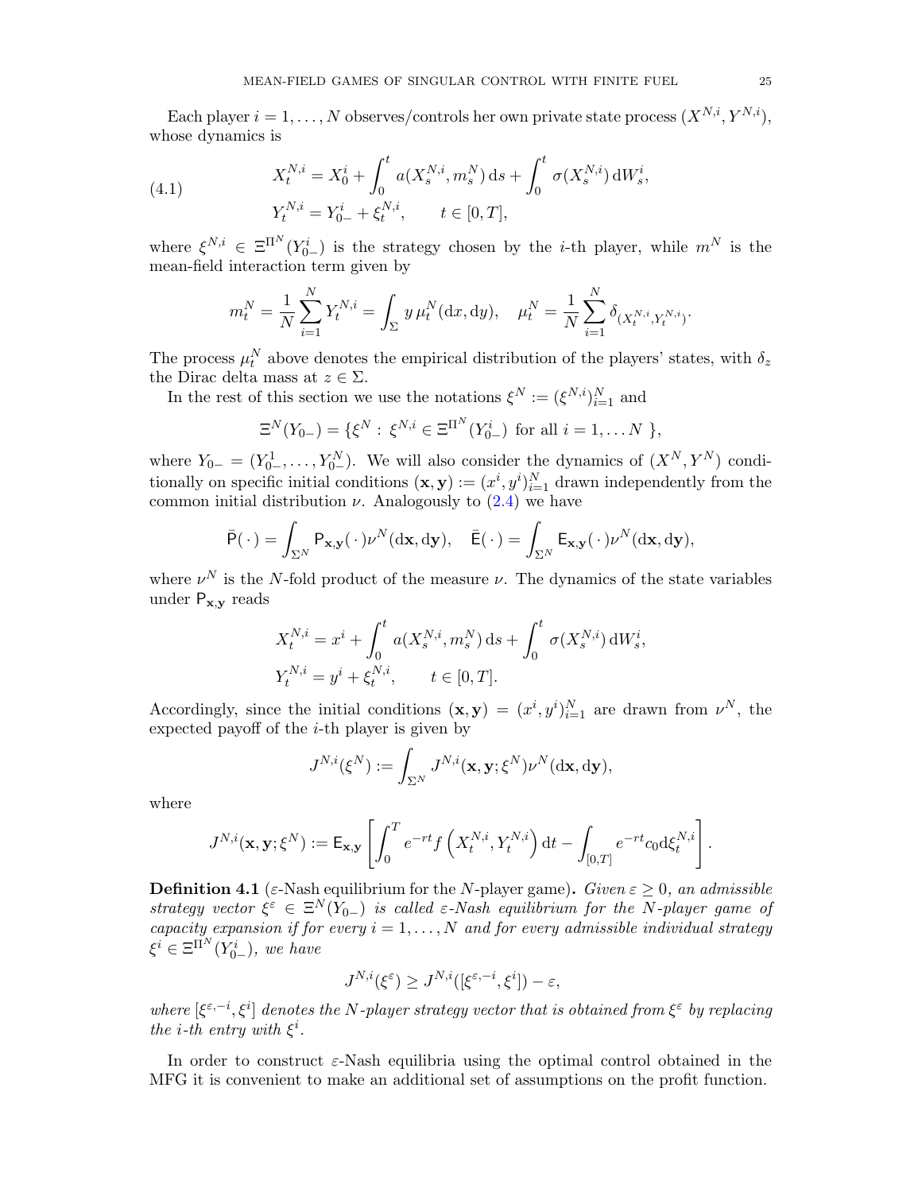Each player $i = 1, \dots, N$ observes/controls her own private state process $(X^{N,i}, Y^{N,i})$, whose dynamics is

$$
\begin{aligned}
X_t^{N,i} &= X_0^i + \int_0^t a(X_s^{N,i}, m_s^N)\,\mathrm{d}s + \int_0^t \sigma(X_s^{N,i})\,\mathrm{d}W_s^i, \\
Y_t^{N,i} &= Y_{0-}^i + \xi_t^{N,i}, \qquad t \in [0,T],
\end{aligned}
\tag{4.1}
$$

where $\xi^{N,i} \in \Xi^{\Pi^N}(Y_{0-}^i)$ is the strategy chosen by the $i$-th player, while $m^N$ is the mean-field interaction term given by

$$
m_t^N = \frac{1}{N}\sum_{i=1}^N Y_t^{N,i} = \int_\Sigma y\,\mu_t^N(\mathrm{d}x,\mathrm{d}y), \quad \mu_t^N = \frac{1}{N}\sum_{i=1}^N \delta_{(X_t^{N,i}, Y_t^{N,i})}.
$$

The process $\mu_t^N$ above denotes the empirical distribution of the players' states, with $\delta_z$ the Dirac delta mass at $z \in \Sigma$.

In the rest of this section we use the notations $\xi^N := (\xi^{N,i})_{i=1}^N$ and

$$
\Xi^N(Y_{0-}) = \{\xi^N : \xi^{N,i} \in \Xi^{\Pi^N}(Y_{0-}^i) \text{ for all } i = 1, \dots N\},
$$

where $Y_{0-} = (Y_{0-}^1, \dots, Y_{0-}^N)$. We will also consider the dynamics of $(X^N, Y^N)$ conditionally on specific initial conditions $(\mathbf{x}, \mathbf{y}) := (x^i, y^i)_{i=1}^N$ drawn independently from the common initial distribution $\nu$. Analogously to (2.4) we have

$$
\bar{\mathsf{P}}(\,\cdot\,) = \int_{\Sigma^N} \mathsf{P}_{\mathbf{x},\mathbf{y}}(\,\cdot\,)\nu^N(\mathrm{d}\mathbf{x},\mathrm{d}\mathbf{y}), \quad \bar{\mathsf{E}}(\,\cdot\,) = \int_{\Sigma^N} \mathsf{E}_{\mathbf{x},\mathbf{y}}(\,\cdot\,)\nu^N(\mathrm{d}\mathbf{x},\mathrm{d}\mathbf{y}),
$$

where $\nu^N$ is the $N$-fold product of the measure $\nu$. The dynamics of the state variables under $\mathsf{P}_{\mathbf{x},\mathbf{y}}$ reads

$$
\begin{aligned}
X_t^{N,i} &= x^i + \int_0^t a(X_s^{N,i}, m_s^N)\,\mathrm{d}s + \int_0^t \sigma(X_s^{N,i})\,\mathrm{d}W_s^i, \\
Y_t^{N,i} &= y^i + \xi_t^{N,i}, \qquad t \in [0,T].
\end{aligned}
$$

Accordingly, since the initial conditions $(\mathbf{x}, \mathbf{y}) = (x^i, y^i)_{i=1}^N$ are drawn from $\nu^N$, the expected payoff of the $i$-th player is given by

$$
J^{N,i}(\xi^N) := \int_{\Sigma^N} J^{N,i}(\mathbf{x},\mathbf{y};\xi^N)\nu^N(\mathrm{d}\mathbf{x},\mathrm{d}\mathbf{y}),
$$

where

$$
J^{N,i}(\mathbf{x},\mathbf{y};\xi^N) := \mathsf{E}_{\mathbf{x},\mathbf{y}}\left[\int_0^T e^{-rt} f\left(X_t^{N,i}, Y_t^{N,i}\right)\mathrm{d}t - \int_{[0,T]} e^{-rt} c_0 \mathrm{d}\xi_t^{N,i}\right].
$$

**Definition 4.1** ($\varepsilon$-Nash equilibrium for the $N$-player game)**.** *Given $\varepsilon \geq 0$, an admissible strategy vector $\xi^\varepsilon \in \Xi^N(Y_{0-})$ is called $\varepsilon$-Nash equilibrium for the $N$-player game of capacity expansion if for every $i = 1, \dots, N$ and for every admissible individual strategy $\xi^i \in \Xi^{\Pi^N}(Y_{0-}^i)$, we have*

$$
J^{N,i}(\xi^\varepsilon) \geq J^{N,i}([\xi^{\varepsilon,-i}, \xi^i]) - \varepsilon,
$$

*where $[\xi^{\varepsilon,-i}, \xi^i]$ denotes the $N$-player strategy vector that is obtained from $\xi^\varepsilon$ by replacing the $i$-th entry with $\xi^i$.*

In order to construct $\varepsilon$-Nash equilibria using the optimal control obtained in the MFG it is convenient to make an additional set of assumptions on the profit function.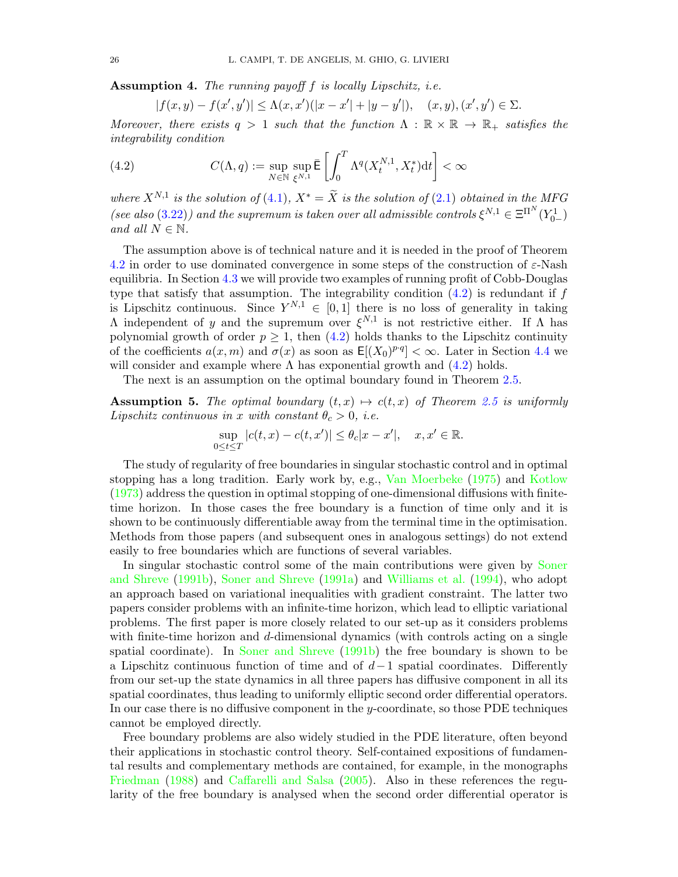**Assumption 4.** *The running payoff $f$ is locally Lipschitz, i.e.*

$$|f(x,y) - f(x',y')| \le \Lambda(x,x')(|x-x'| + |y-y'|), \quad (x,y),(x',y') \in \Sigma.$$

*Moreover, there exists $q > 1$ such that the function $\Lambda : \mathbb{R} \times \mathbb{R} \to \mathbb{R}_+$ satisfies the integrability condition*

$$C(\Lambda, q) := \sup_{N\in\mathbb{N}} \sup_{\xi^{N,1}} \bar{\mathsf{E}}\left[\int_0^T \Lambda^q(X_t^{N,1}, X_t^*)\mathrm{d}t\right] < \infty \tag{4.2}$$

*where $X^{N,1}$ is the solution of (4.1), $X^* = \widetilde{X}$ is the solution of (2.1) obtained in the MFG (see also (3.22)) and the supremum is taken over all admissible controls $\xi^{N,1} \in \Xi^{\Pi^N}(Y^1_{0-})$ and all $N \in \mathbb{N}$.*

The assumption above is of technical nature and it is needed in the proof of Theorem 4.2 in order to use dominated convergence in some steps of the construction of $\varepsilon$-Nash equilibria. In Section 4.3 we will provide two examples of running profit of Cobb-Douglas type that satisfy that assumption. The integrability condition (4.2) is redundant if $f$ is Lipschitz continuous. Since $Y^{N,1} \in [0,1]$ there is no loss of generality in taking $\Lambda$ independent of $y$ and the supremum over $\xi^{N,1}$ is not restrictive either. If $\Lambda$ has polynomial growth of order $p \ge 1$, then (4.2) holds thanks to the Lipschitz continuity of the coefficients $a(x,m)$ and $\sigma(x)$ as soon as $\mathsf{E}[(X_0)^{p\cdot q}] < \infty$. Later in Section 4.4 we will consider and example where $\Lambda$ has exponential growth and (4.2) holds.

The next is an assumption on the optimal boundary found in Theorem 2.5.

**Assumption 5.** *The optimal boundary $(t,x) \mapsto c(t,x)$ of Theorem 2.5 is uniformly Lipschitz continuous in $x$ with constant $\theta_c > 0$, i.e.*

$$\sup_{0\le t\le T} |c(t,x) - c(t,x')| \le \theta_c |x - x'|, \quad x, x' \in \mathbb{R}.$$

The study of regularity of free boundaries in singular stochastic control and in optimal stopping has a long tradition. Early work by, e.g., Van Moerbeke (1975) and Kotlow (1973) address the question in optimal stopping of one-dimensional diffusions with finite-time horizon. In those cases the free boundary is a function of time only and it is shown to be continuously differentiable away from the terminal time in the optimisation. Methods from those papers (and subsequent ones in analogous settings) do not extend easily to free boundaries which are functions of several variables.

In singular stochastic control some of the main contributions were given by Soner and Shreve (1991b), Soner and Shreve (1991a) and Williams et al. (1994), who adopt an approach based on variational inequalities with gradient constraint. The latter two papers consider problems with an infinite-time horizon, which lead to elliptic variational problems. The first paper is more closely related to our set-up as it considers problems with finite-time horizon and $d$-dimensional dynamics (with controls acting on a single spatial coordinate). In Soner and Shreve (1991b) the free boundary is shown to be a Lipschitz continuous function of time and of $d-1$ spatial coordinates. Differently from our set-up the state dynamics in all three papers has diffusive component in all its spatial coordinates, thus leading to uniformly elliptic second order differential operators. In our case there is no diffusive component in the $y$-coordinate, so those PDE techniques cannot be employed directly.

Free boundary problems are also widely studied in the PDE literature, often beyond their applications in stochastic control theory. Self-contained expositions of fundamental results and complementary methods are contained, for example, in the monographs Friedman (1988) and Caffarelli and Salsa (2005). Also in these references the regularity of the free boundary is analysed when the second order differential operator is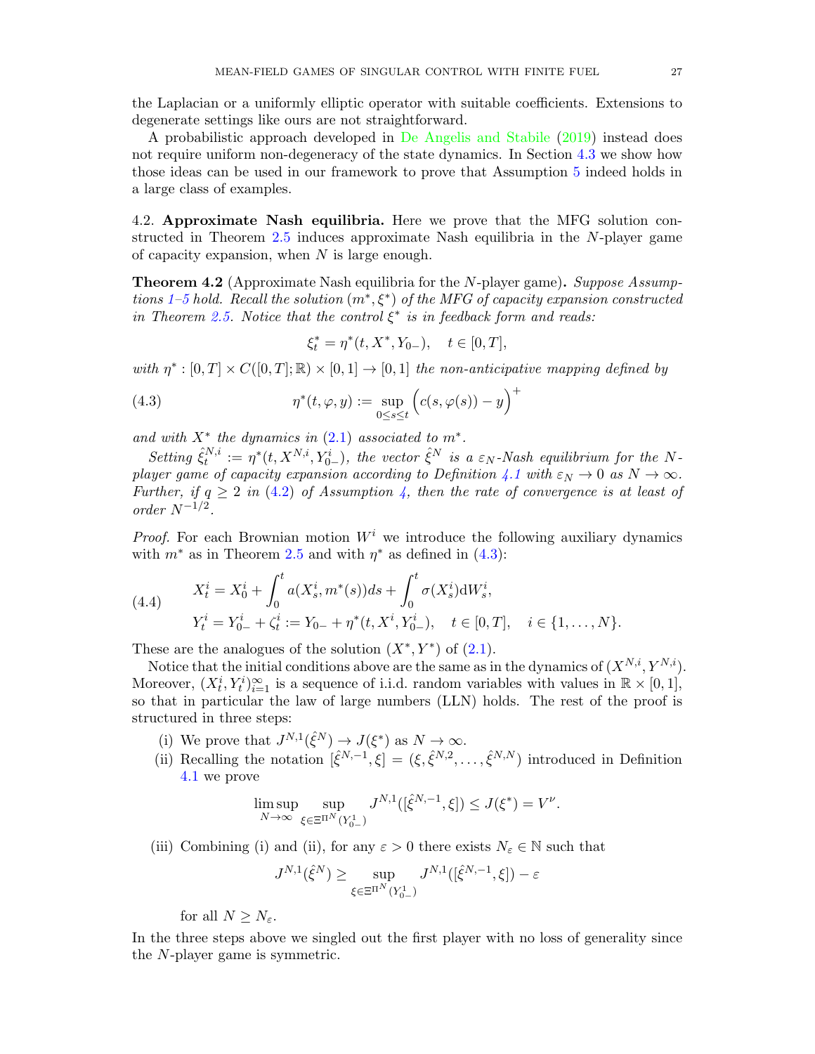the Laplacian or a uniformly elliptic operator with suitable coefficients. Extensions to degenerate settings like ours are not straightforward.

A probabilistic approach developed in De Angelis and Stabile (2019) instead does not require uniform non-degeneracy of the state dynamics. In Section 4.3 we show how those ideas can be used in our framework to prove that Assumption 5 indeed holds in a large class of examples.

4.2. **Approximate Nash equilibria.** Here we prove that the MFG solution constructed in Theorem 2.5 induces approximate Nash equilibria in the $N$-player game of capacity expansion, when $N$ is large enough.

**Theorem 4.2** (Approximate Nash equilibria for the $N$-player game)**.** *Suppose Assumptions 1–5 hold. Recall the solution $(m^*, \xi^*)$ of the MFG of capacity expansion constructed in Theorem 2.5. Notice that the control $\xi^*$ is in feedback form and reads:*

$$\xi^*_t = \eta^*(t, X^*, Y_{0-}), \quad t \in [0,T],$$

*with $\eta^* : [0,T] \times C([0,T];\mathbb{R}) \times [0,1] \to [0,1]$ the non-anticipative mapping defined by*

$$\eta^*(t, \varphi, y) := \sup_{0 \le s \le t} \Big( c(s, \varphi(s)) - y \Big)^+ \tag{4.3}$$

*and with $X^*$ the dynamics in (2.1) associated to $m^*$.*

*Setting $\hat{\xi}^{N,i}_t := \eta^*(t, X^{N,i}, Y^i_{0-})$, the vector $\hat{\xi}^N$ is a $\varepsilon_N$-Nash equilibrium for the $N$-player game of capacity expansion according to Definition 4.1 with $\varepsilon_N \to 0$ as $N \to \infty$. Further, if $q \ge 2$ in (4.2) of Assumption 4, then the rate of convergence is at least of order $N^{-1/2}$.*

*Proof.* For each Brownian motion $W^i$ we introduce the following auxiliary dynamics with $m^*$ as in Theorem 2.5 and with $\eta^*$ as defined in (4.3):

$$\begin{aligned} X^i_t &= X^i_0 + \int_0^t a(X^i_s, m^*(s)) ds + \int_0^t \sigma(X^i_s) \mathrm{d}W^i_s, \\ Y^i_t &= Y^i_{0-} + \zeta^i_t := Y_{0-} + \eta^*(t, X^i, Y^i_{0-}), \quad t \in [0,T], \quad i \in \{1, \dots, N\}. \end{aligned} \tag{4.4}$$

These are the analogues of the solution $(X^*, Y^*)$ of (2.1).

Notice that the initial conditions above are the same as in the dynamics of $(X^{N,i}, Y^{N,i})$. Moreover, $(X^i_t, Y^i_t)_{i=1}^\infty$ is a sequence of i.i.d. random variables with values in $\mathbb{R} \times [0,1]$, so that in particular the law of large numbers (LLN) holds. The rest of the proof is structured in three steps:

(i) We prove that $J^{N,1}(\hat{\xi}^N) \to J(\xi^*)$ as $N \to \infty$.

(ii) Recalling the notation $[\hat{\xi}^{N,-1}, \xi] = (\xi, \hat{\xi}^{N,2}, \dots, \hat{\xi}^{N,N})$ introduced in Definition 4.1 we prove

$$\limsup_{N \to \infty} \sup_{\xi \in \Xi^{\Pi^N}(Y^1_{0-})} J^{N,1}([\hat{\xi}^{N,-1}, \xi]) \le J(\xi^*) = V^\nu.$$

(iii) Combining (i) and (ii), for any $\varepsilon > 0$ there exists $N_\varepsilon \in \mathbb{N}$ such that

$$J^{N,1}(\hat{\xi}^N) \ge \sup_{\xi \in \Xi^{\Pi^N}(Y^1_{0-})} J^{N,1}([\hat{\xi}^{N,-1}, \xi]) - \varepsilon$$

for all $N \ge N_\varepsilon$.

In the three steps above we singled out the first player with no loss of generality since the $N$-player game is symmetric.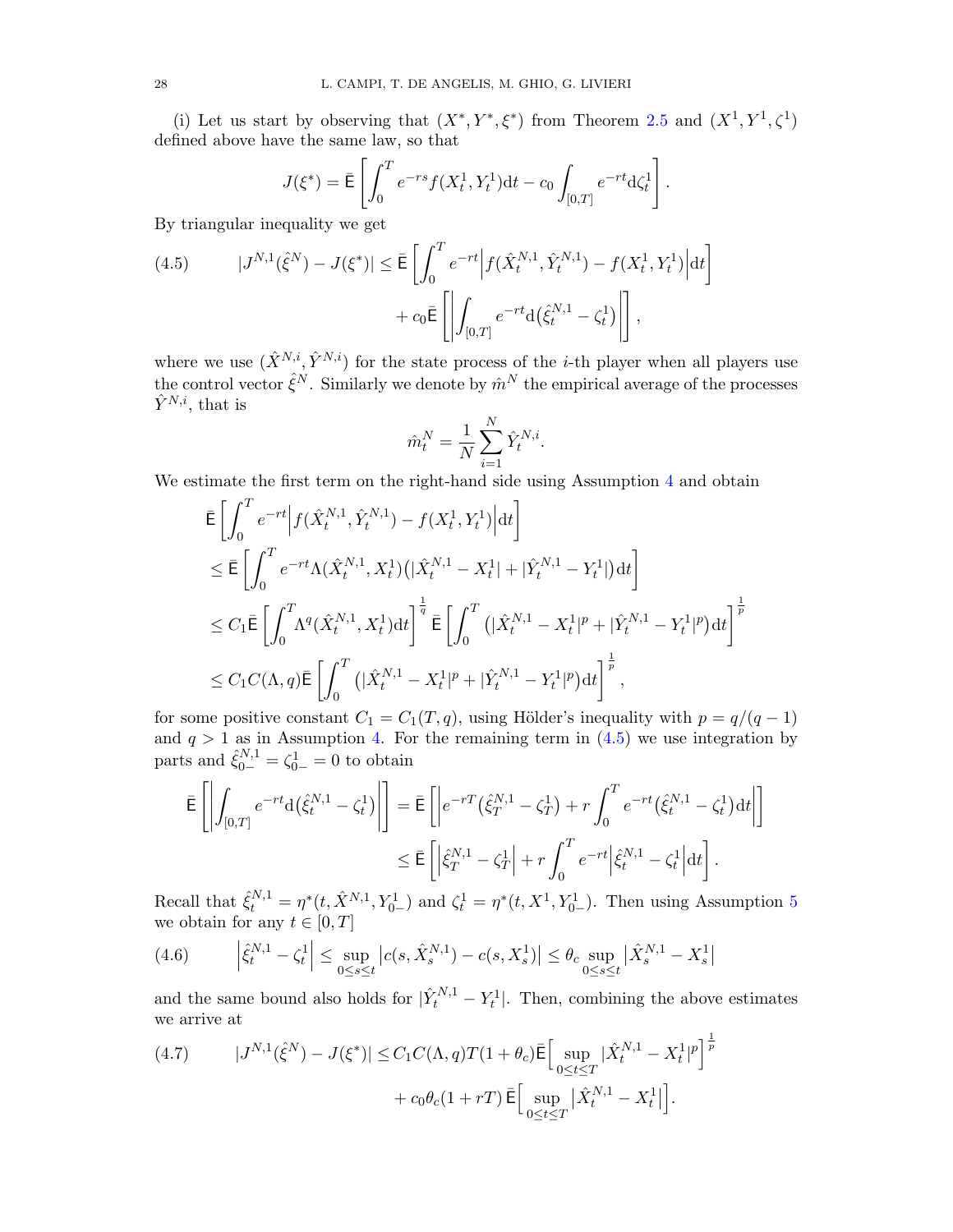(i) Let us start by observing that $(X^*, Y^*, \xi^*)$ from Theorem 2.5 and $(X^1, Y^1, \zeta^1)$ defined above have the same law, so that

$$J(\xi^*) = \bar{\mathsf{E}}\left[\int_0^T e^{-rs} f(X_t^1, Y_t^1)\mathrm{d}t - c_0 \int_{[0,T]} e^{-rt}\mathrm{d}\zeta_t^1\right].$$

By triangular inequality we get

$$|J^{N,1}(\hat{\xi}^N) - J(\xi^*)| \leq \bar{\mathsf{E}}\left[\int_0^T e^{-rt}\Big|f(\hat{X}_t^{N,1}, \hat{Y}_t^{N,1}) - f(X_t^1, Y_t^1)\Big|\mathrm{d}t\right] + c_0\bar{\mathsf{E}}\left[\left|\int_{[0,T]} e^{-rt}\mathrm{d}\big(\hat{\xi}_t^{N,1} - \zeta_t^1\big)\right|\right], \tag{4.5}$$

where we use $(\hat{X}^{N,i}, \hat{Y}^{N,i})$ for the state process of the $i$-th player when all players use the control vector $\hat{\xi}^N$. Similarly we denote by $\hat{m}^N$ the empirical average of the processes $\hat{Y}^{N,i}$, that is

$$\hat{m}_t^N = \frac{1}{N}\sum_{i=1}^N \hat{Y}_t^{N,i}.$$

We estimate the first term on the right-hand side using Assumption 4 and obtain

$$\begin{aligned}
&\bar{\mathsf{E}}\left[\int_0^T e^{-rt}\Big|f(\hat{X}_t^{N,1}, \hat{Y}_t^{N,1}) - f(X_t^1, Y_t^1)\Big|\mathrm{d}t\right] \\
&\leq \bar{\mathsf{E}}\left[\int_0^T e^{-rt}\Lambda(\hat{X}_t^{N,1}, X_t^1)\big(|\hat{X}_t^{N,1} - X_t^1| + |\hat{Y}_t^{N,1} - Y_t^1|\big)\mathrm{d}t\right] \\
&\leq C_1\bar{\mathsf{E}}\left[\int_0^T \Lambda^q(\hat{X}_t^{N,1}, X_t^1)\mathrm{d}t\right]^{\frac{1}{q}}\bar{\mathsf{E}}\left[\int_0^T \big(|\hat{X}_t^{N,1} - X_t^1|^p + |\hat{Y}_t^{N,1} - Y_t^1|^p\big)\mathrm{d}t\right]^{\frac{1}{p}} \\
&\leq C_1 C(\Lambda, q)\bar{\mathsf{E}}\left[\int_0^T \big(|\hat{X}_t^{N,1} - X_t^1|^p + |\hat{Y}_t^{N,1} - Y_t^1|^p\big)\mathrm{d}t\right]^{\frac{1}{p}},
\end{aligned}$$

for some positive constant $C_1 = C_1(T, q)$, using Hölder's inequality with $p = q/(q-1)$ and $q > 1$ as in Assumption 4. For the remaining term in (4.5) we use integration by parts and $\hat{\xi}_{0-}^{N,1} = \zeta_{0-}^1 = 0$ to obtain

$$\begin{aligned}
\bar{\mathsf{E}}\left[\left|\int_{[0,T]} e^{-rt}\mathrm{d}\big(\hat{\xi}_t^{N,1} - \zeta_t^1\big)\right|\right] &= \bar{\mathsf{E}}\left[\left|e^{-rT}\big(\hat{\xi}_T^{N,1} - \zeta_T^1\big) + r\int_0^T e^{-rt}\big(\hat{\xi}_t^{N,1} - \zeta_t^1\big)\mathrm{d}t\right|\right] \\
&\leq \bar{\mathsf{E}}\left[\Big|\hat{\xi}_T^{N,1} - \zeta_T^1\Big| + r\int_0^T e^{-rt}\Big|\hat{\xi}_t^{N,1} - \zeta_t^1\Big|\mathrm{d}t\right].
\end{aligned}$$

Recall that $\hat{\xi}_t^{N,1} = \eta^*(t, \hat{X}^{N,1}, Y_{0-}^1)$ and $\zeta_t^1 = \eta^*(t, X^1, Y_{0-}^1)$. Then using Assumption 5 we obtain for any $t \in [0, T]$

$$\Big|\hat{\xi}_t^{N,1} - \zeta_t^1\Big| \leq \sup_{0\leq s\leq t}\big|c(s, \hat{X}_s^{N,1}) - c(s, X_s^1)\big| \leq \theta_c \sup_{0\leq s\leq t}\big|\hat{X}_s^{N,1} - X_s^1\big| \tag{4.6}$$

and the same bound also holds for $|\hat{Y}_t^{N,1} - Y_t^1|$. Then, combining the above estimates we arrive at

$$|J^{N,1}(\hat{\xi}^N) - J(\xi^*)| \leq C_1 C(\Lambda, q)T(1 + \theta_c)\bar{\mathsf{E}}\Big[\sup_{0\leq t\leq T}|\hat{X}_t^{N,1} - X_t^1|^p\Big]^{\frac{1}{p}} + c_0\theta_c(1 + rT)\,\bar{\mathsf{E}}\Big[\sup_{0\leq t\leq T}\big|\hat{X}_t^{N,1} - X_t^1\big|\Big]. \tag{4.7}$$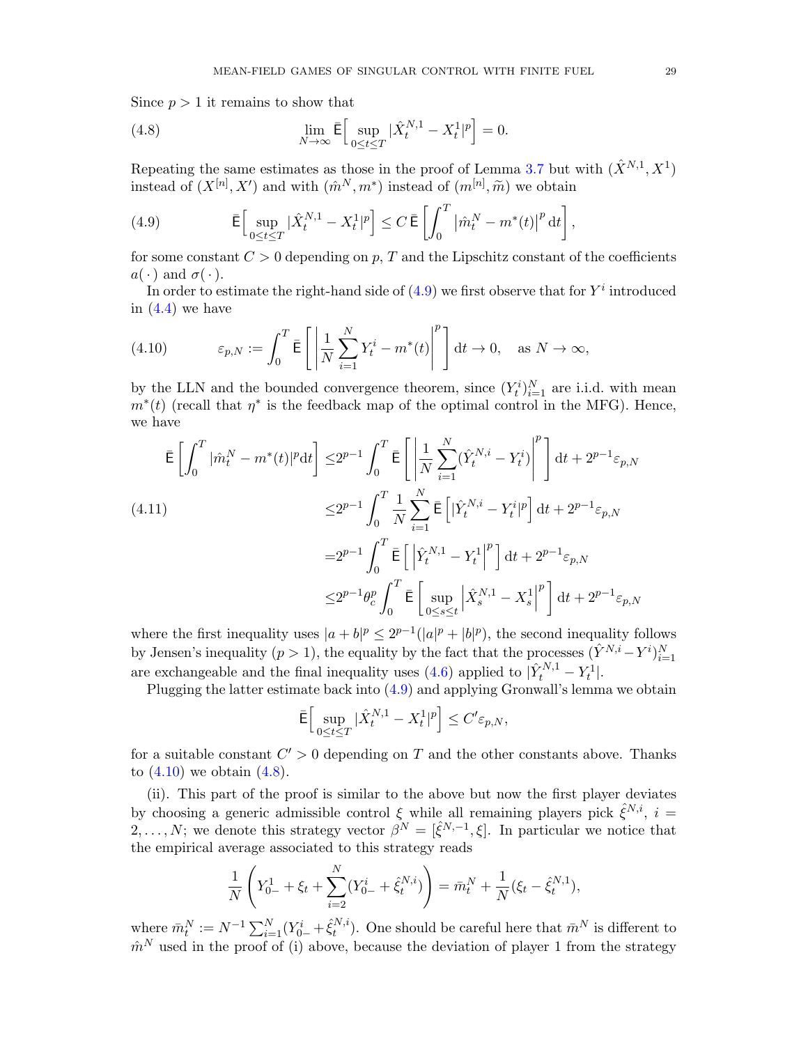Since $p > 1$ it remains to show that

$$\lim_{N\to\infty} \bar{\mathsf{E}}\Big[\sup_{0\le t\le T} |\hat{X}^{N,1}_t - X^1_t|^p\Big] = 0. \tag{4.8}$$

Repeating the same estimates as those in the proof of Lemma 3.7 but with $(\hat{X}^{N,1}, X^1)$ instead of $(X^{[n]}, X')$ and with $(\hat{m}^N, m^*)$ instead of $(m^{[n]}, \widetilde{m})$ we obtain

$$\bar{\mathsf{E}}\Big[\sup_{0\le t\le T} |\hat{X}^{N,1}_t - X^1_t|^p\Big] \le C\,\bar{\mathsf{E}}\left[\int_0^T \left|\hat{m}^N_t - m^*(t)\right|^p \mathrm{d}t\right], \tag{4.9}$$

for some constant $C > 0$ depending on $p$, $T$ and the Lipschitz constant of the coefficients $a(\,\cdot\,)$ and $\sigma(\,\cdot\,)$.

In order to estimate the right-hand side of (4.9) we first observe that for $Y^i$ introduced in (4.4) we have

$$\varepsilon_{p,N} := \int_0^T \bar{\mathsf{E}}\left[\left|\frac{1}{N}\sum_{i=1}^N Y^i_t - m^*(t)\right|^p\right] \mathrm{d}t \to 0, \quad \text{as } N \to \infty, \tag{4.10}$$

by the LLN and the bounded convergence theorem, since $(Y^i_t)_{i=1}^N$ are i.i.d. with mean $m^*(t)$ (recall that $\eta^*$ is the feedback map of the optimal control in the MFG). Hence, we have

$$\begin{aligned}
\bar{\mathsf{E}}\left[\int_0^T |\hat{m}^N_t - m^*(t)|^p \mathrm{d}t\right] \le& 2^{p-1}\int_0^T \bar{\mathsf{E}}\left[\left|\frac{1}{N}\sum_{i=1}^N (\hat{Y}^{N,i}_t - Y^i_t)\right|^p\right] \mathrm{d}t + 2^{p-1}\varepsilon_{p,N} \\
\le& 2^{p-1}\int_0^T \frac{1}{N}\sum_{i=1}^N \bar{\mathsf{E}}\left[|\hat{Y}^{N,i}_t - Y^i_t|^p\right] \mathrm{d}t + 2^{p-1}\varepsilon_{p,N} \\
=& 2^{p-1}\int_0^T \bar{\mathsf{E}}\left[\left|\hat{Y}^{N,1}_t - Y^1_t\right|^p\right] \mathrm{d}t + 2^{p-1}\varepsilon_{p,N} \\
\le& 2^{p-1}\theta_c^p \int_0^T \bar{\mathsf{E}}\left[\sup_{0\le s\le t}\left|\hat{X}^{N,1}_s - X^1_s\right|^p\right] \mathrm{d}t + 2^{p-1}\varepsilon_{p,N}
\end{aligned} \tag{4.11}$$

where the first inequality uses $|a+b|^p \le 2^{p-1}(|a|^p + |b|^p)$, the second inequality follows by Jensen's inequality ($p > 1$), the equality by the fact that the processes $(\hat{Y}^{N,i} - Y^i)_{i=1}^N$ are exchangeable and the final inequality uses (4.6) applied to $|\hat{Y}^{N,1}_t - Y^1_t|$.

Plugging the latter estimate back into (4.9) and applying Gronwall's lemma we obtain

$$\bar{\mathsf{E}}\Big[\sup_{0\le t\le T} |\hat{X}^{N,1}_t - X^1_t|^p\Big] \le C'\varepsilon_{p,N},$$

for a suitable constant $C' > 0$ depending on $T$ and the other constants above. Thanks to (4.10) we obtain (4.8).

(ii). This part of the proof is similar to the above but now the first player deviates by choosing a generic admissible control $\xi$ while all remaining players pick $\hat{\xi}^{N,i}$, $i = 2, \ldots, N$; we denote this strategy vector $\beta^N = [\hat{\xi}^{N,-1}, \xi]$. In particular we notice that the empirical average associated to this strategy reads

$$\frac{1}{N}\left(Y^1_{0-} + \xi_t + \sum_{i=2}^N (Y^i_{0-} + \hat{\xi}^{N,i}_t)\right) = \bar{m}^N_t + \frac{1}{N}(\xi_t - \hat{\xi}^{N,1}_t),$$

where $\bar{m}^N_t := N^{-1}\sum_{i=1}^N (Y^i_{0-} + \hat{\xi}^{N,i}_t)$. One should be careful here that $\bar{m}^N$ is different to $\hat{m}^N$ used in the proof of (i) above, because the deviation of player 1 from the strategy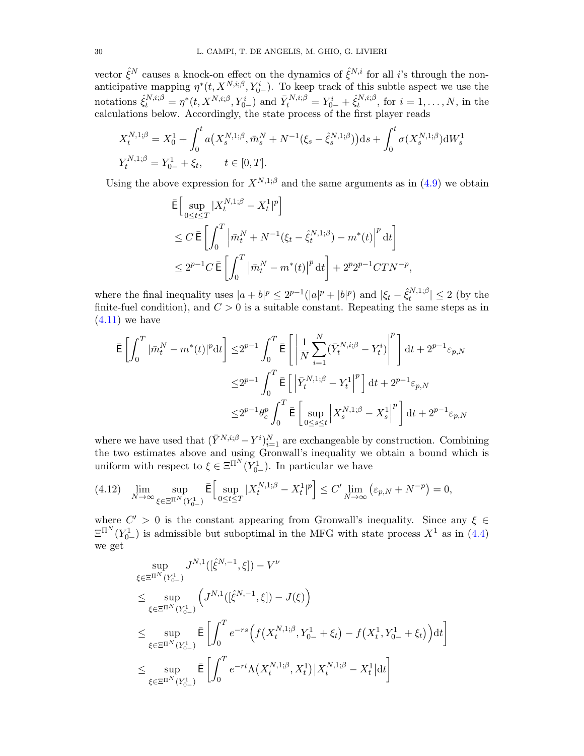vector $\hat{\xi}^N$ causes a knock-on effect on the dynamics of $\hat{\xi}^{N,i}$ for all $i$'s through the non-anticipative mapping $\eta^*(t, X^{N,i;\beta}, Y^i_{0-})$. To keep track of this subtle aspect we use the notations $\hat{\xi}^{N,i;\beta}_t = \eta^*(t, X^{N,i;\beta}, Y^i_{0-})$ and $\bar{Y}^{N,i;\beta}_t = Y^i_{0-} + \hat{\xi}^{N,i;\beta}_t$, for $i = 1, \dots, N$, in the calculations below. Accordingly, the state process of the first player reads

$$
\begin{aligned}
X^{N,1;\beta}_t &= X^1_0 + \int_0^t a\big(X^{N,1;\beta}_s, \bar{m}^N_s + N^{-1}(\xi_s - \hat{\xi}^{N,1;\beta}_s)\big)\mathrm{d}s + \int_0^t \sigma(X^{N,1;\beta}_s)\mathrm{d}W^1_s \\
Y^{N,1;\beta}_t &= Y^1_{0-} + \xi_t, \qquad t \in [0,T].
\end{aligned}
$$

Using the above expression for $X^{N,1;\beta}$ and the same arguments as in (4.9) we obtain

$$
\begin{aligned}
&\bar{\mathsf{E}}\Big[\sup_{0\le t\le T}|X^{N,1;\beta}_t - X^1_t|^p\Big] \\
&\le C\,\bar{\mathsf{E}}\left[\int_0^T \Big|\bar{m}^N_t + N^{-1}(\xi_t - \hat{\xi}^{N,1;\beta}_t) - m^*(t)\Big|^p \mathrm{d}t\right] \\
&\le 2^{p-1}C\,\bar{\mathsf{E}}\left[\int_0^T \big|\bar{m}^N_t - m^*(t)\big|^p \mathrm{d}t\right] + 2^p 2^{p-1} C T N^{-p},
\end{aligned}
$$

where the final inequality uses $|a+b|^p \le 2^{p-1}(|a|^p + |b|^p)$ and $|\xi_t - \hat{\xi}^{N,1;\beta}_t| \le 2$ (by the finite-fuel condition), and $C > 0$ is a suitable constant. Repeating the same steps as in (4.11) we have

$$
\begin{aligned}
\bar{\mathsf{E}}\left[\int_0^T |\bar{m}^N_t - m^*(t)|^p \mathrm{d}t\right] &\le 2^{p-1}\int_0^T \bar{\mathsf{E}}\left[\left|\frac{1}{N}\sum_{i=1}^N(\bar{Y}^{N,i;\beta}_t - Y^i_t)\right|^p\right]\mathrm{d}t + 2^{p-1}\varepsilon_{p,N} \\
&\le 2^{p-1}\int_0^T \bar{\mathsf{E}}\left[\left|\bar{Y}^{N,1;\beta}_t - Y^1_t\right|^p\right]\mathrm{d}t + 2^{p-1}\varepsilon_{p,N} \\
&\le 2^{p-1}\theta_c^p\int_0^T \bar{\mathsf{E}}\left[\sup_{0\le s\le t}\left|X^{N,1;\beta}_s - X^1_s\right|^p\right]\mathrm{d}t + 2^{p-1}\varepsilon_{p,N}
\end{aligned}
$$

where we have used that $(\bar{Y}^{N,i;\beta} - Y^i)_{i=1}^N$ are exchangeable by construction. Combining the two estimates above and using Gronwall's inequality we obtain a bound which is uniform with respect to $\xi \in \Xi^{\Pi^N}(Y^1_{0-})$. In particular we have

$$
\lim_{N\to\infty}\sup_{\xi\in\Xi^{\Pi^N}(Y^1_{0-})}\bar{\mathsf{E}}\Big[\sup_{0\le t\le T}|X^{N,1;\beta}_t - X^1_t|^p\Big] \le C'\lim_{N\to\infty}\big(\varepsilon_{p,N} + N^{-p}\big) = 0, \tag{4.12}
$$

where $C' > 0$ is the constant appearing from Gronwall's inequality. Since any $\xi \in \Xi^{\Pi^N}(Y^1_{0-})$ is admissible but suboptimal in the MFG with state process $X^1$ as in (4.4) we get

$$
\begin{aligned}
&\sup_{\xi\in\Xi^{\Pi^N}(Y^1_{0-})} J^{N,1}([\hat{\xi}^{N,-1},\xi]) - V^\nu \\
&\le \sup_{\xi\in\Xi^{\Pi^N}(Y^1_{0-})}\Big(J^{N,1}([\hat{\xi}^{N,-1},\xi]) - J(\xi)\Big) \\
&\le \sup_{\xi\in\Xi^{\Pi^N}(Y^1_{0-})}\bar{\mathsf{E}}\left[\int_0^T e^{-rs}\Big(f\big(X^{N,1;\beta}_t, Y^1_{0-}+\xi_t\big) - f\big(X^1_t, Y^1_{0-}+\xi_t\big)\Big)\mathrm{d}t\right] \\
&\le \sup_{\xi\in\Xi^{\Pi^N}(Y^1_{0-})}\bar{\mathsf{E}}\left[\int_0^T e^{-rt}\Lambda\big(X^{N,1;\beta}_t, X^1_t\big)\big|X^{N,1;\beta}_t - X^1_t\big|\mathrm{d}t\right]
\end{aligned}
$$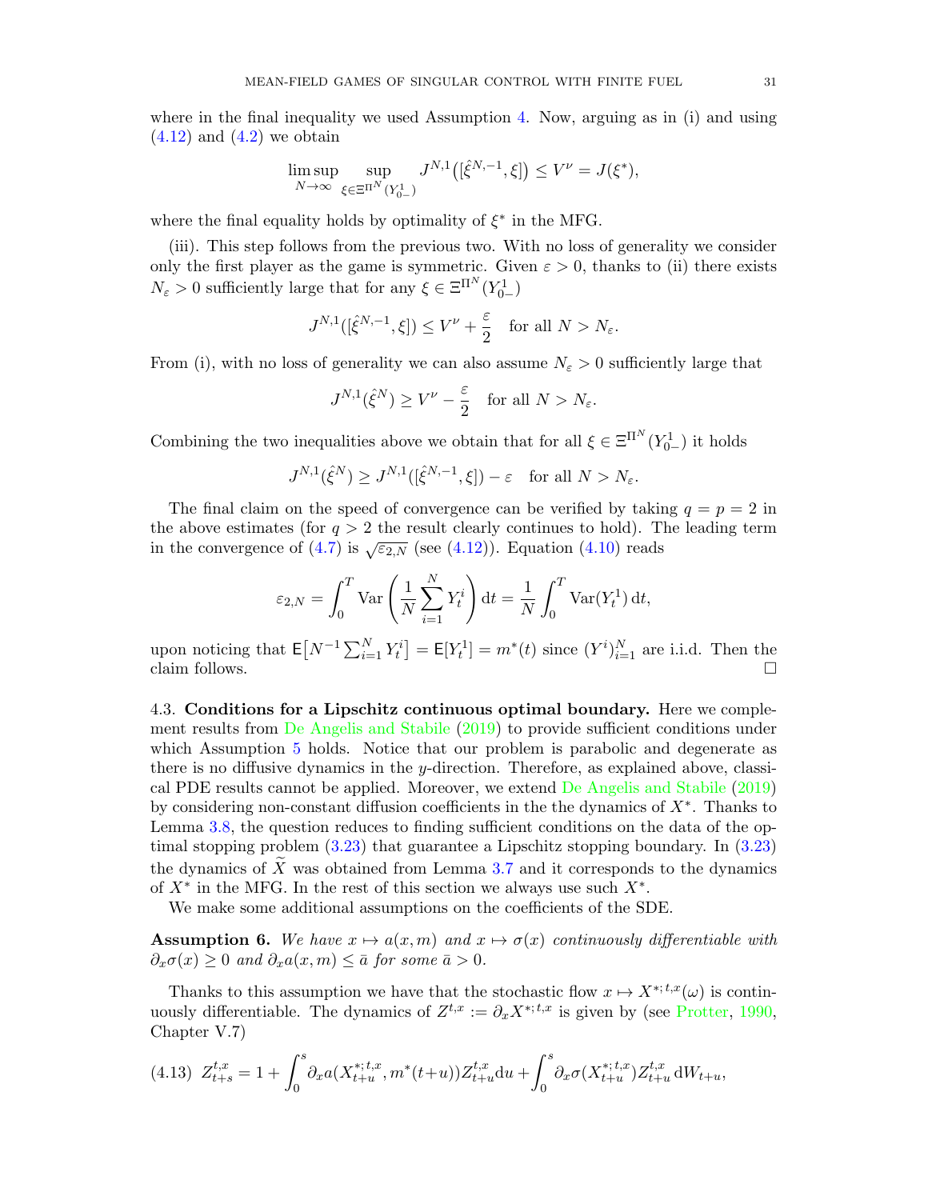where in the final inequality we used Assumption 4. Now, arguing as in (i) and using (4.12) and (4.2) we obtain

$$\limsup_{N\to\infty} \sup_{\xi\in\Xi^{\Pi^N}(Y^1_{0-})} J^{N,1}\big([\hat{\xi}^{N,-1},\xi]\big) \le V^\nu = J(\xi^*),$$

where the final equality holds by optimality of $\xi^*$ in the MFG.

(iii). This step follows from the previous two. With no loss of generality we consider only the first player as the game is symmetric. Given $\varepsilon > 0$, thanks to (ii) there exists $N_\varepsilon > 0$ sufficiently large that for any $\xi \in \Xi^{\Pi^N}(Y^1_{0-})$

$$J^{N,1}([\hat{\xi}^{N,-1},\xi]) \le V^\nu + \frac{\varepsilon}{2} \quad \text{for all } N > N_\varepsilon.$$

From (i), with no loss of generality we can also assume $N_\varepsilon > 0$ sufficiently large that

$$J^{N,1}(\hat{\xi}^N) \ge V^\nu - \frac{\varepsilon}{2} \quad \text{for all } N > N_\varepsilon.$$

Combining the two inequalities above we obtain that for all $\xi \in \Xi^{\Pi^N}(Y^1_{0-})$ it holds

$$J^{N,1}(\hat{\xi}^N) \ge J^{N,1}([\hat{\xi}^{N,-1},\xi]) - \varepsilon \quad \text{for all } N > N_\varepsilon.$$

The final claim on the speed of convergence can be verified by taking $q = p = 2$ in the above estimates (for $q > 2$ the result clearly continues to hold). The leading term in the convergence of (4.7) is $\sqrt{\varepsilon_{2,N}}$ (see (4.12)). Equation (4.10) reads

$$\varepsilon_{2,N} = \int_0^T \mathrm{Var}\left(\frac{1}{N}\sum_{i=1}^N Y^i_t\right)\mathrm{d}t = \frac{1}{N}\int_0^T \mathrm{Var}(Y^1_t)\,\mathrm{d}t,$$

upon noticing that $\mathsf{E}\big[N^{-1}\sum_{i=1}^N Y^i_t\big] = \mathsf{E}[Y^1_t] = m^*(t)$ since $(Y^i)_{i=1}^N$ are i.i.d. Then the claim follows. $\square$

4.3. **Conditions for a Lipschitz continuous optimal boundary.** Here we complement results from De Angelis and Stabile (2019) to provide sufficient conditions under which Assumption 5 holds. Notice that our problem is parabolic and degenerate as there is no diffusive dynamics in the $y$-direction. Therefore, as explained above, classical PDE results cannot be applied. Moreover, we extend De Angelis and Stabile (2019) by considering non-constant diffusion coefficients in the the dynamics of $X^*$. Thanks to Lemma 3.8, the question reduces to finding sufficient conditions on the data of the optimal stopping problem (3.23) that guarantee a Lipschitz stopping boundary. In (3.23) the dynamics of $\widetilde{X}$ was obtained from Lemma 3.7 and it corresponds to the dynamics of $X^*$ in the MFG. In the rest of this section we always use such $X^*$.

We make some additional assumptions on the coefficients of the SDE.

**Assumption 6.** *We have $x \mapsto a(x,m)$ and $x \mapsto \sigma(x)$ continuously differentiable with $\partial_x\sigma(x) \ge 0$ and $\partial_x a(x,m) \le \bar{a}$ for some $\bar{a} > 0$.*

Thanks to this assumption we have that the stochastic flow $x \mapsto X^{*;t,x}(\omega)$ is continuously differentiable. The dynamics of $Z^{t,x} := \partial_x X^{*;t,x}$ is given by (see Protter, 1990, Chapter V.7)

$$Z^{t,x}_{t+s} = 1 + \int_0^s \partial_x a(X^{*;t,x}_{t+u}, m^*(t+u))Z^{t,x}_{t+u}\mathrm{d}u + \int_0^s \partial_x\sigma(X^{*;t,x}_{t+u})Z^{t,x}_{t+u}\,\mathrm{d}W_{t+u}, \tag{4.13}$$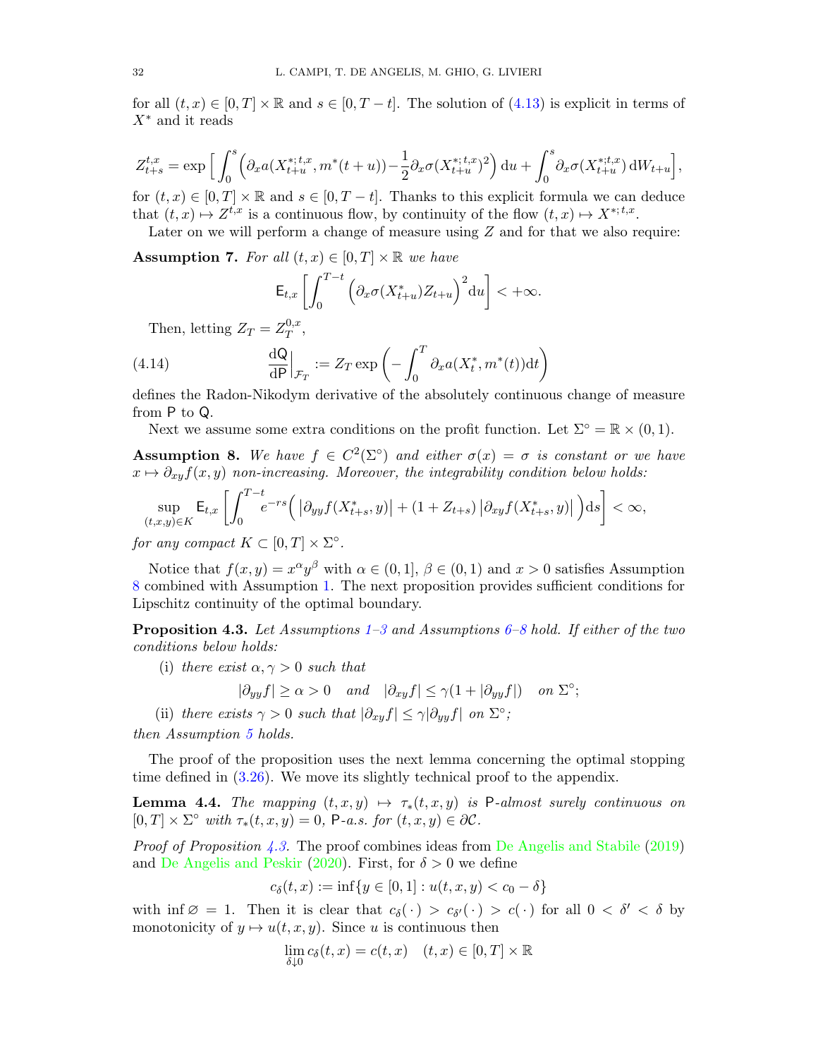for all $(t,x) \in [0,T] \times \mathbb{R}$ and $s \in [0, T-t]$. The solution of (4.13) is explicit in terms of $X^*$ and it reads

$$Z^{t,x}_{t+s} = \exp\Big[ \int_0^s \Big( \partial_x a(X^{*;t,x}_{t+u}, m^*(t+u)) - \frac{1}{2} \partial_x \sigma(X^{*;t,x}_{t+u})^2 \Big) \,\mathrm{d}u + \int_0^s \partial_x \sigma(X^{*;t,x}_{t+u}) \,\mathrm{d}W_{t+u} \Big],$$

for $(t,x) \in [0,T] \times \mathbb{R}$ and $s \in [0, T-t]$. Thanks to this explicit formula we can deduce that $(t,x) \mapsto Z^{t,x}$ is a continuous flow, by continuity of the flow $(t,x) \mapsto X^{*;t,x}$.

Later on we will perform a change of measure using $Z$ and for that we also require:

**Assumption 7.** *For all $(t,x) \in [0,T] \times \mathbb{R}$ we have*

$$\mathsf{E}_{t,x}\left[ \int_0^{T-t} \Big( \partial_x \sigma(X^*_{t+u}) Z_{t+u} \Big)^2 \mathrm{d}u \right] < +\infty.$$

Then, letting $Z_T = Z^{0,x}_T$,

$$\frac{\mathrm{d}\mathsf{Q}}{\mathrm{d}\mathsf{P}}\Big|_{\mathcal{F}_T} := Z_T \exp\left( - \int_0^T \partial_x a(X^*_t, m^*(t)) \mathrm{d}t \right) \tag{4.14}$$

defines the Radon-Nikodym derivative of the absolutely continuous change of measure from $\mathsf{P}$ to $\mathsf{Q}$.

Next we assume some extra conditions on the profit function. Let $\Sigma^\circ = \mathbb{R} \times (0,1)$.

**Assumption 8.** *We have $f \in C^2(\Sigma^\circ)$ and either $\sigma(x) = \sigma$ is constant or we have $x \mapsto \partial_{xy} f(x,y)$ non-increasing. Moreover, the integrability condition below holds:*

$$\sup_{(t,x,y)\in K} \mathsf{E}_{t,x}\left[ \int_0^{T-t} e^{-rs} \Big( \big|\partial_{yy} f(X^*_{t+s}, y)\big| + (1 + Z_{t+s}) \big|\partial_{xy} f(X^*_{t+s}, y)\big| \Big) \mathrm{d}s \right] < \infty,$$

*for any compact $K \subset [0,T] \times \Sigma^\circ$.*

Notice that $f(x,y) = x^\alpha y^\beta$ with $\alpha \in (0,1]$, $\beta \in (0,1)$ and $x > 0$ satisfies Assumption 8 combined with Assumption 1. The next proposition provides sufficient conditions for Lipschitz continuity of the optimal boundary.

**Proposition 4.3.** *Let Assumptions 1–3 and Assumptions 6–8 hold. If either of the two conditions below holds:*

(i) *there exist $\alpha, \gamma > 0$ such that*

$$|\partial_{yy} f| \geq \alpha > 0 \quad \text{and} \quad |\partial_{xy} f| \leq \gamma(1 + |\partial_{yy} f|) \quad \text{on } \Sigma^\circ;$$

(ii) *there exists $\gamma > 0$ such that $|\partial_{xy} f| \leq \gamma |\partial_{yy} f|$ on $\Sigma^\circ$;*

*then Assumption 5 holds.*

The proof of the proposition uses the next lemma concerning the optimal stopping time defined in (3.26). We move its slightly technical proof to the appendix.

**Lemma 4.4.** *The mapping $(t,x,y) \mapsto \tau_*(t,x,y)$ is $\mathsf{P}$-almost surely continuous on $[0,T] \times \Sigma^\circ$ with $\tau_*(t,x,y) = 0$, $\mathsf{P}$-a.s. for $(t,x,y) \in \partial \mathcal{C}$.*

*Proof of Proposition 4.3.* The proof combines ideas from De Angelis and Stabile (2019) and De Angelis and Peskir (2020). First, for $\delta > 0$ we define

$$c_\delta(t,x) := \inf\{ y \in [0,1] : u(t,x,y) < c_0 - \delta \}$$

with $\inf \varnothing = 1$. Then it is clear that $c_\delta(\,\cdot\,) > c_{\delta'}(\,\cdot\,) > c(\,\cdot\,)$ for all $0 < \delta' < \delta$ by monotonicity of $y \mapsto u(t,x,y)$. Since $u$ is continuous then

$$\lim_{\delta \downarrow 0} c_\delta(t,x) = c(t,x) \quad (t,x) \in [0,T] \times \mathbb{R}$$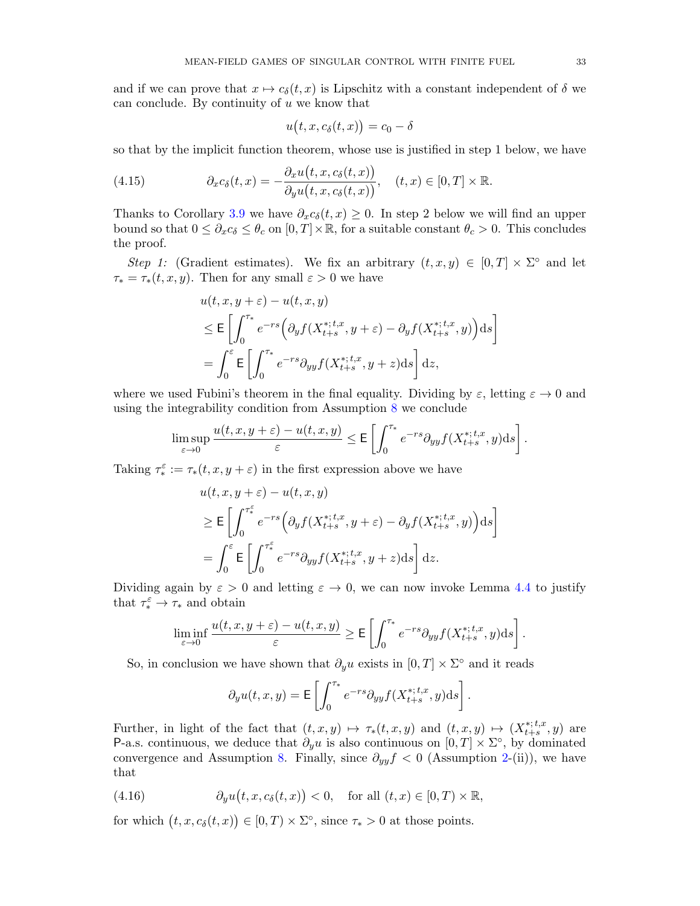and if we can prove that $x \mapsto c_\delta(t,x)$ is Lipschitz with a constant independent of $\delta$ we can conclude. By continuity of $u$ we know that

$$u\big(t,x,c_\delta(t,x)\big) = c_0 - \delta$$

so that by the implicit function theorem, whose use is justified in step 1 below, we have

$$\partial_x c_\delta(t,x) = -\frac{\partial_x u\big(t,x,c_\delta(t,x)\big)}{\partial_y u\big(t,x,c_\delta(t,x)\big)}, \quad (t,x) \in [0,T] \times \mathbb{R}. \tag{4.15}$$

Thanks to Corollary 3.9 we have $\partial_x c_\delta(t,x) \geq 0$. In step 2 below we will find an upper bound so that $0 \leq \partial_x c_\delta \leq \theta_c$ on $[0,T] \times \mathbb{R}$, for a suitable constant $\theta_c > 0$. This concludes the proof.

*Step 1:* (Gradient estimates). We fix an arbitrary $(t,x,y) \in [0,T] \times \Sigma^\circ$ and let $\tau_* = \tau_*(t,x,y)$. Then for any small $\varepsilon > 0$ we have

$$\begin{aligned}
&u(t,x,y+\varepsilon) - u(t,x,y) \\
&\leq \mathsf{E}\left[\int_0^{\tau_*} e^{-rs}\Big(\partial_y f(X^{*;t,x}_{t+s}, y+\varepsilon) - \partial_y f(X^{*;t,x}_{t+s}, y)\Big)\mathrm{d}s\right] \\
&= \int_0^\varepsilon \mathsf{E}\left[\int_0^{\tau_*} e^{-rs}\partial_{yy} f(X^{*;t,x}_{t+s}, y+z)\mathrm{d}s\right]\mathrm{d}z,
\end{aligned}$$

where we used Fubini's theorem in the final equality. Dividing by $\varepsilon$, letting $\varepsilon \to 0$ and using the integrability condition from Assumption 8 we conclude

$$\limsup_{\varepsilon \to 0} \frac{u(t,x,y+\varepsilon) - u(t,x,y)}{\varepsilon} \leq \mathsf{E}\left[\int_0^{\tau_*} e^{-rs}\partial_{yy} f(X^{*;t,x}_{t+s}, y)\mathrm{d}s\right].$$

Taking $\tau_*^\varepsilon := \tau_*(t,x,y+\varepsilon)$ in the first expression above we have

$$\begin{aligned}
&u(t,x,y+\varepsilon) - u(t,x,y) \\
&\geq \mathsf{E}\left[\int_0^{\tau_*^\varepsilon} e^{-rs}\Big(\partial_y f(X^{*;t,x}_{t+s}, y+\varepsilon) - \partial_y f(X^{*;t,x}_{t+s}, y)\Big)\mathrm{d}s\right] \\
&= \int_0^\varepsilon \mathsf{E}\left[\int_0^{\tau_*^\varepsilon} e^{-rs}\partial_{yy} f(X^{*;t,x}_{t+s}, y+z)\mathrm{d}s\right]\mathrm{d}z.
\end{aligned}$$

Dividing again by $\varepsilon > 0$ and letting $\varepsilon \to 0$, we can now invoke Lemma 4.4 to justify that $\tau_*^\varepsilon \to \tau_*$ and obtain

$$\liminf_{\varepsilon \to 0} \frac{u(t,x,y+\varepsilon) - u(t,x,y)}{\varepsilon} \geq \mathsf{E}\left[\int_0^{\tau_*} e^{-rs}\partial_{yy} f(X^{*;t,x}_{t+s}, y)\mathrm{d}s\right].$$

So, in conclusion we have shown that $\partial_y u$ exists in $[0,T] \times \Sigma^\circ$ and it reads

$$\partial_y u(t,x,y) = \mathsf{E}\left[\int_0^{\tau_*} e^{-rs}\partial_{yy} f(X^{*;t,x}_{t+s}, y)\mathrm{d}s\right].$$

Further, in light of the fact that $(t,x,y) \mapsto \tau_*(t,x,y)$ and $(t,x,y) \mapsto (X^{*;t,x}_{t+s}, y)$ are $\mathsf{P}$-a.s. continuous, we deduce that $\partial_y u$ is also continuous on $[0,T] \times \Sigma^\circ$, by dominated convergence and Assumption 8. Finally, since $\partial_{yy} f < 0$ (Assumption 2-(ii)), we have that

$$\partial_y u\big(t,x,c_\delta(t,x)\big) < 0, \quad \text{for all } (t,x) \in [0,T) \times \mathbb{R}, \tag{4.16}$$

for which $\big(t,x,c_\delta(t,x)\big) \in [0,T) \times \Sigma^\circ$, since $\tau_* > 0$ at those points.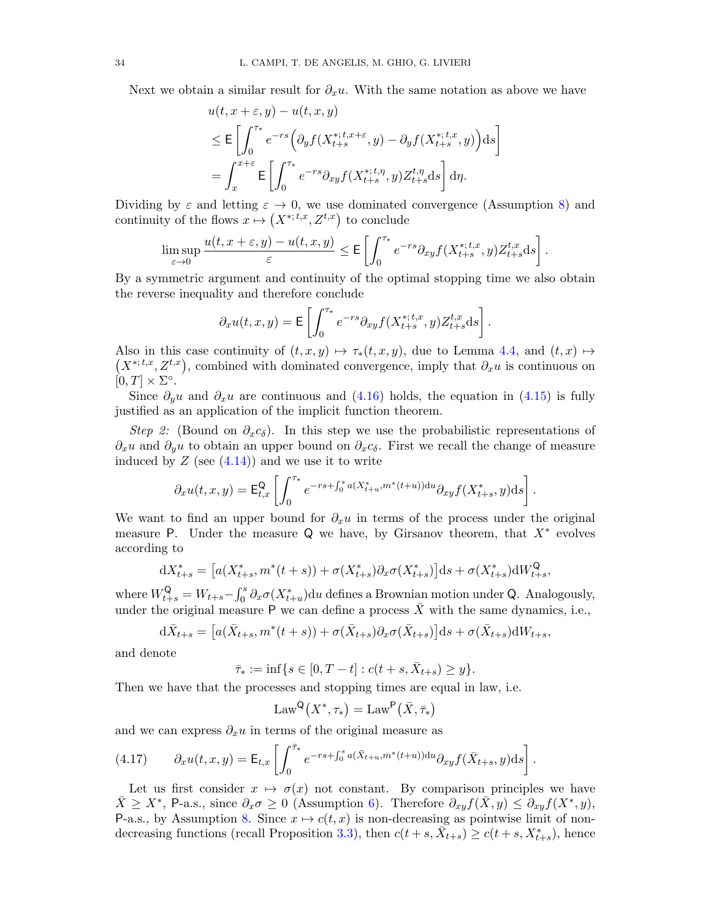Next we obtain a similar result for $\partial_x u$. With the same notation as above we have

$$
\begin{aligned}
&u(t, x+\varepsilon, y) - u(t, x, y) \\
&\leq \mathsf{E}\left[\int_0^{\tau_*} e^{-rs}\Big(\partial_y f(X^{*;t,x+\varepsilon}_{t+s}, y) - \partial_y f(X^{*;t,x}_{t+s}, y)\Big)\mathrm{d}s\right] \\
&= \int_x^{x+\varepsilon} \mathsf{E}\left[\int_0^{\tau_*} e^{-rs}\partial_{xy} f(X^{*;t,\eta}_{t+s}, y) Z^{t,\eta}_{t+s}\mathrm{d}s\right]\mathrm{d}\eta.
\end{aligned}
$$

Dividing by $\varepsilon$ and letting $\varepsilon \to 0$, we use dominated convergence (Assumption 8) and continuity of the flows $x \mapsto \big(X^{*;t,x}, Z^{t,x}\big)$ to conclude

$$
\limsup_{\varepsilon\to 0} \frac{u(t, x+\varepsilon, y) - u(t, x, y)}{\varepsilon} \leq \mathsf{E}\left[\int_0^{\tau_*} e^{-rs}\partial_{xy} f(X^{*;t,x}_{t+s}, y) Z^{t,x}_{t+s}\mathrm{d}s\right].
$$

By a symmetric argument and continuity of the optimal stopping time we also obtain the reverse inequality and therefore conclude

$$
\partial_x u(t, x, y) = \mathsf{E}\left[\int_0^{\tau_*} e^{-rs}\partial_{xy} f(X^{*;t,x}_{t+s}, y) Z^{t,x}_{t+s}\mathrm{d}s\right].
$$

Also in this case continuity of $(t, x, y) \mapsto \tau_*(t, x, y)$, due to Lemma 4.4, and $(t, x) \mapsto \big(X^{*;t,x}, Z^{t,x}\big)$, combined with dominated convergence, imply that $\partial_x u$ is continuous on $[0, T] \times \Sigma^\circ$.

Since $\partial_y u$ and $\partial_x u$ are continuous and (4.16) holds, the equation in (4.15) is fully justified as an application of the implicit function theorem.

*Step 2:* (Bound on $\partial_x c_\delta$). In this step we use the probabilistic representations of $\partial_x u$ and $\partial_y u$ to obtain an upper bound on $\partial_x c_\delta$. First we recall the change of measure induced by $Z$ (see (4.14)) and we use it to write

$$
\partial_x u(t, x, y) = \mathsf{E}^{\mathsf{Q}}_{t,x}\left[\int_0^{\tau_*} e^{-rs + \int_0^s a(X^*_{t+u}, m^*(t+u))\mathrm{d}u}\partial_{xy} f(X^*_{t+s}, y)\mathrm{d}s\right].
$$

We want to find an upper bound for $\partial_x u$ in terms of the process under the original measure $\mathsf{P}$. Under the measure $\mathsf{Q}$ we have, by Girsanov theorem, that $X^*$ evolves according to

$$
\mathrm{d}X^*_{t+s} = \big[a(X^*_{t+s}, m^*(t+s)) + \sigma(X^*_{t+s})\partial_x\sigma(X^*_{t+s})\big]\mathrm{d}s + \sigma(X^*_{t+s})\mathrm{d}W^{\mathsf{Q}}_{t+s},
$$

where $W^{\mathsf{Q}}_{t+s} = W_{t+s} - \int_0^s \partial_x\sigma(X^*_{t+u})\mathrm{d}u$ defines a Brownian motion under $\mathsf{Q}$. Analogously, under the original measure $\mathsf{P}$ we can define a process $\bar{X}$ with the same dynamics, i.e.,

$$
\mathrm{d}\bar{X}_{t+s} = \big[a(\bar{X}_{t+s}, m^*(t+s)) + \sigma(\bar{X}_{t+s})\partial_x\sigma(\bar{X}_{t+s})\big]\mathrm{d}s + \sigma(\bar{X}_{t+s})\mathrm{d}W_{t+s},
$$

and denote

$$
\bar{\tau}_* := \inf\{s \in [0, T-t] : c(t+s, \bar{X}_{t+s}) \geq y\}.
$$

Then we have that the processes and stopping times are equal in law, i.e.

$$
\mathrm{Law}^{\mathsf{Q}}\big(X^*, \tau_*\big) = \mathrm{Law}^{\mathsf{P}}\big(\bar{X}, \bar{\tau}_*\big)
$$

and we can express $\partial_x u$ in terms of the original measure as

$$
\partial_x u(t, x, y) = \mathsf{E}_{t,x}\left[\int_0^{\bar{\tau}_*} e^{-rs + \int_0^s a(\bar{X}_{t+u}, m^*(t+u))\mathrm{d}u}\partial_{xy} f(\bar{X}_{t+s}, y)\mathrm{d}s\right]. \tag{4.17}
$$

Let us first consider $x \mapsto \sigma(x)$ not constant. By comparison principles we have $\bar{X} \geq X^*$, $\mathsf{P}$-a.s., since $\partial_x\sigma \geq 0$ (Assumption 6). Therefore $\partial_{xy} f(\bar{X}, y) \leq \partial_{xy} f(X^*, y)$, $\mathsf{P}$-a.s., by Assumption 8. Since $x \mapsto c(t, x)$ is non-decreasing as pointwise limit of non-decreasing functions (recall Proposition 3.3), then $c(t+s, \bar{X}_{t+s}) \geq c(t+s, X^*_{t+s})$, hence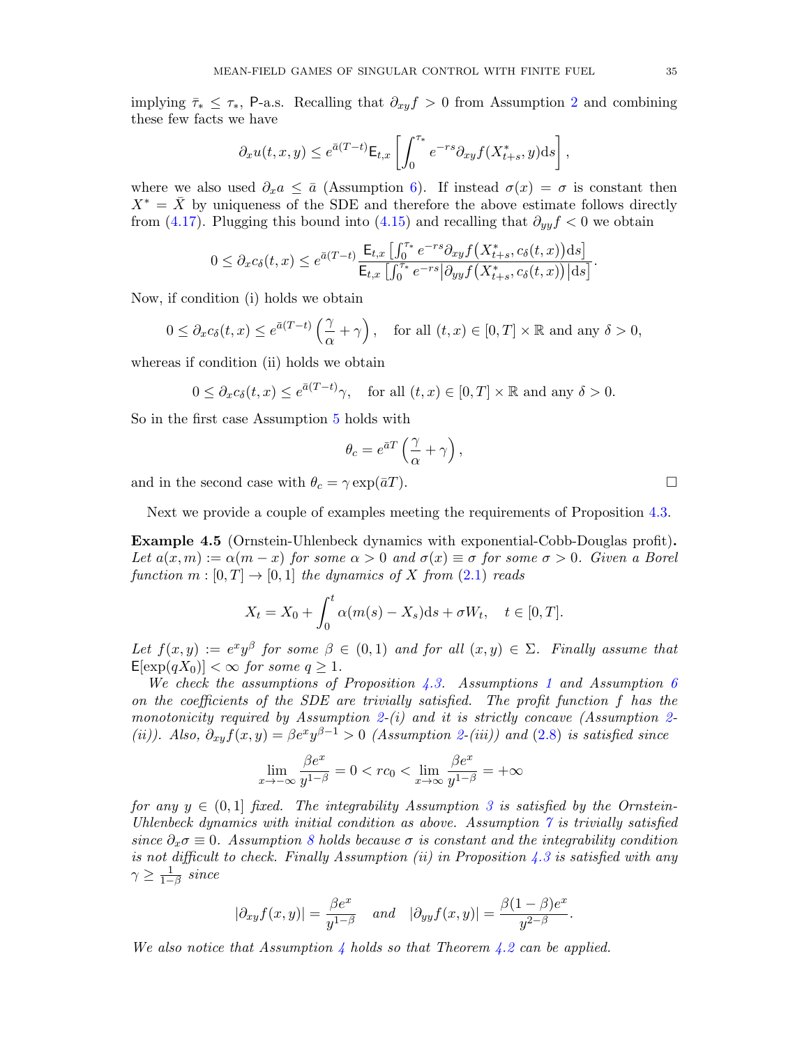implying $\bar{\tau}_* \leq \tau_*$, $\mathsf{P}$-a.s. Recalling that $\partial_{xy} f > 0$ from Assumption 2 and combining these few facts we have

$$\partial_x u(t,x,y) \leq e^{\bar{a}(T-t)} \mathsf{E}_{t,x}\left[\int_0^{\tau_*} e^{-rs} \partial_{xy} f(X^*_{t+s}, y) \mathrm{d}s\right],$$

where we also used $\partial_x a \leq \bar{a}$ (Assumption 6). If instead $\sigma(x) = \sigma$ is constant then $X^* = \bar{X}$ by uniqueness of the SDE and therefore the above estimate follows directly from (4.17). Plugging this bound into (4.15) and recalling that $\partial_{yy} f < 0$ we obtain

$$0 \leq \partial_x c_\delta(t,x) \leq e^{\bar{a}(T-t)} \frac{\mathsf{E}_{t,x}\left[\int_0^{\tau_*} e^{-rs} \partial_{xy} f\big(X^*_{t+s}, c_\delta(t,x)\big)\mathrm{d}s\right]}{\mathsf{E}_{t,x}\left[\int_0^{\tau_*} e^{-rs} \big|\partial_{yy} f\big(X^*_{t+s}, c_\delta(t,x)\big)\big|\mathrm{d}s\right]}.$$

Now, if condition (i) holds we obtain

$$0 \leq \partial_x c_\delta(t,x) \leq e^{\bar{a}(T-t)}\left(\frac{\gamma}{\alpha} + \gamma\right), \quad \text{for all } (t,x) \in [0,T] \times \mathbb{R} \text{ and any } \delta > 0,$$

whereas if condition (ii) holds we obtain

$$0 \leq \partial_x c_\delta(t,x) \leq e^{\bar{a}(T-t)}\gamma, \quad \text{for all } (t,x) \in [0,T] \times \mathbb{R} \text{ and any } \delta > 0.$$

So in the first case Assumption 5 holds with

$$\theta_c = e^{\bar{a}T}\left(\frac{\gamma}{\alpha} + \gamma\right),$$

and in the second case with $\theta_c = \gamma \exp(\bar{a}T)$. $\square$

Next we provide a couple of examples meeting the requirements of Proposition 4.3.

**Example 4.5** (Ornstein-Uhlenbeck dynamics with exponential-Cobb-Douglas profit)**.** *Let $a(x,m) := \alpha(m - x)$ for some $\alpha > 0$ and $\sigma(x) \equiv \sigma$ for some $\sigma > 0$. Given a Borel function $m : [0,T] \to [0,1]$ the dynamics of $X$ from (2.1) reads*

$$X_t = X_0 + \int_0^t \alpha(m(s) - X_s)\mathrm{d}s + \sigma W_t, \quad t \in [0,T].$$

*Let $f(x,y) := e^x y^\beta$ for some $\beta \in (0,1)$ and for all $(x,y) \in \Sigma$. Finally assume that $\mathsf{E}[\exp(qX_0)] < \infty$ for some $q \geq 1$.*

*We check the assumptions of Proposition 4.3. Assumptions 1 and Assumption 6 on the coefficients of the SDE are trivially satisfied. The profit function $f$ has the monotonicity required by Assumption 2-(i) and it is strictly concave (Assumption 2-(ii)). Also, $\partial_{xy} f(x,y) = \beta e^x y^{\beta-1} > 0$ (Assumption 2-(iii)) and (2.8) is satisfied since*

$$\lim_{x\to-\infty} \frac{\beta e^x}{y^{1-\beta}} = 0 < rc_0 < \lim_{x\to\infty} \frac{\beta e^x}{y^{1-\beta}} = +\infty$$

*for any $y \in (0,1]$ fixed. The integrability Assumption 3 is satisfied by the Ornstein-Uhlenbeck dynamics with initial condition as above. Assumption 7 is trivially satisfied since $\partial_x \sigma \equiv 0$. Assumption 8 holds because $\sigma$ is constant and the integrability condition is not difficult to check. Finally Assumption (ii) in Proposition 4.3 is satisfied with any $\gamma \geq \frac{1}{1-\beta}$ since*

$$|\partial_{xy} f(x,y)| = \frac{\beta e^x}{y^{1-\beta}} \quad \text{and} \quad |\partial_{yy} f(x,y)| = \frac{\beta(1-\beta)e^x}{y^{2-\beta}}.$$

*We also notice that Assumption 4 holds so that Theorem 4.2 can be applied.*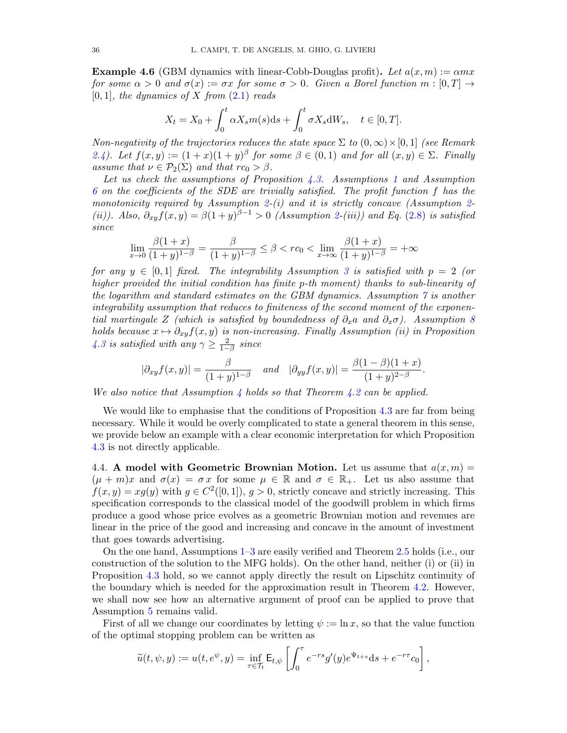**Example 4.6** (GBM dynamics with linear-Cobb-Douglas profit)**.** *Let $a(x,m) := \alpha m x$ for some $\alpha > 0$ and $\sigma(x) := \sigma x$ for some $\sigma > 0$. Given a Borel function $m : [0,T] \to [0,1]$, the dynamics of $X$ from (2.1) reads*

$$X_t = X_0 + \int_0^t \alpha X_s m(s)\mathrm{d}s + \int_0^t \sigma X_s \mathrm{d}W_s, \quad t \in [0,T].$$

*Non-negativity of the trajectories reduces the state space $\Sigma$ to $(0,\infty)\times[0,1]$ (see Remark 2.4). Let $f(x,y) := (1+x)(1+y)^\beta$ for some $\beta \in (0,1)$ and for all $(x,y) \in \Sigma$. Finally assume that $\nu \in \mathcal{P}_2(\Sigma)$ and that $rc_0 > \beta$.*

*Let us check the assumptions of Proposition 4.3. Assumptions 1 and Assumption 6 on the coefficients of the SDE are trivially satisfied. The profit function $f$ has the monotonicity required by Assumption 2-(i) and it is strictly concave (Assumption 2-(ii)). Also, $\partial_{xy} f(x,y) = \beta(1+y)^{\beta-1} > 0$ (Assumption 2-(iii)) and Eq. (2.8) is satisfied since*

$$\lim_{x\to 0} \frac{\beta(1+x)}{(1+y)^{1-\beta}} = \frac{\beta}{(1+y)^{1-\beta}} \le \beta < rc_0 < \lim_{x\to\infty} \frac{\beta(1+x)}{(1+y)^{1-\beta}} = +\infty$$

*for any $y \in [0,1]$ fixed. The integrability Assumption 3 is satisfied with $p = 2$ (or higher provided the initial condition has finite p-th moment) thanks to sub-linearity of the logarithm and standard estimates on the GBM dynamics. Assumption 7 is another integrability assumption that reduces to finiteness of the second moment of the exponential martingale $Z$ (which is satisfied by boundedness of $\partial_x a$ and $\partial_x \sigma$). Assumption 8 holds because $x \mapsto \partial_{xy} f(x,y)$ is non-increasing. Finally Assumption (ii) in Proposition 4.3 is satisfied with any $\gamma \ge \frac{2}{1-\beta}$ since*

$$|\partial_{xy} f(x,y)| = \frac{\beta}{(1+y)^{1-\beta}} \quad \text{and} \quad |\partial_{yy} f(x,y)| = \frac{\beta(1-\beta)(1+x)}{(1+y)^{2-\beta}}.$$

*We also notice that Assumption 4 holds so that Theorem 4.2 can be applied.*

We would like to emphasise that the conditions of Proposition 4.3 are far from being necessary. While it would be overly complicated to state a general theorem in this sense, we provide below an example with a clear economic interpretation for which Proposition 4.3 is not directly applicable.

### 4.4. A model with Geometric Brownian Motion.

Let us assume that $a(x,m) = (\mu + m)x$ and $\sigma(x) = \sigma x$ for some $\mu \in \mathbb{R}$ and $\sigma \in \mathbb{R}_+$. Let us also assume that $f(x,y) = xg(y)$ with $g \in C^2([0,1])$, $g > 0$, strictly concave and strictly increasing. This specification corresponds to the classical model of the goodwill problem in which firms produce a good whose price evolves as a geometric Brownian motion and revenues are linear in the price of the good and increasing and concave in the amount of investment that goes towards advertising.

On the one hand, Assumptions 1–3 are easily verified and Theorem 2.5 holds (i.e., our construction of the solution to the MFG holds). On the other hand, neither (i) or (ii) in Proposition 4.3 hold, so we cannot apply directly the result on Lipschitz continuity of the boundary which is needed for the approximation result in Theorem 4.2. However, we shall now see how an alternative argument of proof can be applied to prove that Assumption 5 remains valid.

First of all we change our coordinates by letting $\psi := \ln x$, so that the value function of the optimal stopping problem can be written as

$$\widetilde{u}(t,\psi,y) := u(t,e^\psi,y) = \inf_{\tau\in\mathcal{T}_t} \mathsf{E}_{t,\psi}\left[\int_0^\tau e^{-rs} g'(y) e^{\Psi_{t+s}} \mathrm{d}s + e^{-r\tau} c_0\right],$$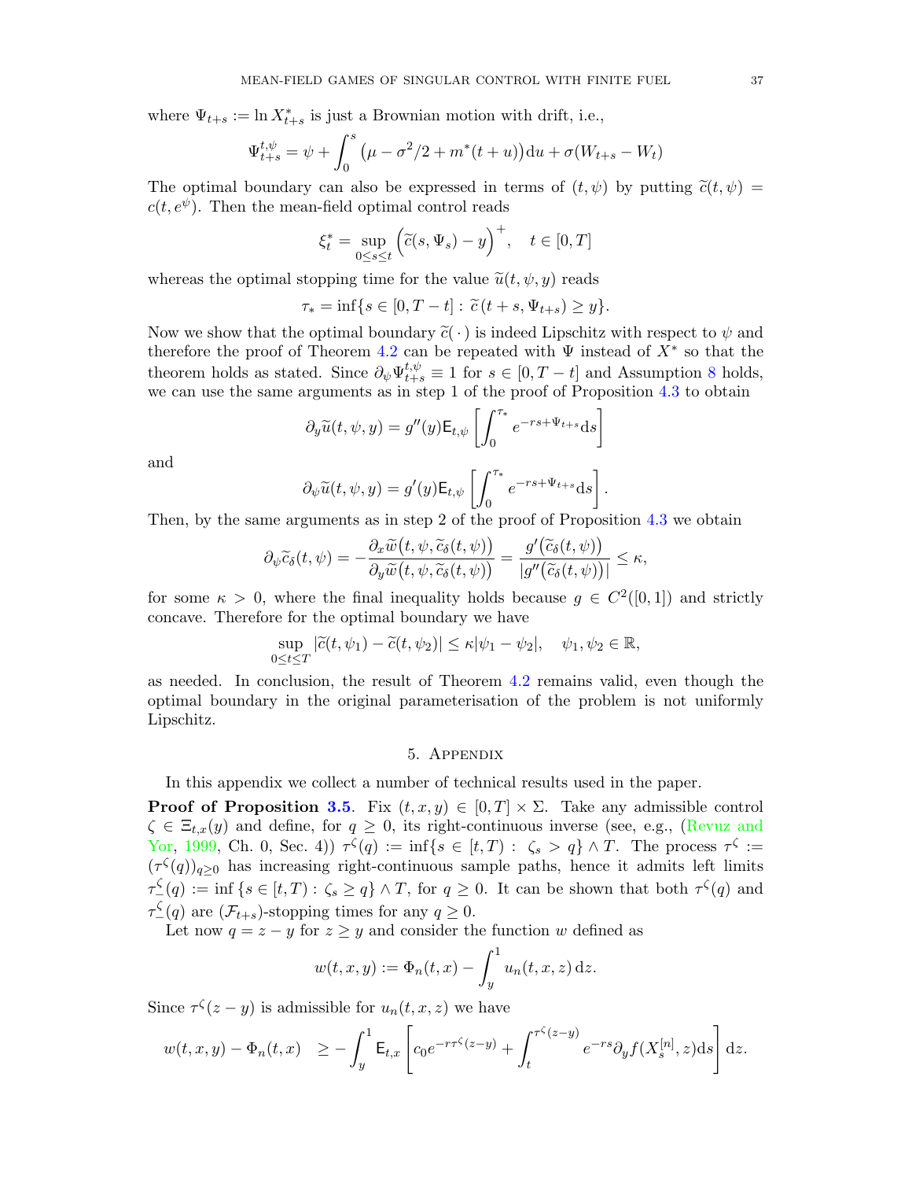where $\Psi_{t+s} := \ln X^*_{t+s}$ is just a Brownian motion with drift, i.e.,

$$\Psi^{t,\psi}_{t+s} = \psi + \int_0^s \big(\mu - \sigma^2/2 + m^*(t+u)\big)\mathrm{d}u + \sigma(W_{t+s} - W_t)$$

The optimal boundary can also be expressed in terms of $(t,\psi)$ by putting $\widetilde{c}(t,\psi) = c(t,e^{\psi})$. Then the mean-field optimal control reads

$$\xi^*_t = \sup_{0\le s\le t} \Big(\widetilde{c}(s,\Psi_s) - y\Big)^+, \quad t\in[0,T]$$

whereas the optimal stopping time for the value $\widetilde{u}(t,\psi,y)$ reads

$$\tau_* = \inf\{s\in[0,T-t] : \widetilde{c}\,(t+s,\Psi_{t+s}) \ge y\}.$$

Now we show that the optimal boundary $\widetilde{c}(\,\cdot\,)$ is indeed Lipschitz with respect to $\psi$ and therefore the proof of Theorem 4.2 can be repeated with $\Psi$ instead of $X^*$ so that the theorem holds as stated. Since $\partial_\psi \Psi^{t,\psi}_{t+s} \equiv 1$ for $s\in[0,T-t]$ and Assumption 8 holds, we can use the same arguments as in step 1 of the proof of Proposition 4.3 to obtain

$$\partial_y \widetilde{u}(t,\psi,y) = g''(y)\mathsf{E}_{t,\psi}\left[\int_0^{\tau_*} e^{-rs+\Psi_{t+s}}\mathrm{d}s\right]$$

and

$$\partial_\psi \widetilde{u}(t,\psi,y) = g'(y)\mathsf{E}_{t,\psi}\left[\int_0^{\tau_*} e^{-rs+\Psi_{t+s}}\mathrm{d}s\right].$$

Then, by the same arguments as in step 2 of the proof of Proposition 4.3 we obtain

$$\partial_\psi \widetilde{c}_\delta(t,\psi) = -\frac{\partial_x \widetilde{w}\big(t,\psi,\widetilde{c}_\delta(t,\psi)\big)}{\partial_y \widetilde{w}\big(t,\psi,\widetilde{c}_\delta(t,\psi)\big)} = \frac{g'\big(\widetilde{c}_\delta(t,\psi)\big)}{|g''\big(\widetilde{c}_\delta(t,\psi)\big)|} \le \kappa,$$

for some $\kappa > 0$, where the final inequality holds because $g\in C^2([0,1])$ and strictly concave. Therefore for the optimal boundary we have

$$\sup_{0\le t\le T} |\widetilde{c}(t,\psi_1) - \widetilde{c}(t,\psi_2)| \le \kappa|\psi_1-\psi_2|, \quad \psi_1,\psi_2\in\mathbb{R},$$

as needed. In conclusion, the result of Theorem 4.2 remains valid, even though the optimal boundary in the original parameterisation of the problem is not uniformly Lipschitz.

## 5. Appendix

In this appendix we collect a number of technical results used in the paper.

**Proof of Proposition 3.5**. Fix $(t,x,y)\in[0,T]\times\Sigma$. Take any admissible control $\zeta\in\Xi_{t,x}(y)$ and define, for $q\ge 0$, its right-continuous inverse (see, e.g., (Revuz and Yor, 1999, Ch. 0, Sec. 4)) $\tau^\zeta(q) := \inf\{s\in[t,T) : \zeta_s > q\}\wedge T$. The process $\tau^\zeta := (\tau^\zeta(q))_{q\ge 0}$ has increasing right-continuous sample paths, hence it admits left limits $\tau^\zeta_-(q) := \inf\{s\in[t,T) : \zeta_s \ge q\}\wedge T$, for $q\ge 0$. It can be shown that both $\tau^\zeta(q)$ and $\tau^\zeta_-(q)$ are $(\mathcal{F}_{t+s})$-stopping times for any $q\ge 0$.

Let now $q = z-y$ for $z\ge y$ and consider the function $w$ defined as

$$w(t,x,y) := \Phi_n(t,x) - \int_y^1 u_n(t,x,z)\,\mathrm{d}z.$$

Since $\tau^\zeta(z-y)$ is admissible for $u_n(t,x,z)$ we have

$$w(t,x,y) - \Phi_n(t,x) \quad \ge -\int_y^1 \mathsf{E}_{t,x}\left[c_0 e^{-r\tau^\zeta(z-y)} + \int_t^{\tau^\zeta(z-y)} e^{-rs}\partial_y f(X^{[n]}_s, z)\mathrm{d}s\right]\mathrm{d}z.$$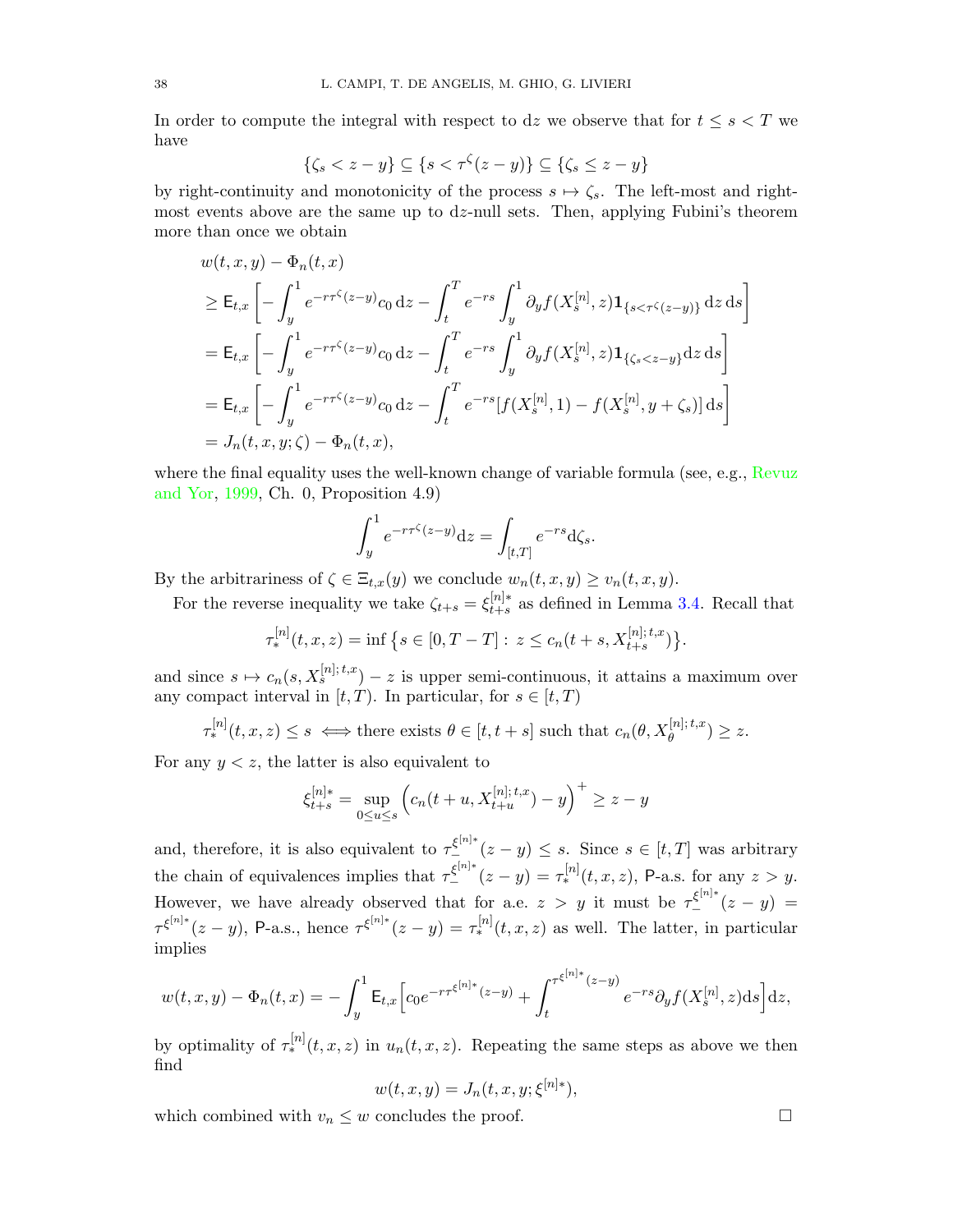In order to compute the integral with respect to $\mathrm{d}z$ we observe that for $t \le s < T$ we have

$$\{\zeta_s < z - y\} \subseteq \{s < \tau^\zeta(z-y)\} \subseteq \{\zeta_s \le z - y\}$$

by right-continuity and monotonicity of the process $s \mapsto \zeta_s$. The left-most and right-most events above are the same up to $\mathrm{d}z$-null sets. Then, applying Fubini's theorem more than once we obtain

$$\begin{aligned}
&w(t,x,y) - \Phi_n(t,x) \\
&\ge \mathsf{E}_{t,x}\Big[-\int_y^1 e^{-r\tau^\zeta(z-y)} c_0 \,\mathrm{d}z - \int_t^T e^{-rs}\int_y^1 \partial_y f(X^{[n]}_s, z)\mathbf{1}_{\{s<\tau^\zeta(z-y)\}}\,\mathrm{d}z\,\mathrm{d}s\Big] \\
&= \mathsf{E}_{t,x}\Big[-\int_y^1 e^{-r\tau^\zeta(z-y)} c_0 \,\mathrm{d}z - \int_t^T e^{-rs}\int_y^1 \partial_y f(X^{[n]}_s, z)\mathbf{1}_{\{\zeta_s<z-y\}}\mathrm{d}z\,\mathrm{d}s\Big] \\
&= \mathsf{E}_{t,x}\Big[-\int_y^1 e^{-r\tau^\zeta(z-y)} c_0 \,\mathrm{d}z - \int_t^T e^{-rs}[f(X^{[n]}_s, 1) - f(X^{[n]}_s, y+\zeta_s)]\,\mathrm{d}s\Big] \\
&= J_n(t,x,y;\zeta) - \Phi_n(t,x),
\end{aligned}$$

where the final equality uses the well-known change of variable formula (see, e.g., Revuz and Yor, 1999, Ch. 0, Proposition 4.9)

$$\int_y^1 e^{-r\tau^\zeta(z-y)}\mathrm{d}z = \int_{[t,T]} e^{-rs}\mathrm{d}\zeta_s.$$

By the arbitrariness of $\zeta \in \Xi_{t,x}(y)$ we conclude $w_n(t,x,y) \ge v_n(t,x,y)$.

For the reverse inequality we take $\zeta_{t+s} = \xi^{[n]*}_{t+s}$ as defined in Lemma 3.4. Recall that

$$\tau^{[n]}_*(t,x,z) = \inf\big\{s \in [0, T-T] : z \le c_n(t+s, X^{[n];t,x}_{t+s})\big\}.$$

and since $s \mapsto c_n(s, X^{[n];t,x}_s) - z$ is upper semi-continuous, it attains a maximum over any compact interval in $[t,T)$. In particular, for $s \in [t,T)$

$$\tau^{[n]}_*(t,x,z) \le s \iff \text{there exists } \theta \in [t, t+s] \text{ such that } c_n(\theta, X^{[n];t,x}_\theta) \ge z.$$

For any $y < z$, the latter is also equivalent to

$$\xi^{[n]*}_{t+s} = \sup_{0\le u\le s}\Big(c_n(t+u, X^{[n];t,x}_{t+u}) - y\Big)^+ \ge z - y$$

and, therefore, it is also equivalent to $\tau_-^{\xi^{[n]*}}(z-y) \le s$. Since $s \in [t,T]$ was arbitrary the chain of equivalences implies that $\tau_-^{\xi^{[n]*}}(z-y) = \tau^{[n]}_*(t,x,z)$, $\mathsf{P}$-a.s. for any $z > y$. However, we have already observed that for a.e. $z > y$ it must be $\tau_-^{\xi^{[n]*}}(z-y) = \tau^{\xi^{[n]*}}(z-y)$, $\mathsf{P}$-a.s., hence $\tau^{\xi^{[n]*}}(z-y) = \tau^{[n]}_*(t,x,z)$ as well. The latter, in particular implies

$$w(t,x,y) - \Phi_n(t,x) = -\int_y^1 \mathsf{E}_{t,x}\Big[c_0 e^{-r\tau^{\xi^{[n]*}}(z-y)} + \int_t^{\tau^{\xi^{[n]*}}(z-y)} e^{-rs}\partial_y f(X^{[n]}_s, z)\mathrm{d}s\Big]\mathrm{d}z,$$

by optimality of $\tau^{[n]}_*(t,x,z)$ in $u_n(t,x,z)$. Repeating the same steps as above we then find

$$w(t,x,y) = J_n(t,x,y;\xi^{[n]*}),$$

which combined with $v_n \le w$ concludes the proof. $\square$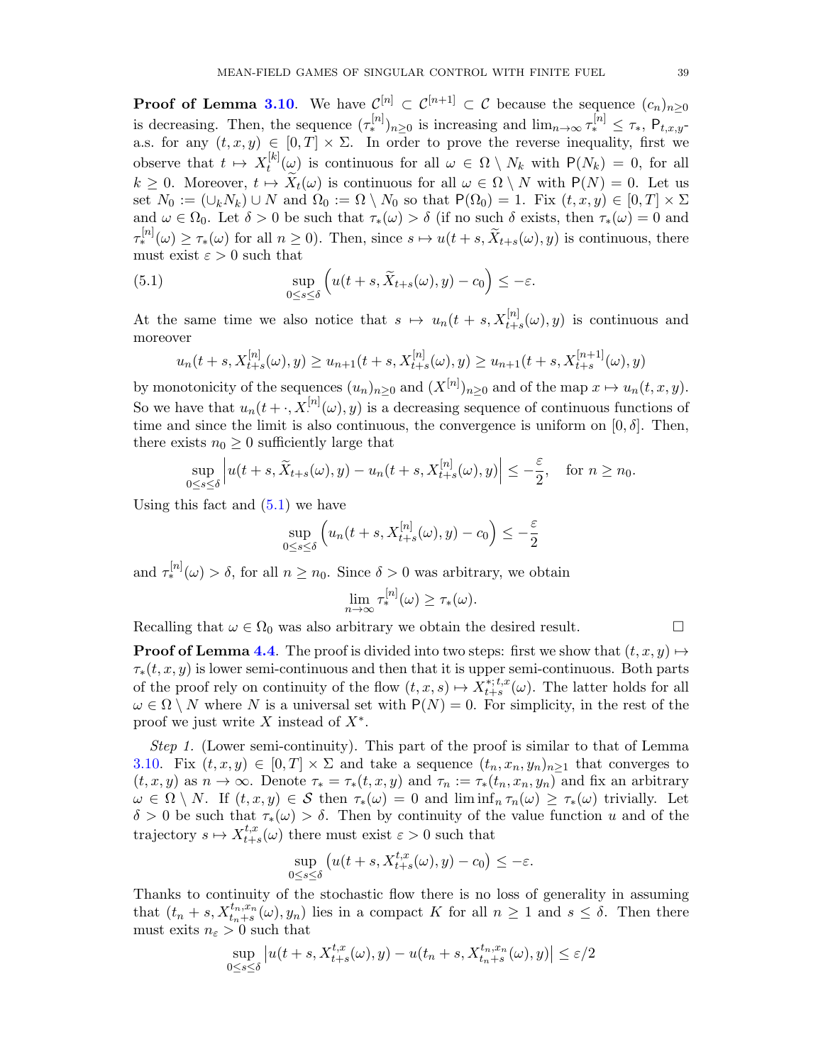**Proof of Lemma 3.10**. We have $\mathcal{C}^{[n]} \subset \mathcal{C}^{[n+1]} \subset \mathcal{C}$ because the sequence $(c_n)_{n\geq 0}$ is decreasing. Then, the sequence $(\tau_*^{[n]})_{n\geq 0}$ is increasing and $\lim_{n\to\infty} \tau_*^{[n]} \leq \tau_*$, $\mathsf{P}_{t,x,y}$-a.s. for any $(t,x,y) \in [0,T] \times \Sigma$. In order to prove the reverse inequality, first we observe that $t \mapsto X_t^{[k]}(\omega)$ is continuous for all $\omega \in \Omega \setminus N_k$ with $\mathsf{P}(N_k) = 0$, for all $k \geq 0$. Moreover, $t \mapsto \widetilde{X}_t(\omega)$ is continuous for all $\omega \in \Omega \setminus N$ with $\mathsf{P}(N) = 0$. Let us set $N_0 := (\cup_k N_k) \cup N$ and $\Omega_0 := \Omega \setminus N_0$ so that $\mathsf{P}(\Omega_0) = 1$. Fix $(t,x,y) \in [0,T] \times \Sigma$ and $\omega \in \Omega_0$. Let $\delta > 0$ be such that $\tau_*(\omega) > \delta$ (if no such $\delta$ exists, then $\tau_*(\omega) = 0$ and $\tau_*^{[n]}(\omega) \geq \tau_*(\omega)$ for all $n \geq 0$). Then, since $s \mapsto u(t+s, \widetilde{X}_{t+s}(\omega), y)$ is continuous, there must exist $\varepsilon > 0$ such that

$$\sup_{0\leq s\leq \delta} \Big( u(t+s, \widetilde{X}_{t+s}(\omega), y) - c_0 \Big) \leq -\varepsilon. \tag{5.1}$$

At the same time we also notice that $s \mapsto u_n(t+s, X_{t+s}^{[n]}(\omega), y)$ is continuous and moreover

$$u_n(t+s, X_{t+s}^{[n]}(\omega), y) \geq u_{n+1}(t+s, X_{t+s}^{[n]}(\omega), y) \geq u_{n+1}(t+s, X_{t+s}^{[n+1]}(\omega), y)$$

by monotonicity of the sequences $(u_n)_{n\geq 0}$ and $(X^{[n]})_{n\geq 0}$ and of the map $x \mapsto u_n(t,x,y)$. So we have that $u_n(t+\cdot, X_{\cdot}^{[n]}(\omega), y)$ is a decreasing sequence of continuous functions of time and since the limit is also continuous, the convergence is uniform on $[0,\delta]$. Then, there exists $n_0 \geq 0$ sufficiently large that

$$\sup_{0\leq s\leq \delta} \Big| u(t+s, \widetilde{X}_{t+s}(\omega), y) - u_n(t+s, X_{t+s}^{[n]}(\omega), y) \Big| \leq -\frac{\varepsilon}{2}, \quad \text{for } n \geq n_0.$$

Using this fact and (5.1) we have

$$\sup_{0\leq s\leq \delta} \Big( u_n(t+s, X_{t+s}^{[n]}(\omega), y) - c_0 \Big) \leq -\frac{\varepsilon}{2}$$

and $\tau_*^{[n]}(\omega) > \delta$, for all $n \geq n_0$. Since $\delta > 0$ was arbitrary, we obtain

$$\lim_{n\to\infty} \tau_*^{[n]}(\omega) \geq \tau_*(\omega).$$

Recalling that $\omega \in \Omega_0$ was also arbitrary we obtain the desired result. $\square$

**Proof of Lemma 4.4**. The proof is divided into two steps: first we show that $(t,x,y) \mapsto \tau_*(t,x,y)$ is lower semi-continuous and then that it is upper semi-continuous. Both parts of the proof rely on continuity of the flow $(t,x,s) \mapsto X_{t+s}^{*;t,x}(\omega)$. The latter holds for all $\omega \in \Omega \setminus N$ where $N$ is a universal set with $\mathsf{P}(N) = 0$. For simplicity, in the rest of the proof we just write $X$ instead of $X^*$.

*Step 1.* (Lower semi-continuity). This part of the proof is similar to that of Lemma 3.10. Fix $(t,x,y) \in [0,T] \times \Sigma$ and take a sequence $(t_n, x_n, y_n)_{n\geq 1}$ that converges to $(t,x,y)$ as $n \to \infty$. Denote $\tau_* = \tau_*(t,x,y)$ and $\tau_n := \tau_*(t_n, x_n, y_n)$ and fix an arbitrary $\omega \in \Omega \setminus N$. If $(t,x,y) \in \mathcal{S}$ then $\tau_*(\omega) = 0$ and $\liminf_n \tau_n(\omega) \geq \tau_*(\omega)$ trivially. Let $\delta > 0$ be such that $\tau_*(\omega) > \delta$. Then by continuity of the value function $u$ and of the trajectory $s \mapsto X_{t+s}^{t,x}(\omega)$ there must exist $\varepsilon > 0$ such that

$$\sup_{0\leq s\leq \delta} \big( u(t+s, X_{t+s}^{t,x}(\omega), y) - c_0 \big) \leq -\varepsilon.$$

Thanks to continuity of the stochastic flow there is no loss of generality in assuming that $(t_n + s, X_{t_n+s}^{t_n,x_n}(\omega), y_n)$ lies in a compact $K$ for all $n \geq 1$ and $s \leq \delta$. Then there must exits $n_\varepsilon > 0$ such that

$$\sup_{0\leq s\leq \delta} \big| u(t+s, X_{t+s}^{t,x}(\omega), y) - u(t_n + s, X_{t_n+s}^{t_n,x_n}(\omega), y) \big| \leq \varepsilon/2$$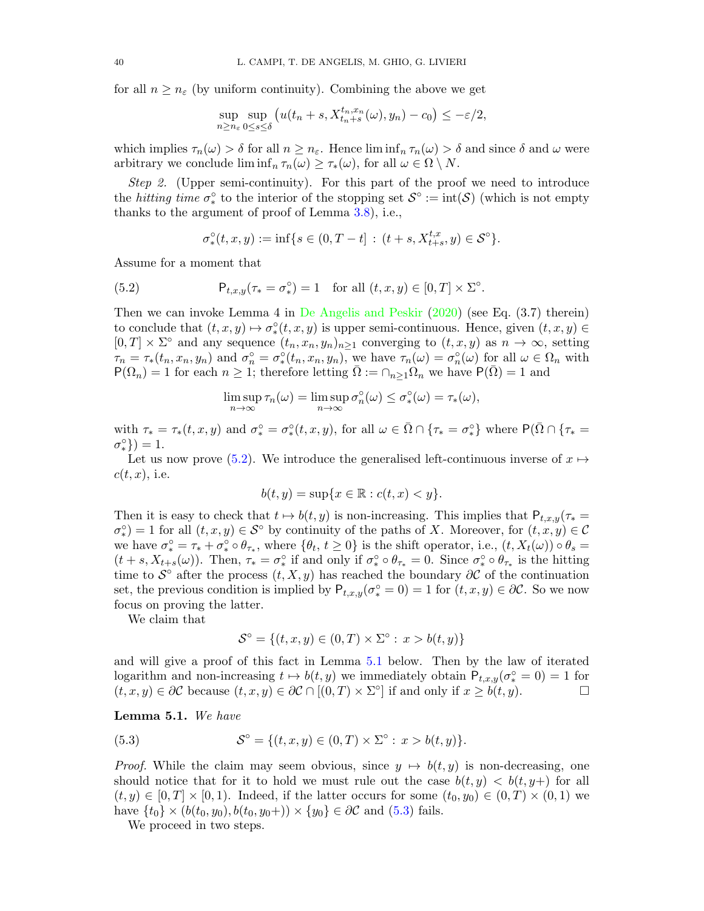for all $n \geq n_\varepsilon$ (by uniform continuity). Combining the above we get

$$\sup_{n \geq n_\varepsilon} \sup_{0 \leq s \leq \delta} \big( u(t_n + s, X^{t_n, x_n}_{t_n+s}(\omega), y_n) - c_0 \big) \leq -\varepsilon/2,$$

which implies $\tau_n(\omega) > \delta$ for all $n \geq n_\varepsilon$. Hence $\liminf_n \tau_n(\omega) > \delta$ and since $\delta$ and $\omega$ were arbitrary we conclude $\liminf_n \tau_n(\omega) \geq \tau_*(\omega)$, for all $\omega \in \Omega \setminus N$.

*Step 2.* (Upper semi-continuity). For this part of the proof we need to introduce the *hitting time* $\sigma^\circ_*$ to the interior of the stopping set $\mathcal{S}^\circ := \mathrm{int}(\mathcal{S})$ (which is not empty thanks to the argument of proof of Lemma 3.8), i.e.,

$$\sigma^\circ_*(t, x, y) := \inf\{s \in (0, T - t] \,:\, (t + s, X^{t,x}_{t+s}, y) \in \mathcal{S}^\circ\}.$$

Assume for a moment that

$$\mathsf{P}_{t,x,y}(\tau_* = \sigma^\circ_*) = 1 \quad \text{for all } (t, x, y) \in [0, T] \times \Sigma^\circ. \tag{5.2}$$

Then we can invoke Lemma 4 in De Angelis and Peskir (2020) (see Eq. (3.7) therein) to conclude that $(t, x, y) \mapsto \sigma^\circ_*(t, x, y)$ is upper semi-continuous. Hence, given $(t, x, y) \in [0, T] \times \Sigma^\circ$ and any sequence $(t_n, x_n, y_n)_{n \geq 1}$ converging to $(t, x, y)$ as $n \to \infty$, setting $\tau_n = \tau_*(t_n, x_n, y_n)$ and $\sigma^\circ_n = \sigma^\circ_*(t_n, x_n, y_n)$, we have $\tau_n(\omega) = \sigma^\circ_n(\omega)$ for all $\omega \in \Omega_n$ with $\mathsf{P}(\Omega_n) = 1$ for each $n \geq 1$; therefore letting $\bar{\Omega} := \cap_{n \geq 1} \Omega_n$ we have $\mathsf{P}(\bar{\Omega}) = 1$ and

$$\limsup_{n \to \infty} \tau_n(\omega) = \limsup_{n \to \infty} \sigma^\circ_n(\omega) \leq \sigma^\circ_*(\omega) = \tau_*(\omega),$$

with $\tau_* = \tau_*(t, x, y)$ and $\sigma^\circ_* = \sigma^\circ_*(t, x, y)$, for all $\omega \in \bar{\Omega} \cap \{\tau_* = \sigma^\circ_*\}$ where $\mathsf{P}(\bar{\Omega} \cap \{\tau_* = \sigma^\circ_*\}) = 1$.

Let us now prove (5.2). We introduce the generalised left-continuous inverse of $x \mapsto c(t, x)$, i.e.

$$b(t, y) = \sup\{x \in \mathbb{R} : c(t, x) < y\}.$$

Then it is easy to check that $t \mapsto b(t, y)$ is non-increasing. This implies that $\mathsf{P}_{t,x,y}(\tau_* = \sigma^\circ_*) = 1$ for all $(t, x, y) \in \mathcal{S}^\circ$ by continuity of the paths of $X$. Moreover, for $(t, x, y) \in \mathcal{C}$ we have $\sigma^\circ_* = \tau_* + \sigma^\circ_* \circ \theta_{\tau_*}$, where $\{\theta_t, \, t \geq 0\}$ is the shift operator, i.e., $(t, X_t(\omega)) \circ \theta_s = (t + s, X_{t+s}(\omega))$. Then, $\tau_* = \sigma^\circ_*$ if and only if $\sigma^\circ_* \circ \theta_{\tau_*} = 0$. Since $\sigma^\circ_* \circ \theta_{\tau_*}$ is the hitting time to $\mathcal{S}^\circ$ after the process $(t, X, y)$ has reached the boundary $\partial\mathcal{C}$ of the continuation set, the previous condition is implied by $\mathsf{P}_{t,x,y}(\sigma^\circ_* = 0) = 1$ for $(t, x, y) \in \partial\mathcal{C}$. So we now focus on proving the latter.

We claim that

$$\mathcal{S}^\circ = \{(t, x, y) \in (0, T) \times \Sigma^\circ : \, x > b(t, y)\}$$

and will give a proof of this fact in Lemma 5.1 below. Then by the law of iterated logarithm and non-increasing $t \mapsto b(t, y)$ we immediately obtain $\mathsf{P}_{t,x,y}(\sigma^\circ_* = 0) = 1$ for $(t, x, y) \in \partial\mathcal{C}$ because $(t, x, y) \in \partial\mathcal{C} \cap [(0, T) \times \Sigma^\circ]$ if and only if $x \geq b(t, y)$. $\square$

**Lemma 5.1.** *We have*

$$\mathcal{S}^\circ = \{(t, x, y) \in (0, T) \times \Sigma^\circ : \, x > b(t, y)\}. \tag{5.3}$$

*Proof.* While the claim may seem obvious, since $y \mapsto b(t, y)$ is non-decreasing, one should notice that for it to hold we must rule out the case $b(t, y) < b(t, y+)$ for all $(t, y) \in [0, T] \times [0, 1)$. Indeed, if the latter occurs for some $(t_0, y_0) \in (0, T) \times (0, 1)$ we have $\{t_0\} \times (b(t_0, y_0), b(t_0, y_0+)) \times \{y_0\} \in \partial\mathcal{C}$ and (5.3) fails.

We proceed in two steps.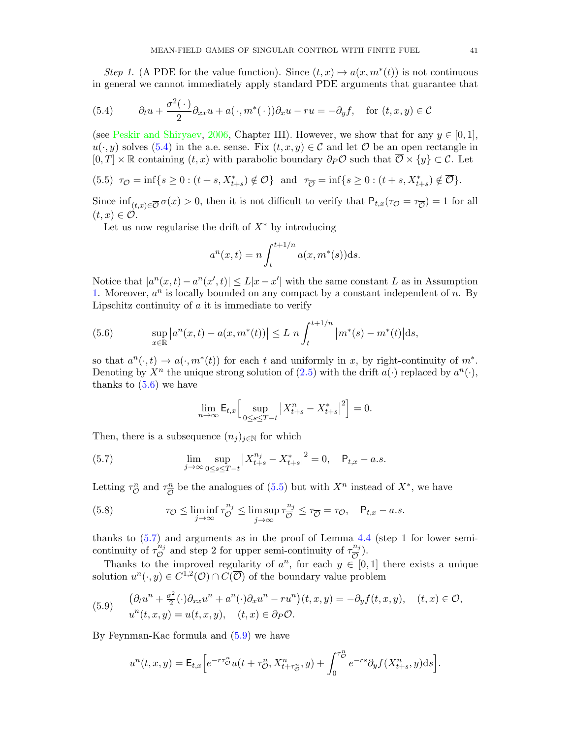*Step 1.* (A PDE for the value function). Since $(t,x) \mapsto a(x, m^*(t))$ is not continuous in general we cannot immediately apply standard PDE arguments that guarantee that

$$
\partial_t u + \frac{\sigma^2(\,\cdot\,)}{2}\partial_{xx}u + a(\,\cdot\,, m^*(\,\cdot\,))\partial_x u - ru = -\partial_y f, \quad \text{for } (t,x,y) \in \mathcal{C} \tag{5.4}
$$

(see Peskir and Shiryaev, 2006, Chapter III). However, we show that for any $y \in [0,1]$, $u(\cdot, y)$ solves (5.4) in the a.e. sense. Fix $(t,x,y) \in \mathcal{C}$ and let $\mathcal{O}$ be an open rectangle in $[0,T] \times \mathbb{R}$ containing $(t,x)$ with parabolic boundary $\partial_P \mathcal{O}$ such that $\overline{\mathcal{O}} \times \{y\} \subset \mathcal{C}$. Let

$$
\tau_{\mathcal{O}} = \inf\{s \geq 0 : (t+s, X^*_{t+s}) \notin \mathcal{O}\} \quad \text{and} \quad \tau_{\overline{\mathcal{O}}} = \inf\{s \geq 0 : (t+s, X^*_{t+s}) \notin \overline{\mathcal{O}}\}. \tag{5.5}
$$

Since $\inf_{(t,x)\in\overline{\mathcal{O}}} \sigma(x) > 0$, then it is not difficult to verify that $\mathsf{P}_{t,x}(\tau_{\mathcal{O}} = \tau_{\overline{\mathcal{O}}}) = 1$ for all $(t,x) \in \mathcal{O}$.

Let us now regularise the drift of $X^*$ by introducing

$$
a^n(x,t) = n\int_t^{t+1/n} a(x, m^*(s))\mathrm{d}s.
$$

Notice that $|a^n(x,t) - a^n(x',t)| \leq L|x - x'|$ with the same constant $L$ as in Assumption 1. Moreover, $a^n$ is locally bounded on any compact by a constant independent of $n$. By Lipschitz continuity of $a$ it is immediate to verify

$$
\sup_{x\in\mathbb{R}} \big|a^n(x,t) - a(x, m^*(t))\big| \leq L\ n\int_t^{t+1/n} \big|m^*(s) - m^*(t)\big|\mathrm{d}s, \tag{5.6}
$$

so that $a^n(\cdot, t) \to a(\cdot, m^*(t))$ for each $t$ and uniformly in $x$, by right-continuity of $m^*$. Denoting by $X^n$ the unique strong solution of (2.5) with the drift $a(\cdot)$ replaced by $a^n(\cdot)$, thanks to (5.6) we have

$$
\lim_{n\to\infty} \mathsf{E}_{t,x}\Big[\sup_{0\leq s\leq T-t} \big|X^n_{t+s} - X^*_{t+s}\big|^2\Big] = 0.
$$

Then, there is a subsequence $(n_j)_{j\in\mathbb{N}}$ for which

$$
\lim_{j\to\infty} \sup_{0\leq s\leq T-t} \big|X^{n_j}_{t+s} - X^*_{t+s}\big|^2 = 0, \quad \mathsf{P}_{t,x} - a.s. \tag{5.7}
$$

Letting $\tau^n_{\mathcal{O}}$ and $\tau^n_{\overline{\mathcal{O}}}$ be the analogues of (5.5) but with $X^n$ instead of $X^*$, we have

$$
\tau_{\mathcal{O}} \leq \liminf_{j\to\infty} \tau^{n_j}_{\mathcal{O}} \leq \limsup_{j\to\infty} \tau^{n_j}_{\overline{\mathcal{O}}} \leq \tau_{\overline{\mathcal{O}}} = \tau_{\mathcal{O}}, \quad \mathsf{P}_{t,x} - a.s. \tag{5.8}
$$

thanks to (5.7) and arguments as in the proof of Lemma 4.4 (step 1 for lower semi-continuity of $\tau^{n_j}_{\mathcal{O}}$ and step 2 for upper semi-continuity of $\tau^{n_j}_{\overline{\mathcal{O}}}$).

Thanks to the improved regularity of $a^n$, for each $y \in [0,1]$ there exists a unique solution $u^n(\cdot, y) \in C^{1,2}(\mathcal{O}) \cap C(\overline{\mathcal{O}})$ of the boundary value problem

$$
\begin{aligned}
&\big(\partial_t u^n + \tfrac{\sigma^2}{2}(\cdot)\partial_{xx}u^n + a^n(\cdot)\partial_x u^n - ru^n\big)(t,x,y) = -\partial_y f(t,x,y), \quad (t,x) \in \mathcal{O}, \\
&u^n(t,x,y) = u(t,x,y), \quad (t,x) \in \partial_P\mathcal{O}.
\end{aligned} \tag{5.9}
$$

By Feynman-Kac formula and (5.9) we have

$$
u^n(t,x,y) = \mathsf{E}_{t,x}\Big[e^{-r\tau^n_{\mathcal{O}}} u(t+\tau^n_{\mathcal{O}}, X^n_{t+\tau^n_{\mathcal{O}}}, y) + \int_0^{\tau^n_{\mathcal{O}}} e^{-rs}\partial_y f(X^n_{t+s}, y)\mathrm{d}s\Big].
$$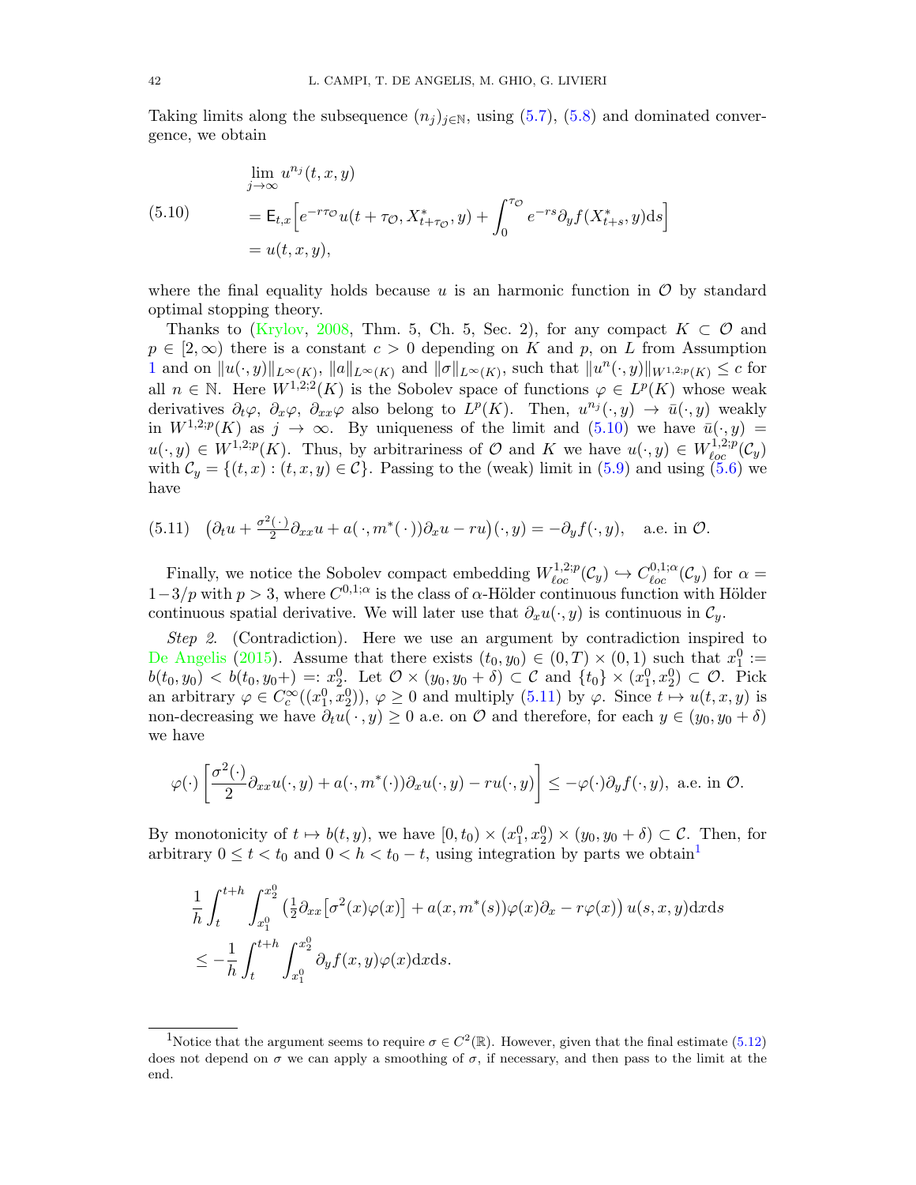Taking limits along the subsequence $(n_j)_{j\in\mathbb{N}}$, using (5.7), (5.8) and dominated convergence, we obtain

$$
\begin{aligned}
&\lim_{j\to\infty} u^{n_j}(t,x,y)\\
&= \mathsf{E}_{t,x}\Big[e^{-r\tau_{\mathcal{O}}}u(t+\tau_{\mathcal{O}}, X^*_{t+\tau_{\mathcal{O}}}, y) + \int_0^{\tau_{\mathcal{O}}} e^{-rs}\partial_y f(X^*_{t+s}, y)\mathrm{d}s\Big]\\
&= u(t,x,y),
\end{aligned}
\tag{5.10}
$$

where the final equality holds because $u$ is an harmonic function in $\mathcal{O}$ by standard optimal stopping theory.

Thanks to (Krylov, 2008, Thm. 5, Ch. 5, Sec. 2), for any compact $K \subset \mathcal{O}$ and $p \in [2,\infty)$ there is a constant $c > 0$ depending on $K$ and $p$, on $L$ from Assumption 1 and on $\|u(\cdot,y)\|_{L^\infty(K)}$, $\|a\|_{L^\infty(K)}$ and $\|\sigma\|_{L^\infty(K)}$, such that $\|u^n(\cdot,y)\|_{W^{1,2;p}(K)} \le c$ for all $n\in\mathbb{N}$. Here $W^{1,2;2}(K)$ is the Sobolev space of functions $\varphi \in L^p(K)$ whose weak derivatives $\partial_t\varphi$, $\partial_x\varphi$, $\partial_{xx}\varphi$ also belong to $L^p(K)$. Then, $u^{n_j}(\cdot,y) \to \bar{u}(\cdot,y)$ weakly in $W^{1,2;p}(K)$ as $j\to\infty$. By uniqueness of the limit and (5.10) we have $\bar{u}(\cdot,y) = u(\cdot,y) \in W^{1,2;p}(K)$. Thus, by arbitrariness of $\mathcal{O}$ and $K$ we have $u(\cdot,y)\in W^{1,2;p}_{\ell oc}(\mathcal{C}_y)$ with $\mathcal{C}_y = \{(t,x) : (t,x,y)\in\mathcal{C}\}$. Passing to the (weak) limit in (5.9) and using (5.6) we have

$$
\big(\partial_t u + \tfrac{\sigma^2(\,\cdot\,)}{2}\partial_{xx}u + a(\,\cdot\,, m^*(\,\cdot\,))\partial_x u - ru\big)(\cdot,y) = -\partial_y f(\cdot,y), \quad \text{a.e. in } \mathcal{O}. \tag{5.11}
$$

Finally, we notice the Sobolev compact embedding $W^{1,2;p}_{\ell oc}(\mathcal{C}_y) \hookrightarrow C^{0,1;\alpha}_{\ell oc}(\mathcal{C}_y)$ for $\alpha = 1-3/p$ with $p>3$, where $C^{0,1;\alpha}$ is the class of $\alpha$-Hölder continuous function with Hölder continuous spatial derivative. We will later use that $\partial_x u(\cdot,y)$ is continuous in $\mathcal{C}_y$.

*Step 2.* (Contradiction). Here we use an argument by contradiction inspired to De Angelis (2015). Assume that there exists $(t_0,y_0)\in(0,T)\times(0,1)$ such that $x^0_1 := b(t_0,y_0) < b(t_0,y_0+) =: x^0_2$. Let $\mathcal{O}\times(y_0,y_0+\delta)\subset\mathcal{C}$ and $\{t_0\}\times(x^0_1,x^0_2)\subset\mathcal{O}$. Pick an arbitrary $\varphi\in C^\infty_c((x^0_1,x^0_2))$, $\varphi\ge 0$ and multiply (5.11) by $\varphi$. Since $t\mapsto u(t,x,y)$ is non-decreasing we have $\partial_t u(\,\cdot\,,y)\ge 0$ a.e. on $\mathcal{O}$ and therefore, for each $y\in(y_0,y_0+\delta)$ we have

$$
\varphi(\cdot)\left[\frac{\sigma^2(\cdot)}{2}\partial_{xx}u(\cdot,y) + a(\cdot,m^*(\cdot))\partial_x u(\cdot,y) - ru(\cdot,y)\right] \le -\varphi(\cdot)\partial_y f(\cdot,y), \text{ a.e. in } \mathcal{O}.
$$

By monotonicity of $t\mapsto b(t,y)$, we have $[0,t_0)\times(x^0_1,x^0_2)\times(y_0,y_0+\delta)\subset\mathcal{C}$. Then, for arbitrary $0\le t<t_0$ and $0<h<t_0-t$, using integration by parts we obtain[1]

$$
\begin{aligned}
&\frac{1}{h}\int_t^{t+h}\int_{x^0_1}^{x^0_2}\big(\tfrac{1}{2}\partial_{xx}\big[\sigma^2(x)\varphi(x)\big] + a(x,m^*(s))\varphi(x)\partial_x - r\varphi(x)\big)\,u(s,x,y)\mathrm{d}x\mathrm{d}s\\
&\le -\frac{1}{h}\int_t^{t+h}\int_{x^0_1}^{x^0_2}\partial_y f(x,y)\varphi(x)\mathrm{d}x\mathrm{d}s.
\end{aligned}
$$

[1] Notice that the argument seems to require $\sigma\in C^2(\mathbb{R})$. However, given that the final estimate (5.12) does not depend on $\sigma$ we can apply a smoothing of $\sigma$, if necessary, and then pass to the limit at the end.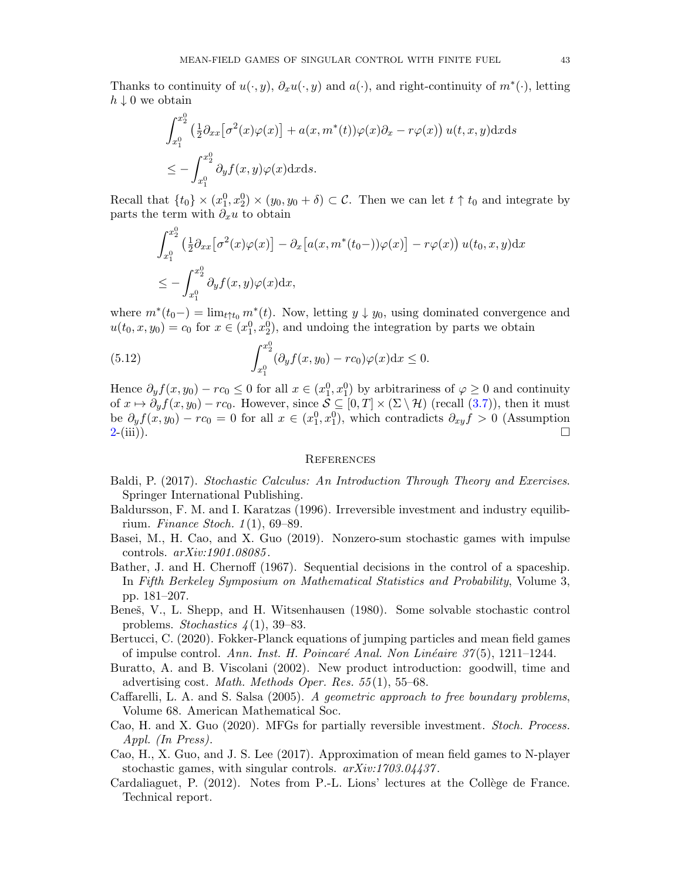Thanks to continuity of $u(\cdot, y)$, $\partial_x u(\cdot, y)$ and $a(\cdot)$, and right-continuity of $m^*(\cdot)$, letting $h \downarrow 0$ we obtain

$$
\begin{aligned}
&\int_{x_1^0}^{x_2^0} \left(\tfrac{1}{2}\partial_{xx}\big[\sigma^2(x)\varphi(x)\big] + a(x, m^*(t))\varphi(x)\partial_x - r\varphi(x)\right) u(t, x, y)\mathrm{d}x\mathrm{d}s \\
&\leq -\int_{x_1^0}^{x_2^0} \partial_y f(x, y)\varphi(x)\mathrm{d}x\mathrm{d}s.
\end{aligned}
$$

Recall that $\{t_0\} \times (x_1^0, x_2^0) \times (y_0, y_0 + \delta) \subset \mathcal{C}$. Then we can let $t \uparrow t_0$ and integrate by parts the term with $\partial_x u$ to obtain

$$
\begin{aligned}
&\int_{x_1^0}^{x_2^0} \left(\tfrac{1}{2}\partial_{xx}\big[\sigma^2(x)\varphi(x)\big] - \partial_x\big[a(x, m^*(t_0-))\varphi(x)\big] - r\varphi(x)\right) u(t_0, x, y)\mathrm{d}x \\
&\leq -\int_{x_1^0}^{x_2^0} \partial_y f(x, y)\varphi(x)\mathrm{d}x,
\end{aligned}
$$

where $m^*(t_0-) = \lim_{t\uparrow t_0} m^*(t)$. Now, letting $y \downarrow y_0$, using dominated convergence and $u(t_0, x, y_0) = c_0$ for $x \in (x_1^0, x_2^0)$, and undoing the integration by parts we obtain

$$
\int_{x_1^0}^{x_2^0} (\partial_y f(x, y_0) - rc_0)\varphi(x)\mathrm{d}x \leq 0. \tag{5.12}
$$

Hence $\partial_y f(x, y_0) - rc_0 \leq 0$ for all $x \in (x_1^0, x_1^0)$ by arbitrariness of $\varphi \geq 0$ and continuity of $x \mapsto \partial_y f(x, y_0) - rc_0$. However, since $\mathcal{S} \subseteq [0, T] \times (\Sigma \setminus \mathcal{H})$ (recall (3.7)), then it must be $\partial_y f(x, y_0) - rc_0 = 0$ for all $x \in (x_1^0, x_1^0)$, which contradicts $\partial_{xy} f > 0$ (Assumption 2-(iii)). ☐

## References

Baldi, P. (2017). *Stochastic Calculus: An Introduction Through Theory and Exercises*. Springer International Publishing.

Baldursson, F. M. and I. Karatzas (1996). Irreversible investment and industry equilibrium. *Finance Stoch. 1*(1), 69–89.

Basei, M., H. Cao, and X. Guo (2019). Nonzero-sum stochastic games with impulse controls. *arXiv:1901.08085*.

Bather, J. and H. Chernoff (1967). Sequential decisions in the control of a spaceship. In *Fifth Berkeley Symposium on Mathematical Statistics and Probability*, Volume 3, pp. 181–207.

Beneš, V., L. Shepp, and H. Witsenhausen (1980). Some solvable stochastic control problems. *Stochastics 4*(1), 39–83.

Bertucci, C. (2020). Fokker-Planck equations of jumping particles and mean field games of impulse control. *Ann. Inst. H. Poincaré Anal. Non Linéaire 37*(5), 1211–1244.

Buratto, A. and B. Viscolani (2002). New product introduction: goodwill, time and advertising cost. *Math. Methods Oper. Res. 55*(1), 55–68.

Caffarelli, L. A. and S. Salsa (2005). *A geometric approach to free boundary problems*, Volume 68. American Mathematical Soc.

Cao, H. and X. Guo (2020). MFGs for partially reversible investment. *Stoch. Process. Appl. (In Press)*.

Cao, H., X. Guo, and J. S. Lee (2017). Approximation of mean field games to N-player stochastic games, with singular controls. *arXiv:1703.04437*.

Cardaliaguet, P. (2012). Notes from P.-L. Lions' lectures at the Collège de France. Technical report.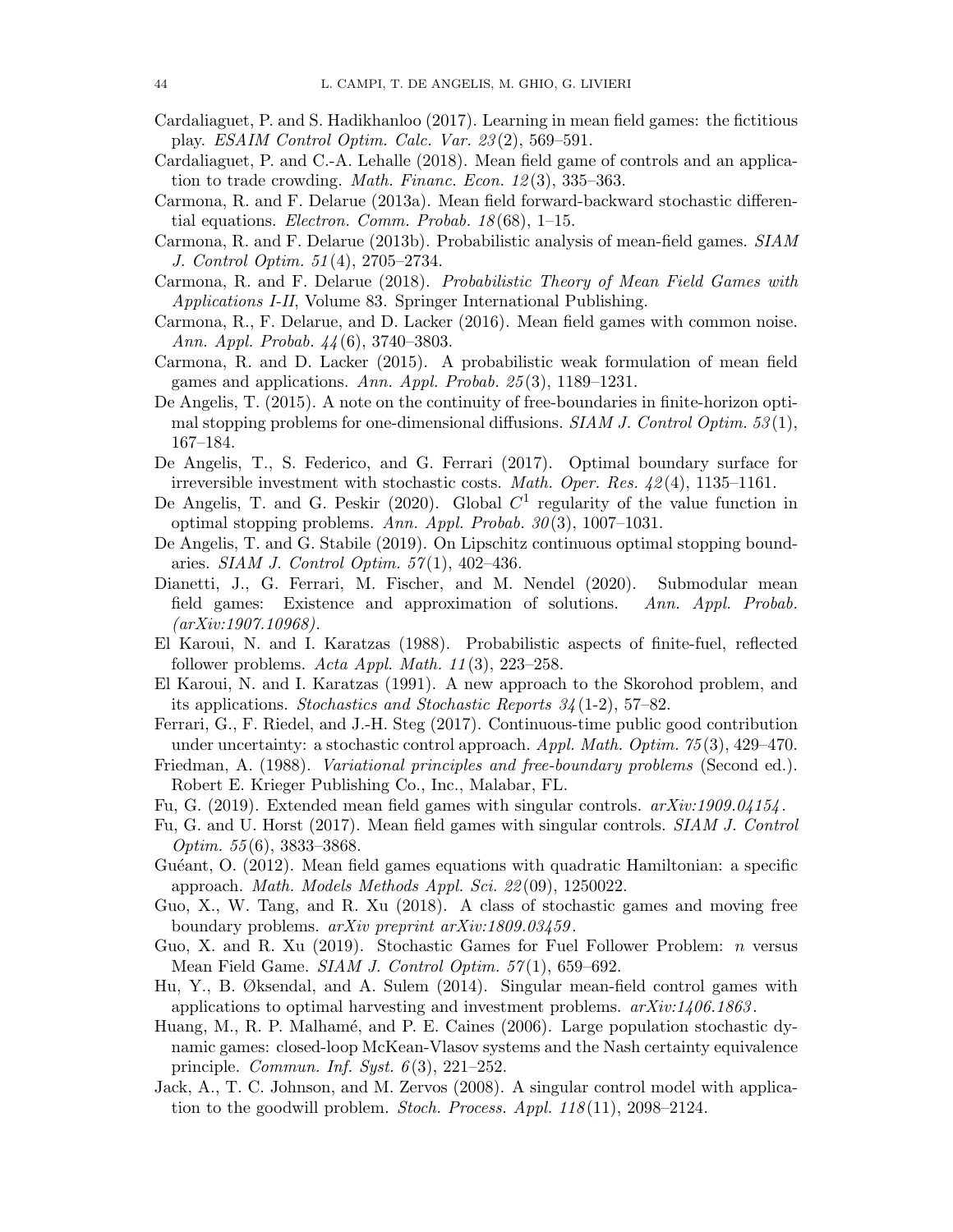Cardaliaguet, P. and S. Hadikhanloo (2017). Learning in mean field games: the fictitious play. *ESAIM Control Optim. Calc. Var. 23*(2), 569–591.

Cardaliaguet, P. and C.-A. Lehalle (2018). Mean field game of controls and an application to trade crowding. *Math. Financ. Econ. 12*(3), 335–363.

Carmona, R. and F. Delarue (2013a). Mean field forward-backward stochastic differential equations. *Electron. Comm. Probab. 18*(68), 1–15.

Carmona, R. and F. Delarue (2013b). Probabilistic analysis of mean-field games. *SIAM J. Control Optim. 51*(4), 2705–2734.

Carmona, R. and F. Delarue (2018). *Probabilistic Theory of Mean Field Games with Applications I-II*, Volume 83. Springer International Publishing.

Carmona, R., F. Delarue, and D. Lacker (2016). Mean field games with common noise. *Ann. Appl. Probab. 44*(6), 3740–3803.

Carmona, R. and D. Lacker (2015). A probabilistic weak formulation of mean field games and applications. *Ann. Appl. Probab. 25*(3), 1189–1231.

De Angelis, T. (2015). A note on the continuity of free-boundaries in finite-horizon optimal stopping problems for one-dimensional diffusions. *SIAM J. Control Optim. 53*(1), 167–184.

De Angelis, T., S. Federico, and G. Ferrari (2017). Optimal boundary surface for irreversible investment with stochastic costs. *Math. Oper. Res. 42*(4), 1135–1161.

De Angelis, T. and G. Peskir (2020). Global $C^1$ regularity of the value function in optimal stopping problems. *Ann. Appl. Probab. 30*(3), 1007–1031.

De Angelis, T. and G. Stabile (2019). On Lipschitz continuous optimal stopping boundaries. *SIAM J. Control Optim. 57*(1), 402–436.

Dianetti, J., G. Ferrari, M. Fischer, and M. Nendel (2020). Submodular mean field games: Existence and approximation of solutions. *Ann. Appl. Probab. (arXiv:1907.10968)*.

El Karoui, N. and I. Karatzas (1988). Probabilistic aspects of finite-fuel, reflected follower problems. *Acta Appl. Math. 11*(3), 223–258.

El Karoui, N. and I. Karatzas (1991). A new approach to the Skorohod problem, and its applications. *Stochastics and Stochastic Reports 34*(1-2), 57–82.

Ferrari, G., F. Riedel, and J.-H. Steg (2017). Continuous-time public good contribution under uncertainty: a stochastic control approach. *Appl. Math. Optim. 75*(3), 429–470.

Friedman, A. (1988). *Variational principles and free-boundary problems* (Second ed.). Robert E. Krieger Publishing Co., Inc., Malabar, FL.

Fu, G. (2019). Extended mean field games with singular controls. *arXiv:1909.04154*.

Fu, G. and U. Horst (2017). Mean field games with singular controls. *SIAM J. Control Optim. 55*(6), 3833–3868.

Guéant, O. (2012). Mean field games equations with quadratic Hamiltonian: a specific approach. *Math. Models Methods Appl. Sci. 22*(09), 1250022.

Guo, X., W. Tang, and R. Xu (2018). A class of stochastic games and moving free boundary problems. *arXiv preprint arXiv:1809.03459*.

Guo, X. and R. Xu (2019). Stochastic Games for Fuel Follower Problem: $n$ versus Mean Field Game. *SIAM J. Control Optim. 57*(1), 659–692.

Hu, Y., B. Øksendal, and A. Sulem (2014). Singular mean-field control games with applications to optimal harvesting and investment problems. *arXiv:1406.1863*.

Huang, M., R. P. Malhamé, and P. E. Caines (2006). Large population stochastic dynamic games: closed-loop McKean-Vlasov systems and the Nash certainty equivalence principle. *Commun. Inf. Syst. 6*(3), 221–252.

Jack, A., T. C. Johnson, and M. Zervos (2008). A singular control model with application to the goodwill problem. *Stoch. Process. Appl. 118*(11), 2098–2124.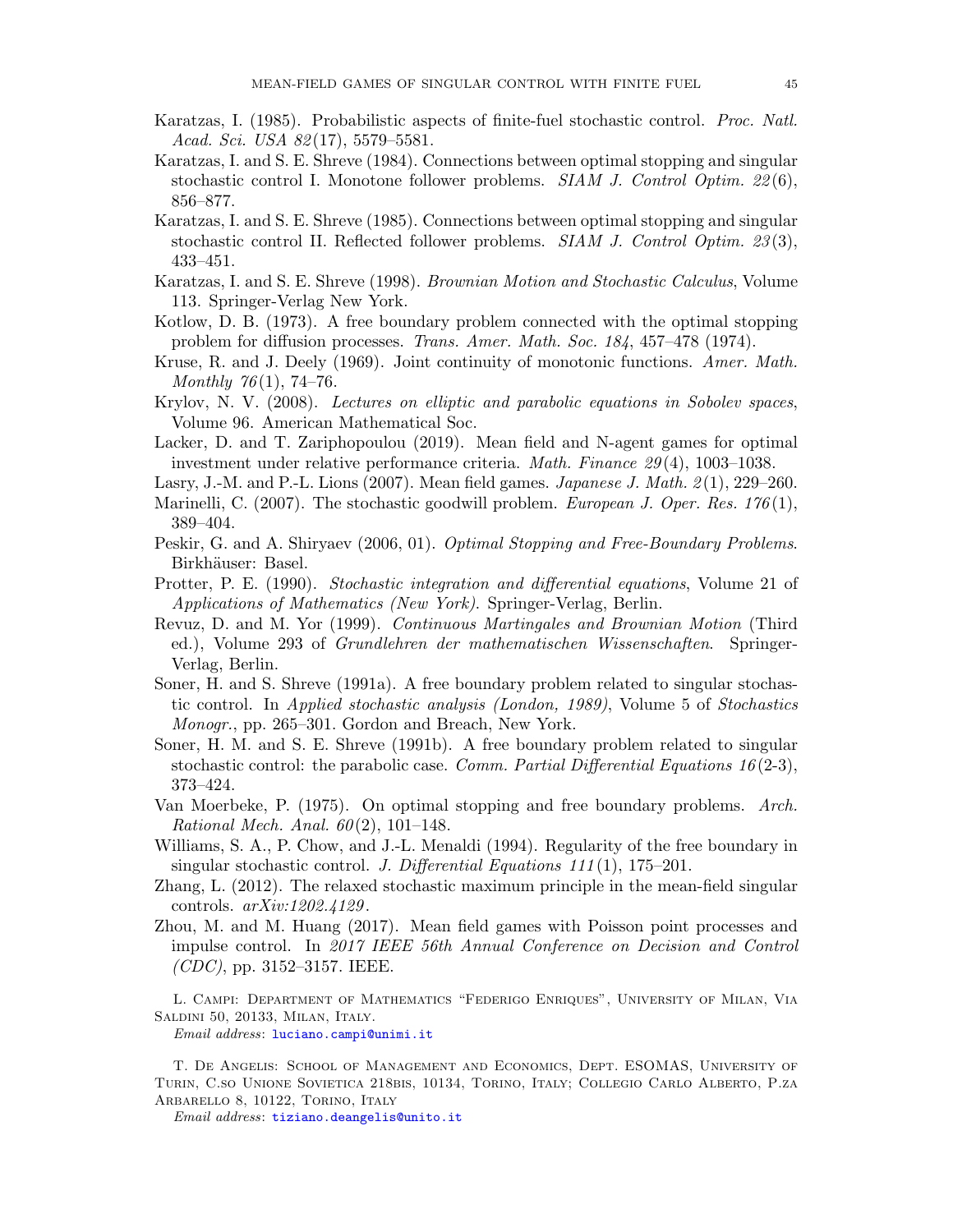Karatzas, I. (1985). Probabilistic aspects of finite-fuel stochastic control. *Proc. Natl. Acad. Sci. USA 82*(17), 5579–5581.

Karatzas, I. and S. E. Shreve (1984). Connections between optimal stopping and singular stochastic control I. Monotone follower problems. *SIAM J. Control Optim. 22*(6), 856–877.

Karatzas, I. and S. E. Shreve (1985). Connections between optimal stopping and singular stochastic control II. Reflected follower problems. *SIAM J. Control Optim. 23*(3), 433–451.

Karatzas, I. and S. E. Shreve (1998). *Brownian Motion and Stochastic Calculus*, Volume 113. Springer-Verlag New York.

Kotlow, D. B. (1973). A free boundary problem connected with the optimal stopping problem for diffusion processes. *Trans. Amer. Math. Soc. 184*, 457–478 (1974).

Kruse, R. and J. Deely (1969). Joint continuity of monotonic functions. *Amer. Math. Monthly 76*(1), 74–76.

Krylov, N. V. (2008). *Lectures on elliptic and parabolic equations in Sobolev spaces*, Volume 96. American Mathematical Soc.

Lacker, D. and T. Zariphopoulou (2019). Mean field and N-agent games for optimal investment under relative performance criteria. *Math. Finance 29*(4), 1003–1038.

Lasry, J.-M. and P.-L. Lions (2007). Mean field games. *Japanese J. Math. 2*(1), 229–260.

Marinelli, C. (2007). The stochastic goodwill problem. *European J. Oper. Res. 176*(1), 389–404.

Peskir, G. and A. Shiryaev (2006, 01). *Optimal Stopping and Free-Boundary Problems*. Birkhäuser: Basel.

Protter, P. E. (1990). *Stochastic integration and differential equations*, Volume 21 of *Applications of Mathematics (New York)*. Springer-Verlag, Berlin.

Revuz, D. and M. Yor (1999). *Continuous Martingales and Brownian Motion* (Third ed.), Volume 293 of *Grundlehren der mathematischen Wissenschaften*. Springer-Verlag, Berlin.

Soner, H. and S. Shreve (1991a). A free boundary problem related to singular stochastic control. In *Applied stochastic analysis (London, 1989)*, Volume 5 of *Stochastics Monogr.*, pp. 265–301. Gordon and Breach, New York.

Soner, H. M. and S. E. Shreve (1991b). A free boundary problem related to singular stochastic control: the parabolic case. *Comm. Partial Differential Equations 16*(2-3), 373–424.

Van Moerbeke, P. (1975). On optimal stopping and free boundary problems. *Arch. Rational Mech. Anal. 60*(2), 101–148.

Williams, S. A., P. Chow, and J.-L. Menaldi (1994). Regularity of the free boundary in singular stochastic control. *J. Differential Equations 111*(1), 175–201.

Zhang, L. (2012). The relaxed stochastic maximum principle in the mean-field singular controls. *arXiv:1202.4129*.

Zhou, M. and M. Huang (2017). Mean field games with Poisson point processes and impulse control. In *2017 IEEE 56th Annual Conference on Decision and Control (CDC)*, pp. 3152–3157. IEEE.

L. Campi: Department of Mathematics "Federigo Enriques", University of Milan, Via Saldini 50, 20133, Milan, Italy.

*Email address*: luciano.campi@unimi.it

T. De Angelis: School of Management and Economics, Dept. ESOMAS, University of Turin, C.so Unione Sovietica 218bis, 10134, Torino, Italy; Collegio Carlo Alberto, P.za Arbarello 8, 10122, Torino, Italy

*Email address*: tiziano.deangelis@unito.it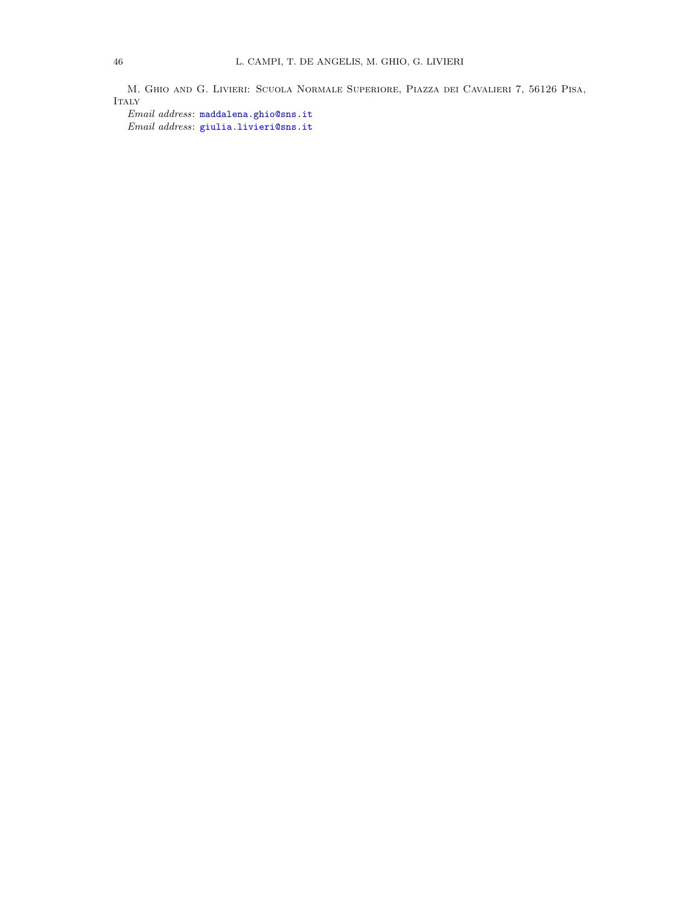M. Ghio and G. Livieri: Scuola Normale Superiore, Piazza dei Cavalieri 7, 56126 Pisa, Italy

*Email address*: maddalena.ghio@sns.it

*Email address*: giulia.livieri@sns.it